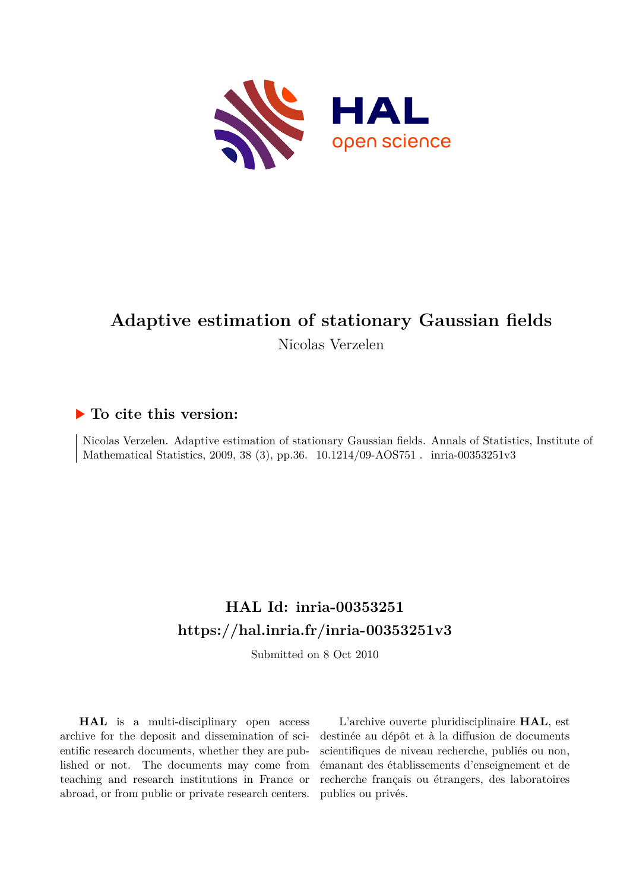# Adaptive estimation of stationary Gaussian fields

Nicolas Verzelen

## ▶ To cite this version:

Nicolas Verzelen. Adaptive estimation of stationary Gaussian fields. Annals of Statistics, Institute of Mathematical Statistics, 2009, 38 (3), pp.36. 10.1214/09-AOS751 . inria-00353251v3

## HAL Id: inria-00353251
## https://hal.inria.fr/inria-00353251v3

Submitted on 8 Oct 2010

**HAL** is a multi-disciplinary open access archive for the deposit and dissemination of scientific research documents, whether they are published or not. The documents may come from teaching and research institutions in France or abroad, or from public or private research centers.

L'archive ouverte pluridisciplinaire **HAL**, est destinée au dépôt et à la diffusion de documents scientifiques de niveau recherche, publiés ou non, émanant des établissements d'enseignement et de recherche français ou étrangers, des laboratoires publics ou privés.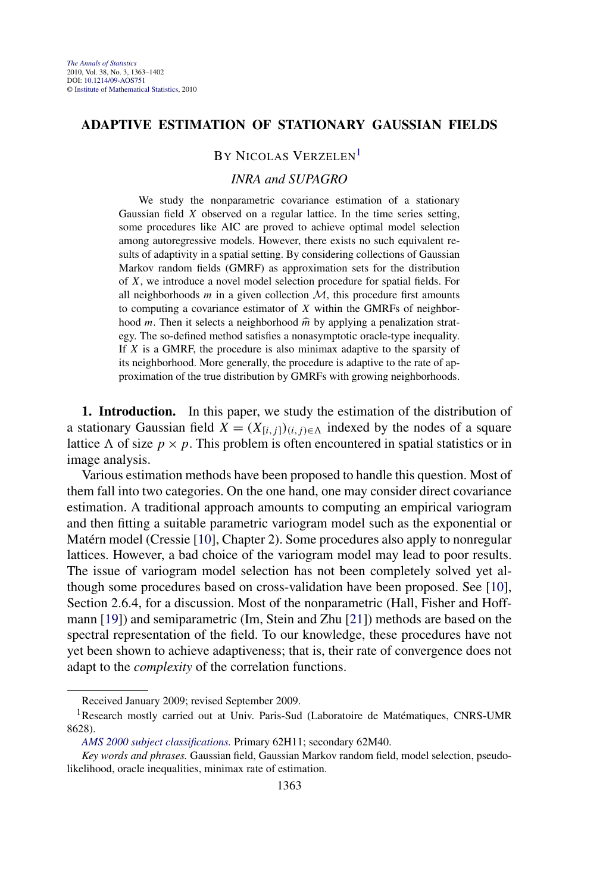# ADAPTIVE ESTIMATION OF STATIONARY GAUSSIAN FIELDS

BY NICOLAS VERZELEN[1]

*INRA and SUPAGRO*

We study the nonparametric covariance estimation of a stationary Gaussian field $X$ observed on a regular lattice. In the time series setting, some procedures like AIC are proved to achieve optimal model selection among autoregressive models. However, there exists no such equivalent results of adaptivity in a spatial setting. By considering collections of Gaussian Markov random fields (GMRF) as approximation sets for the distribution of $X$, we introduce a novel model selection procedure for spatial fields. For all neighborhoods $m$ in a given collection $\mathcal{M}$, this procedure first amounts to computing a covariance estimator of $X$ within the GMRFs of neighborhood $m$. Then it selects a neighborhood $\widehat{m}$ by applying a penalization strategy. The so-defined method satisfies a nonasymptotic oracle-type inequality. If $X$ is a GMRF, the procedure is also minimax adaptive to the sparsity of its neighborhood. More generally, the procedure is adaptive to the rate of approximation of the true distribution by GMRFs with growing neighborhoods.

**1. Introduction.** In this paper, we study the estimation of the distribution of a stationary Gaussian field $X = (X_{[i,j]})_{(i,j)\in\Lambda}$ indexed by the nodes of a square lattice $\Lambda$ of size $p \times p$. This problem is often encountered in spatial statistics or in image analysis.

Various estimation methods have been proposed to handle this question. Most of them fall into two categories. On the one hand, one may consider direct covariance estimation. A traditional approach amounts to computing an empirical variogram and then fitting a suitable parametric variogram model such as the exponential or Matérn model (Cressie [10], Chapter 2). Some procedures also apply to nonregular lattices. However, a bad choice of the variogram model may lead to poor results. The issue of variogram model selection has not been completely solved yet although some procedures based on cross-validation have been proposed. See [10], Section 2.6.4, for a discussion. Most of the nonparametric (Hall, Fisher and Hoffmann [19]) and semiparametric (Im, Stein and Zhu [21]) methods are based on the spectral representation of the field. To our knowledge, these procedures have not yet been shown to achieve adaptiveness; that is, their rate of convergence does not adapt to the *complexity* of the correlation functions.

Received January 2009; revised September 2009.

[1]Research mostly carried out at Univ. Paris-Sud (Laboratoire de Matématiques, CNRS-UMR 8628).

*AMS 2000 subject classifications.* Primary 62H11; secondary 62M40.

*Key words and phrases.* Gaussian field, Gaussian Markov random field, model selection, pseudo-likelihood, oracle inequalities, minimax rate of estimation.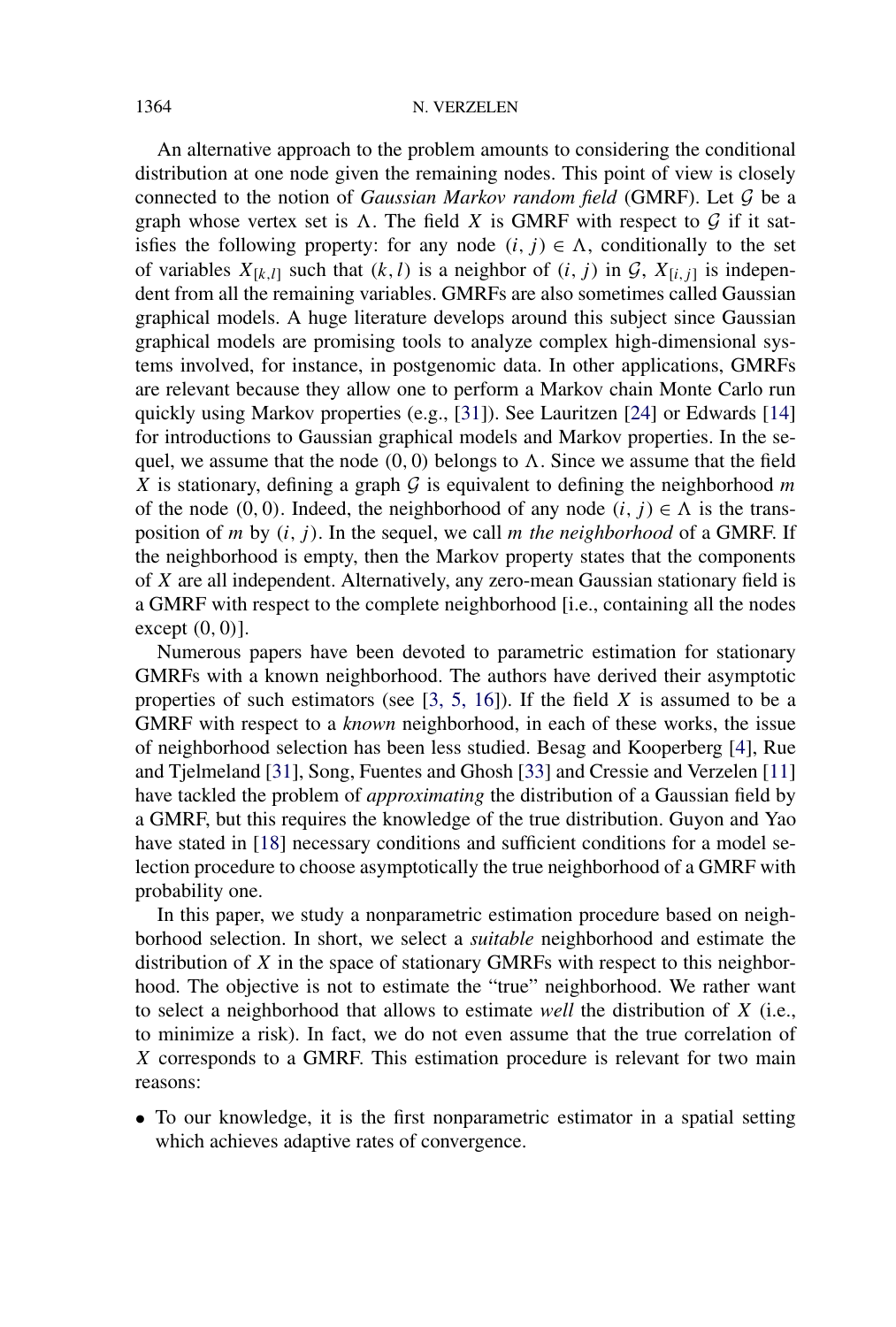An alternative approach to the problem amounts to considering the conditional distribution at one node given the remaining nodes. This point of view is closely connected to the notion of *Gaussian Markov random field* (GMRF). Let $\mathcal{G}$ be a graph whose vertex set is $\Lambda$. The field $X$ is GMRF with respect to $\mathcal{G}$ if it satisfies the following property: for any node $(i,j) \in \Lambda$, conditionally to the set of variables $X_{[k,l]}$ such that $(k,l)$ is a neighbor of $(i,j)$ in $\mathcal{G}$, $X_{[i,j]}$ is independent from all the remaining variables. GMRFs are also sometimes called Gaussian graphical models. A huge literature develops around this subject since Gaussian graphical models are promising tools to analyze complex high-dimensional systems involved, for instance, in postgenomic data. In other applications, GMRFs are relevant because they allow one to perform a Markov chain Monte Carlo run quickly using Markov properties (e.g., [31]). See Lauritzen [24] or Edwards [14] for introductions to Gaussian graphical models and Markov properties. In the sequel, we assume that the node $(0,0)$ belongs to $\Lambda$. Since we assume that the field $X$ is stationary, defining a graph $\mathcal{G}$ is equivalent to defining the neighborhood $m$ of the node $(0,0)$. Indeed, the neighborhood of any node $(i,j) \in \Lambda$ is the transposition of $m$ by $(i,j)$. In the sequel, we call *$m$ the neighborhood* of a GMRF. If the neighborhood is empty, then the Markov property states that the components of $X$ are all independent. Alternatively, any zero-mean Gaussian stationary field is a GMRF with respect to the complete neighborhood [i.e., containing all the nodes except $(0,0)$].

Numerous papers have been devoted to parametric estimation for stationary GMRFs with a known neighborhood. The authors have derived their asymptotic properties of such estimators (see [3, 5, 16]). If the field $X$ is assumed to be a GMRF with respect to a *known* neighborhood, in each of these works, the issue of neighborhood selection has been less studied. Besag and Kooperberg [4], Rue and Tjelmeland [31], Song, Fuentes and Ghosh [33] and Cressie and Verzelen [11] have tackled the problem of *approximating* the distribution of a Gaussian field by a GMRF, but this requires the knowledge of the true distribution. Guyon and Yao have stated in [18] necessary conditions and sufficient conditions for a model selection procedure to choose asymptotically the true neighborhood of a GMRF with probability one.

In this paper, we study a nonparametric estimation procedure based on neighborhood selection. In short, we select a *suitable* neighborhood and estimate the distribution of $X$ in the space of stationary GMRFs with respect to this neighborhood. The objective is not to estimate the "true" neighborhood. We rather want to select a neighborhood that allows to estimate *well* the distribution of $X$ (i.e., to minimize a risk). In fact, we do not even assume that the true correlation of $X$ corresponds to a GMRF. This estimation procedure is relevant for two main reasons:

- To our knowledge, it is the first nonparametric estimator in a spatial setting which achieves adaptive rates of convergence.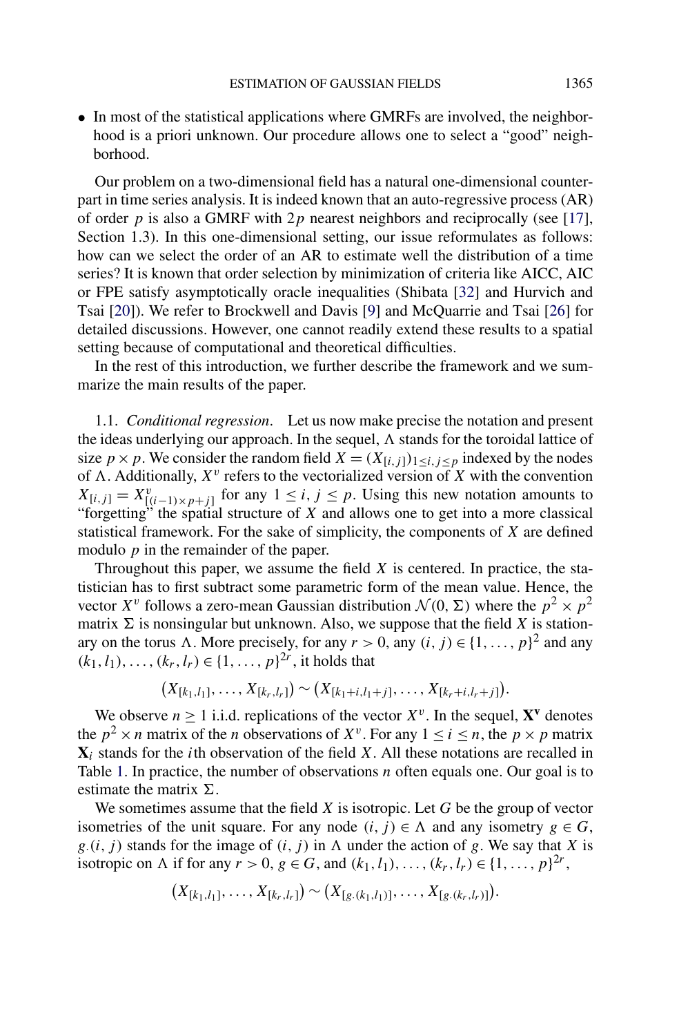- In most of the statistical applications where GMRFs are involved, the neighborhood is a priori unknown. Our procedure allows one to select a "good" neighborhood.

Our problem on a two-dimensional field has a natural one-dimensional counterpart in time series analysis. It is indeed known that an auto-regressive process (AR) of order $p$ is also a GMRF with $2p$ nearest neighbors and reciprocally (see [17], Section 1.3). In this one-dimensional setting, our issue reformulates as follows: how can we select the order of an AR to estimate well the distribution of a time series? It is known that order selection by minimization of criteria like AICC, AIC or FPE satisfy asymptotically oracle inequalities (Shibata [32] and Hurvich and Tsai [20]). We refer to Brockwell and Davis [9] and McQuarrie and Tsai [26] for detailed discussions. However, one cannot readily extend these results to a spatial setting because of computational and theoretical difficulties.

In the rest of this introduction, we further describe the framework and we summarize the main results of the paper.

1.1. *Conditional regression*. Let us now make precise the notation and present the ideas underlying our approach. In the sequel, $\Lambda$ stands for the toroidal lattice of size $p \times p$. We consider the random field $X = (X_{[i,j]})_{1 \le i,j \le p}$ indexed by the nodes of $\Lambda$. Additionally, $X^v$ refers to the vectorialized version of $X$ with the convention $X_{[i,j]} = X^v_{[(i-1)\times p+j]}$ for any $1 \le i, j \le p$. Using this new notation amounts to "forgetting" the spatial structure of $X$ and allows one to get into a more classical statistical framework. For the sake of simplicity, the components of $X$ are defined modulo $p$ in the remainder of the paper.

Throughout this paper, we assume the field $X$ is centered. In practice, the statistician has to first subtract some parametric form of the mean value. Hence, the vector $X^v$ follows a zero-mean Gaussian distribution $\mathcal{N}(0, \Sigma)$ where the $p^2 \times p^2$ matrix $\Sigma$ is nonsingular but unknown. Also, we suppose that the field $X$ is stationary on the torus $\Lambda$. More precisely, for any $r > 0$, any $(i, j) \in \{1, \dots, p\}^2$ and any $(k_1, l_1), \dots, (k_r, l_r) \in \{1, \dots, p\}^{2r}$, it holds that

$$(X_{[k_1,l_1]}, \dots, X_{[k_r,l_r]}) \sim (X_{[k_1+i,l_1+j]}, \dots, X_{[k_r+i,l_r+j]}).$$

We observe $n \ge 1$ i.i.d. replications of the vector $X^v$. In the sequel, $\mathbf{X^v}$ denotes the $p^2 \times n$ matrix of the $n$ observations of $X^v$. For any $1 \le i \le n$, the $p \times p$ matrix $\mathbf{X}_i$ stands for the $i$th observation of the field $X$. All these notations are recalled in Table 1. In practice, the number of observations $n$ often equals one. Our goal is to estimate the matrix $\Sigma$.

We sometimes assume that the field $X$ is isotropic. Let $G$ be the group of vector isometries of the unit square. For any node $(i, j) \in \Lambda$ and any isometry $g \in G$, $g.(i, j)$ stands for the image of $(i, j)$ in $\Lambda$ under the action of $g$. We say that $X$ is isotropic on $\Lambda$ if for any $r > 0$, $g \in G$, and $(k_1, l_1), \dots, (k_r, l_r) \in \{1, \dots, p\}^{2r}$,

$$(X_{[k_1,l_1]}, \dots, X_{[k_r,l_r]}) \sim (X_{[g.(k_1,l_1)]}, \dots, X_{[g.(k_r,l_r)]}).$$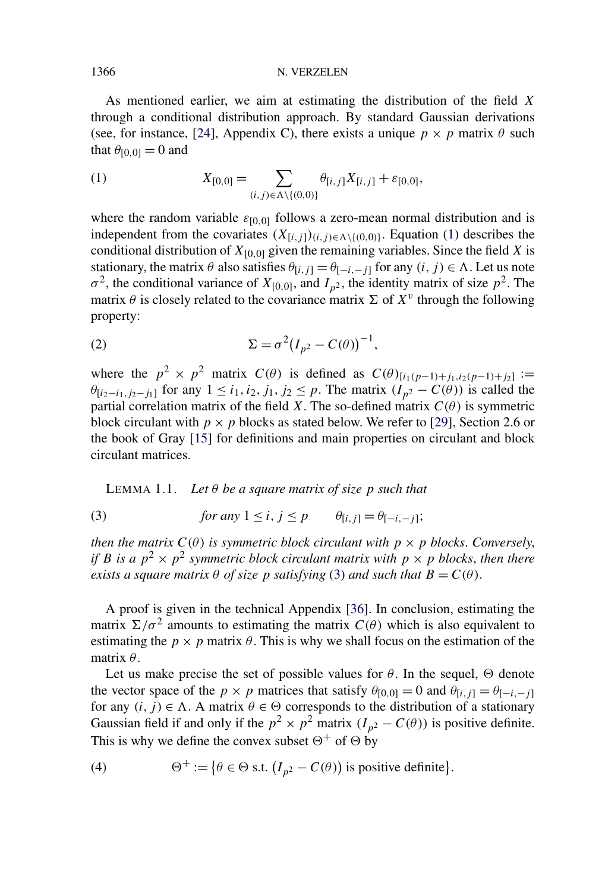As mentioned earlier, we aim at estimating the distribution of the field $X$ through a conditional distribution approach. By standard Gaussian derivations (see, for instance, [24], Appendix C), there exists a unique $p \times p$ matrix $\theta$ such that $\theta_{[0,0]} = 0$ and

$$X_{[0,0]} = \sum_{(i,j)\in\Lambda\setminus\{(0,0)\}} \theta_{[i,j]} X_{[i,j]} + \varepsilon_{[0,0]}, \tag{1}$$

where the random variable $\varepsilon_{[0,0]}$ follows a zero-mean normal distribution and is independent from the covariates $(X_{[i,j]})_{(i,j)\in\Lambda\setminus\{(0,0)\}}$. Equation (1) describes the conditional distribution of $X_{[0,0]}$ given the remaining variables. Since the field $X$ is stationary, the matrix $\theta$ also satisfies $\theta_{[i,j]} = \theta_{[-i,-j]}$ for any $(i, j) \in \Lambda$. Let us note $\sigma^2$, the conditional variance of $X_{[0,0]}$, and $I_{p^2}$, the identity matrix of size $p^2$. The matrix $\theta$ is closely related to the covariance matrix $\Sigma$ of $X^v$ through the following property:

$$\Sigma = \sigma^2 \big(I_{p^2} - C(\theta)\big)^{-1}, \tag{2}$$

where the $p^2 \times p^2$ matrix $C(\theta)$ is defined as $C(\theta)_{[i_1(p-1)+j_1, i_2(p-1)+j_2]} := \theta_{[i_2-i_1, j_2-j_1]}$ for any $1 \le i_1, i_2, j_1, j_2 \le p$. The matrix $(I_{p^2} - C(\theta))$ is called the partial correlation matrix of the field $X$. The so-defined matrix $C(\theta)$ is symmetric block circulant with $p \times p$ blocks as stated below. We refer to [29], Section 2.6 or the book of Gray [15] for definitions and main properties on circulant and block circulant matrices.

LEMMA 1.1. *Let $\theta$ be a square matrix of size $p$ such that*

$$\textit{for any } 1 \le i, j \le p \qquad \theta_{[i,j]} = \theta_{[-i,-j]}; \tag{3}$$

*then the matrix $C(\theta)$ is symmetric block circulant with $p \times p$ blocks. Conversely, if $B$ is a $p^2 \times p^2$ symmetric block circulant matrix with $p \times p$ blocks, then there exists a square matrix $\theta$ of size $p$ satisfying (3) and such that $B = C(\theta)$.*

A proof is given in the technical Appendix [36]. In conclusion, estimating the matrix $\Sigma/\sigma^2$ amounts to estimating the matrix $C(\theta)$ which is also equivalent to estimating the $p \times p$ matrix $\theta$. This is why we shall focus on the estimation of the matrix $\theta$.

Let us make precise the set of possible values for $\theta$. In the sequel, $\Theta$ denote the vector space of the $p \times p$ matrices that satisfy $\theta_{[0,0]} = 0$ and $\theta_{[i,j]} = \theta_{[-i,-j]}$ for any $(i, j) \in \Lambda$. A matrix $\theta \in \Theta$ corresponds to the distribution of a stationary Gaussian field if and only if the $p^2 \times p^2$ matrix $(I_{p^2} - C(\theta))$ is positive definite. This is why we define the convex subset $\Theta^+$ of $\Theta$ by

$$\Theta^+ := \{\theta \in \Theta \text{ s.t. } \big(I_{p^2} - C(\theta)\big) \text{ is positive definite}\}. \tag{4}$$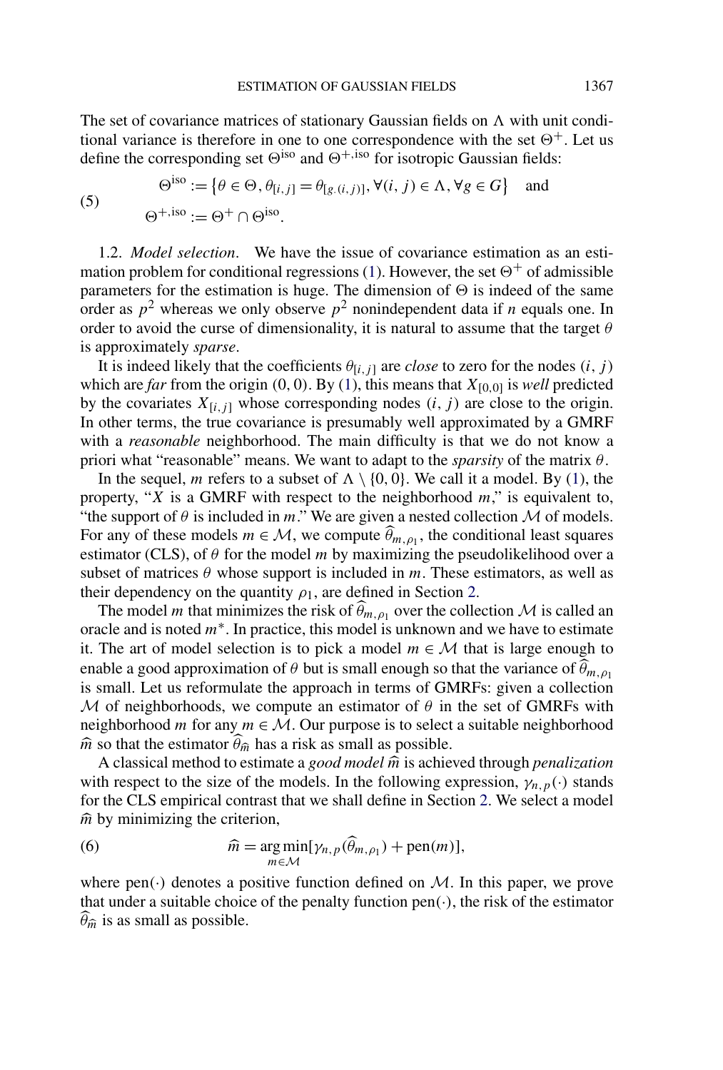The set of covariance matrices of stationary Gaussian fields on $\Lambda$ with unit conditional variance is therefore in one to one correspondence with the set $\Theta^{+}$. Let us define the corresponding set $\Theta^{\mathrm{iso}}$ and $\Theta^{+,\mathrm{iso}}$ for isotropic Gaussian fields:

$$
\begin{aligned}
&\Theta^{\mathrm{iso}} := \{\theta \in \Theta, \theta_{[i,j]} = \theta_{[g.(i,j)]}, \forall (i,j) \in \Lambda, \forall g \in G\} \quad \text{and} \\
&\Theta^{+,\mathrm{iso}} := \Theta^{+} \cap \Theta^{\mathrm{iso}}.
\end{aligned}
\tag{5}
$$

1.2. *Model selection*. We have the issue of covariance estimation as an estimation problem for conditional regressions (1). However, the set $\Theta^{+}$ of admissible parameters for the estimation is huge. The dimension of $\Theta$ is indeed of the same order as $p^2$ whereas we only observe $p^2$ nonindependent data if $n$ equals one. In order to avoid the curse of dimensionality, it is natural to assume that the target $\theta$ is approximately *sparse*.

It is indeed likely that the coefficients $\theta_{[i,j]}$ are *close* to zero for the nodes $(i,j)$ which are *far* from the origin $(0,0)$. By (1), this means that $X_{[0,0]}$ is *well* predicted by the covariates $X_{[i,j]}$ whose corresponding nodes $(i,j)$ are close to the origin. In other terms, the true covariance is presumably well approximated by a GMRF with a *reasonable* neighborhood. The main difficulty is that we do not know a priori what "reasonable" means. We want to adapt to the *sparsity* of the matrix $\theta$.

In the sequel, $m$ refers to a subset of $\Lambda \setminus \{0,0\}$. We call it a model. By (1), the property, "$X$ is a GMRF with respect to the neighborhood $m$," is equivalent to, "the support of $\theta$ is included in $m$." We are given a nested collection $\mathcal{M}$ of models. For any of these models $m \in \mathcal{M}$, we compute $\widehat{\theta}_{m,\rho_1}$, the conditional least squares estimator (CLS), of $\theta$ for the model $m$ by maximizing the pseudolikelihood over a subset of matrices $\theta$ whose support is included in $m$. These estimators, as well as their dependency on the quantity $\rho_1$, are defined in Section 2.

The model $m$ that minimizes the risk of $\widehat{\theta}_{m,\rho_1}$ over the collection $\mathcal{M}$ is called an oracle and is noted $m^*$. In practice, this model is unknown and we have to estimate it. The art of model selection is to pick a model $m \in \mathcal{M}$ that is large enough to enable a good approximation of $\theta$ but is small enough so that the variance of $\widehat{\theta}_{m,\rho_1}$ is small. Let us reformulate the approach in terms of GMRFs: given a collection $\mathcal{M}$ of neighborhoods, we compute an estimator of $\theta$ in the set of GMRFs with neighborhood $m$ for any $m \in \mathcal{M}$. Our purpose is to select a suitable neighborhood $\widehat{m}$ so that the estimator $\widehat{\theta}_{\widehat{m}}$ has a risk as small as possible.

A classical method to estimate a *good model* $\widehat{m}$ is achieved through *penalization* with respect to the size of the models. In the following expression, $\gamma_{n,p}(\cdot)$ stands for the CLS empirical contrast that we shall define in Section 2. We select a model $\widehat{m}$ by minimizing the criterion,

$$
\widehat{m} = \operatorname*{arg\,min}_{m \in \mathcal{M}} [\gamma_{n,p}(\widehat{\theta}_{m,\rho_1}) + \mathrm{pen}(m)],
\tag{6}
$$

where $\mathrm{pen}(\cdot)$ denotes a positive function defined on $\mathcal{M}$. In this paper, we prove that under a suitable choice of the penalty function $\mathrm{pen}(\cdot)$, the risk of the estimator $\widehat{\theta}_{\widehat{m}}$ is as small as possible.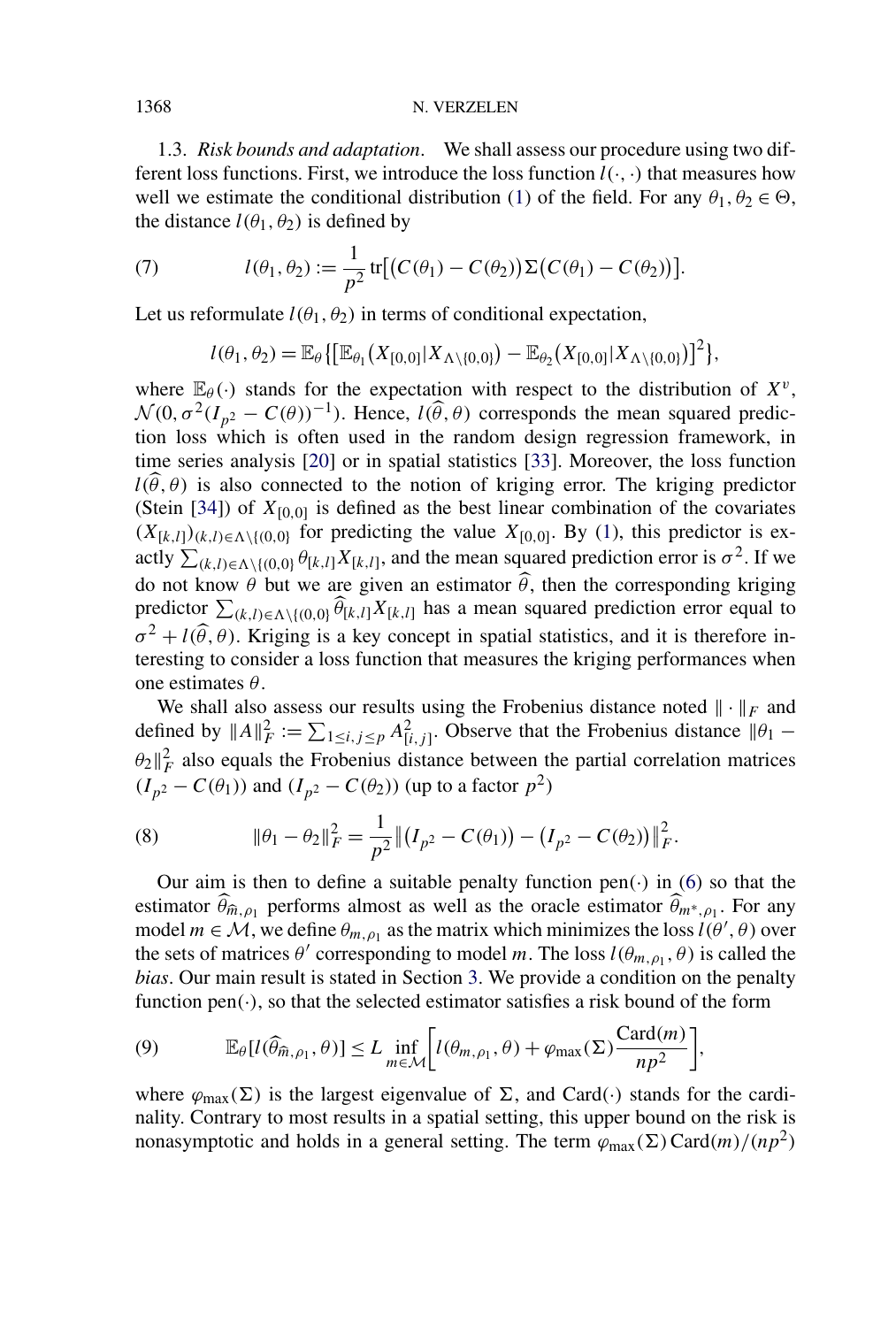1.3. *Risk bounds and adaptation*. We shall assess our procedure using two different loss functions. First, we introduce the loss function $l(\cdot,\cdot)$ that measures how well we estimate the conditional distribution (1) of the field. For any $\theta_1, \theta_2 \in \Theta$, the distance $l(\theta_1, \theta_2)$ is defined by

$$l(\theta_1, \theta_2) := \frac{1}{p^2} \operatorname{tr}\big[\big(C(\theta_1) - C(\theta_2)\big)\Sigma\big(C(\theta_1) - C(\theta_2)\big)\big]. \tag{7}$$

Let us reformulate $l(\theta_1, \theta_2)$ in terms of conditional expectation,

$$l(\theta_1, \theta_2) = \mathbb{E}_\theta\big\{\big[\mathbb{E}_{\theta_1}\big(X_{[0,0]}|X_{\Lambda\setminus\{0,0\}}\big) - \mathbb{E}_{\theta_2}\big(X_{[0,0]}|X_{\Lambda\setminus\{0,0\}}\big)\big]^2\big\},$$

where $\mathbb{E}_\theta(\cdot)$ stands for the expectation with respect to the distribution of $X^v$, $\mathcal{N}(0, \sigma^2(I_{p^2} - C(\theta))^{-1})$. Hence, $l(\widehat{\theta}, \theta)$ corresponds the mean squared prediction loss which is often used in the random design regression framework, in time series analysis [20] or in spatial statistics [33]. Moreover, the loss function $l(\widehat{\theta}, \theta)$ is also connected to the notion of kriging error. The kriging predictor (Stein [34]) of $X_{[0,0]}$ is defined as the best linear combination of the covariates $(X_{[k,l]})_{(k,l)\in\Lambda\setminus\{(0,0\}}$ for predicting the value $X_{[0,0]}$. By (1), this predictor is exactly $\sum_{(k,l)\in\Lambda\setminus\{(0,0\}} \theta_{[k,l]} X_{[k,l]}$, and the mean squared prediction error is $\sigma^2$. If we do not know $\theta$ but we are given an estimator $\widehat{\theta}$, then the corresponding kriging predictor $\sum_{(k,l)\in\Lambda\setminus\{(0,0\}} \widehat{\theta}_{[k,l]} X_{[k,l]}$ has a mean squared prediction error equal to $\sigma^2 + l(\widehat{\theta}, \theta)$. Kriging is a key concept in spatial statistics, and it is therefore interesting to consider a loss function that measures the kriging performances when one estimates $\theta$.

We shall also assess our results using the Frobenius distance noted $\|\cdot\|_F$ and defined by $\|A\|_F^2 := \sum_{1\leq i,j\leq p} A_{[i,j]}^2$. Observe that the Frobenius distance $\|\theta_1 - \theta_2\|_F^2$ also equals the Frobenius distance between the partial correlation matrices $(I_{p^2} - C(\theta_1))$ and $(I_{p^2} - C(\theta_2))$ (up to a factor $p^2$)

$$\|\theta_1 - \theta_2\|_F^2 = \frac{1}{p^2}\big\|\big(I_{p^2} - C(\theta_1)\big) - \big(I_{p^2} - C(\theta_2)\big)\big\|_F^2. \tag{8}$$

Our aim is then to define a suitable penalty function $\operatorname{pen}(\cdot)$ in (6) so that the estimator $\widehat{\theta}_{\widehat{m},\rho_1}$ performs almost as well as the oracle estimator $\widehat{\theta}_{m^*,\rho_1}$. For any model $m \in \mathcal{M}$, we define $\theta_{m,\rho_1}$ as the matrix which minimizes the loss $l(\theta', \theta)$ over the sets of matrices $\theta'$ corresponding to model $m$. The loss $l(\theta_{m,\rho_1}, \theta)$ is called the *bias*. Our main result is stated in Section 3. We provide a condition on the penalty function $\operatorname{pen}(\cdot)$, so that the selected estimator satisfies a risk bound of the form

$$\mathbb{E}_\theta[l(\widehat{\theta}_{\widehat{m},\rho_1}, \theta)] \leq L \inf_{m\in\mathcal{M}}\bigg[l(\theta_{m,\rho_1}, \theta) + \varphi_{\max}(\Sigma)\frac{\operatorname{Card}(m)}{np^2}\bigg], \tag{9}$$

where $\varphi_{\max}(\Sigma)$ is the largest eigenvalue of $\Sigma$, and $\operatorname{Card}(\cdot)$ stands for the cardinality. Contrary to most results in a spatial setting, this upper bound on the risk is nonasymptotic and holds in a general setting. The term $\varphi_{\max}(\Sigma)\operatorname{Card}(m)/(np^2)$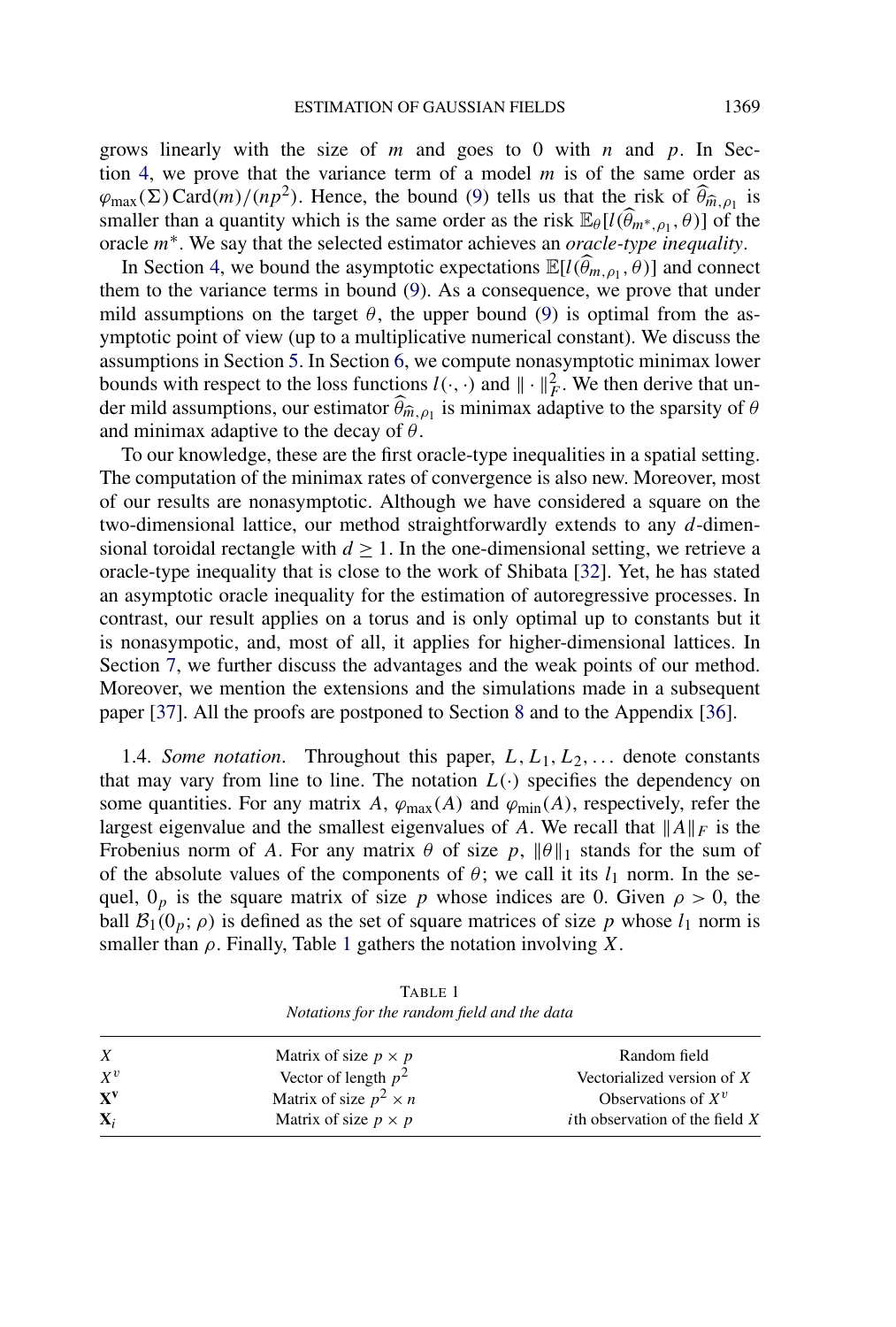grows linearly with the size of $m$ and goes to 0 with $n$ and $p$. In Section 4, we prove that the variance term of a model $m$ is of the same order as $\varphi_{\max}(\Sigma)\,\mathrm{Card}(m)/(np^2)$. Hence, the bound (9) tells us that the risk of $\widehat{\theta}_{\widehat{m},\rho_1}$ is smaller than a quantity which is the same order as the risk $\mathbb{E}_\theta[l(\widehat{\theta}_{m^*,\rho_1},\theta)]$ of the oracle $m^*$. We say that the selected estimator achieves an *oracle-type inequality*.

In Section 4, we bound the asymptotic expectations $\mathbb{E}[l(\widehat{\theta}_{m,\rho_1},\theta)]$ and connect them to the variance terms in bound (9). As a consequence, we prove that under mild assumptions on the target $\theta$, the upper bound (9) is optimal from the asymptotic point of view (up to a multiplicative numerical constant). We discuss the assumptions in Section 5. In Section 6, we compute nonasymptotic minimax lower bounds with respect to the loss functions $l(\cdot,\cdot)$ and $\|\cdot\|_F^2$. We then derive that under mild assumptions, our estimator $\widehat{\theta}_{\widehat{m},\rho_1}$ is minimax adaptive to the sparsity of $\theta$ and minimax adaptive to the decay of $\theta$.

To our knowledge, these are the first oracle-type inequalities in a spatial setting. The computation of the minimax rates of convergence is also new. Moreover, most of our results are nonasymptotic. Although we have considered a square on the two-dimensional lattice, our method straightforwardly extends to any $d$-dimensional toroidal rectangle with $d \geq 1$. In the one-dimensional setting, we retrieve a oracle-type inequality that is close to the work of Shibata [32]. Yet, he has stated an asymptotic oracle inequality for the estimation of autoregressive processes. In contrast, our result applies on a torus and is only optimal up to constants but it is nonasympotic, and, most of all, it applies for higher-dimensional lattices. In Section 7, we further discuss the advantages and the weak points of our method. Moreover, we mention the extensions and the simulations made in a subsequent paper [37]. All the proofs are postponed to Section 8 and to the Appendix [36].

1.4. *Some notation*. Throughout this paper, $L, L_1, L_2, \ldots$ denote constants that may vary from line to line. The notation $L(\cdot)$ specifies the dependency on some quantities. For any matrix $A$, $\varphi_{\max}(A)$ and $\varphi_{\min}(A)$, respectively, refer the largest eigenvalue and the smallest eigenvalues of $A$. We recall that $\|A\|_F$ is the Frobenius norm of $A$. For any matrix $\theta$ of size $p$, $\|\theta\|_1$ stands for the sum of of the absolute values of the components of $\theta$; we call it its $l_1$ norm. In the sequel, $0_p$ is the square matrix of size $p$ whose indices are 0. Given $\rho > 0$, the ball $\mathcal{B}_1(0_p;\rho)$ is defined as the set of square matrices of size $p$ whose $l_1$ norm is smaller than $\rho$. Finally, Table 1 gathers the notation involving $X$.

TABLE 1
*Notations for the random field and the data*

| | | |
|---|---|---|
| $X$ | Matrix of size $p \times p$ | Random field |
| $X^v$ | Vector of length $p^2$ | Vectorialized version of $X$ |
| $\mathbf{X^v}$ | Matrix of size $p^2 \times n$ | Observations of $X^v$ |
| $\mathbf{X}_i$ | Matrix of size $p \times p$ | $i$th observation of the field $X$ |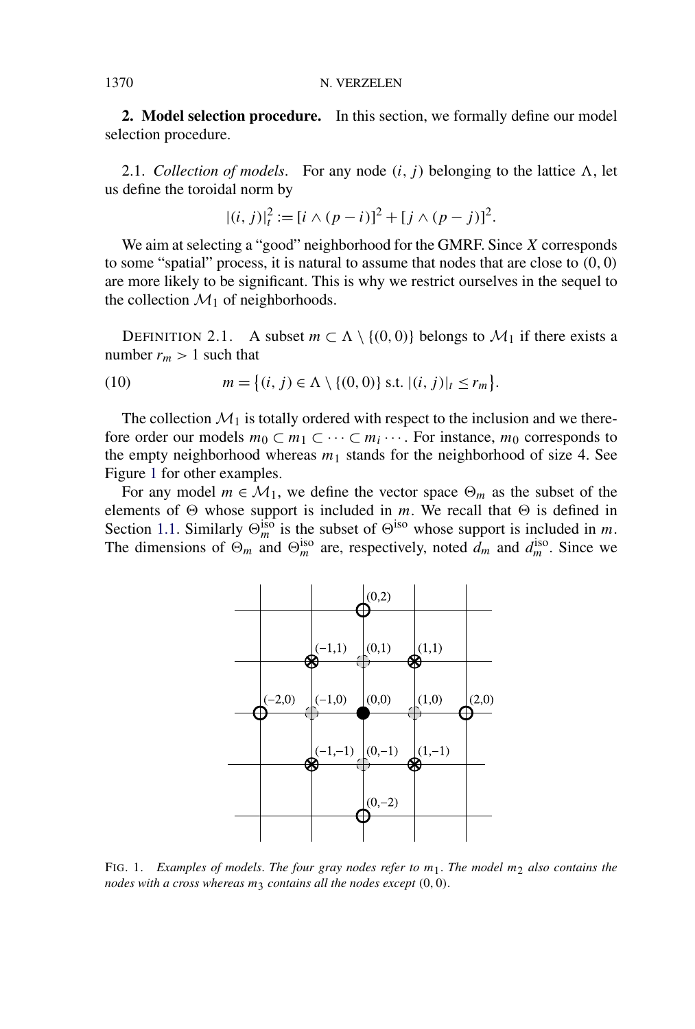## 2. Model selection procedure.

In this section, we formally define our model selection procedure.

### 2.1. *Collection of models*.

For any node $(i, j)$ belonging to the lattice $\Lambda$, let us define the toroidal norm by

$$|(i, j)|_t^2 := [i \wedge (p - i)]^2 + [j \wedge (p - j)]^2.$$

We aim at selecting a "good" neighborhood for the GMRF. Since $X$ corresponds to some "spatial" process, it is natural to assume that nodes that are close to $(0, 0)$ are more likely to be significant. This is why we restrict ourselves in the sequel to the collection $\mathcal{M}_1$ of neighborhoods.

DEFINITION 2.1. A subset $m \subset \Lambda \setminus \{(0, 0)\}$ belongs to $\mathcal{M}_1$ if there exists a number $r_m > 1$ such that

$$m = \{(i, j) \in \Lambda \setminus \{(0, 0)\} \text{ s.t. } |(i, j)|_t \leq r_m\}. \tag{10}$$

The collection $\mathcal{M}_1$ is totally ordered with respect to the inclusion and we therefore order our models $m_0 \subset m_1 \subset \cdots \subset m_i \cdots$. For instance, $m_0$ corresponds to the empty neighborhood whereas $m_1$ stands for the neighborhood of size 4. See Figure 1 for other examples.

For any model $m \in \mathcal{M}_1$, we define the vector space $\Theta_m$ as the subset of the elements of $\Theta$ whose support is included in $m$. We recall that $\Theta$ is defined in Section 1.1. Similarly $\Theta_m^{\text{iso}}$ is the subset of $\Theta^{\text{iso}}$ whose support is included in $m$. The dimensions of $\Theta_m$ and $\Theta_m^{\text{iso}}$ are, respectively, noted $d_m$ and $d_m^{\text{iso}}$. Since we

FIG. 1. *Examples of models. The four gray nodes refer to $m_1$. The model $m_2$ also contains the nodes with a cross whereas $m_3$ contains all the nodes except $(0, 0)$.*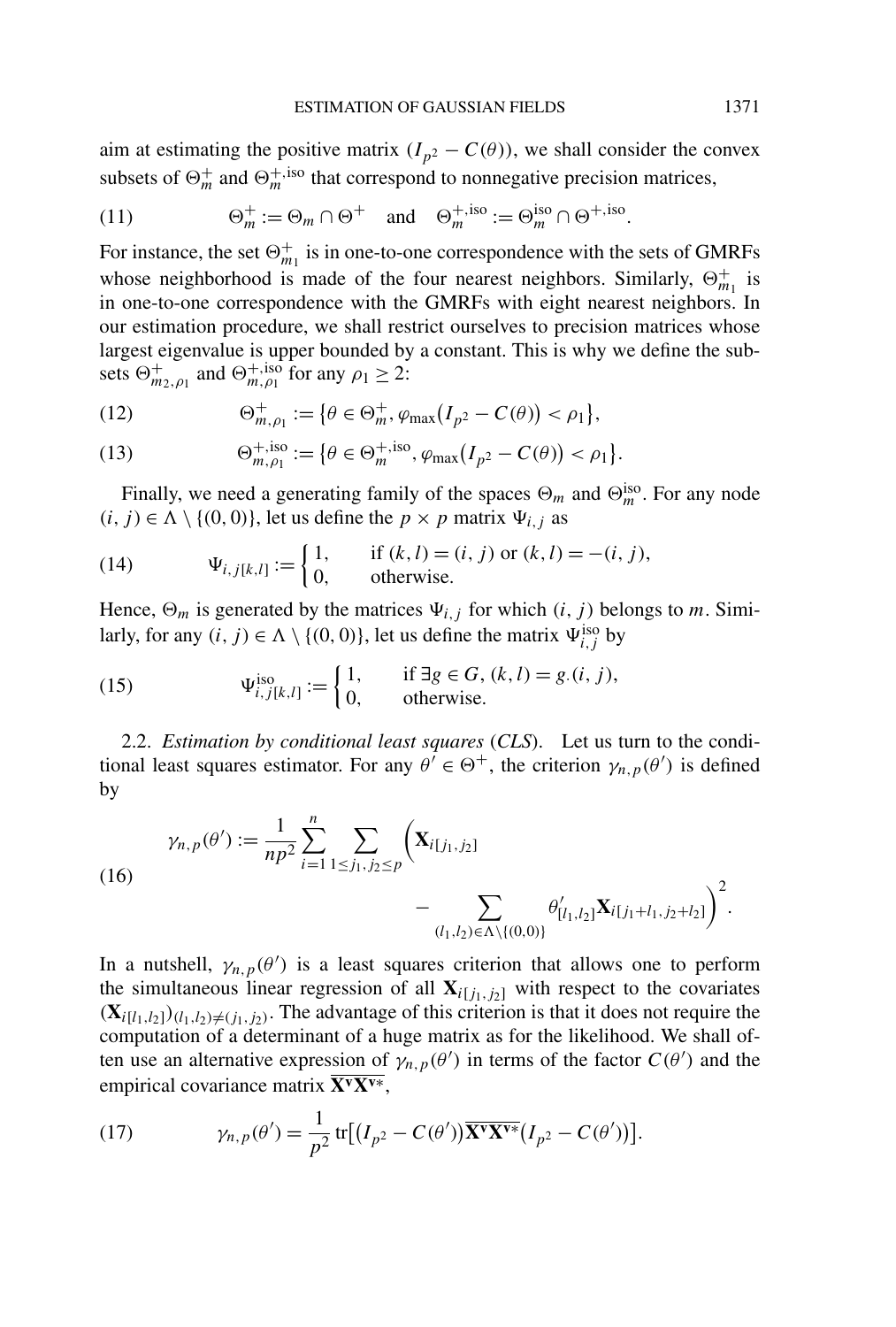aim at estimating the positive matrix $(I_{p^2} - C(\theta))$, we shall consider the convex subsets of $\Theta_m^+$ and $\Theta_m^{+,\text{iso}}$ that correspond to nonnegative precision matrices,

$$\Theta_m^+ := \Theta_m \cap \Theta^+ \quad \text{and} \quad \Theta_m^{+,\text{iso}} := \Theta_m^{\text{iso}} \cap \Theta^{+,\text{iso}}. \tag{11}$$

For instance, the set $\Theta_{m_1}^+$ is in one-to-one correspondence with the sets of GMRFs whose neighborhood is made of the four nearest neighbors. Similarly, $\Theta_{m_1}^+$ is in one-to-one correspondence with the GMRFs with eight nearest neighbors. In our estimation procedure, we shall restrict ourselves to precision matrices whose largest eigenvalue is upper bounded by a constant. This is why we define the subsets $\Theta_{m2,\rho_1}^+$ and $\Theta_{m,\rho_1}^{+,\text{iso}}$ for any $\rho_1 \geq 2$:

$$\Theta_{m,\rho_1}^+ := \{\theta \in \Theta_m^+, \varphi_{\max}(I_{p^2} - C(\theta)) < \rho_1\}, \tag{12}$$

$$\Theta_{m,\rho_1}^{+,\text{iso}} := \{\theta \in \Theta_m^{+,\text{iso}}, \varphi_{\max}(I_{p^2} - C(\theta)) < \rho_1\}. \tag{13}$$

Finally, we need a generating family of the spaces $\Theta_m$ and $\Theta_m^{\text{iso}}$. For any node $(i, j) \in \Lambda \setminus \{(0, 0)\}$, let us define the $p \times p$ matrix $\Psi_{i,j}$ as

$$\Psi_{i,j[k,l]} := \begin{cases} 1, & \text{if } (k,l) = (i,j) \text{ or } (k,l) = -(i,j), \\ 0, & \text{otherwise.} \end{cases} \tag{14}$$

Hence, $\Theta_m$ is generated by the matrices $\Psi_{i,j}$ for which $(i, j)$ belongs to $m$. Similarly, for any $(i, j) \in \Lambda \setminus \{(0, 0)\}$, let us define the matrix $\Psi_{i,j}^{\text{iso}}$ by

$$\Psi_{i,j[k,l]}^{\text{iso}} := \begin{cases} 1, & \text{if } \exists g \in G, (k,l) = g.(i,j), \\ 0, & \text{otherwise.} \end{cases} \tag{15}$$

2.2. *Estimation by conditional least squares* (*CLS*). Let us turn to the conditional least squares estimator. For any $\theta' \in \Theta^+$, the criterion $\gamma_{n,p}(\theta')$ is defined by

$$\gamma_{n,p}(\theta') := \frac{1}{np^2} \sum_{i=1}^{n} \sum_{1 \leq j_1, j_2 \leq p} \left( \mathbf{X}_{i[j_1,j_2]} - \sum_{(l_1,l_2) \in \Lambda \setminus \{(0,0)\}} \theta'_{[l_1,l_2]} \mathbf{X}_{i[j_1+l_1, j_2+l_2]} \right)^2. \tag{16}$$

In a nutshell, $\gamma_{n,p}(\theta')$ is a least squares criterion that allows one to perform the simultaneous linear regression of all $\mathbf{X}_{i[j_1,j_2]}$ with respect to the covariates $(\mathbf{X}_{i[l_1,l_2]})_{(l_1,l_2) \neq (j_1,j_2)}$. The advantage of this criterion is that it does not require the computation of a determinant of a huge matrix as for the likelihood. We shall often use an alternative expression of $\gamma_{n,p}(\theta')$ in terms of the factor $C(\theta')$ and the empirical covariance matrix $\overline{\mathbf{X}^{\mathbf{v}}\mathbf{X}^{\mathbf{v}*}}$,

$$\gamma_{n,p}(\theta') = \frac{1}{p^2} \operatorname{tr}\left[(I_{p^2} - C(\theta')) \overline{\mathbf{X}^{\mathbf{v}}\mathbf{X}^{\mathbf{v}*}} (I_{p^2} - C(\theta'))\right]. \tag{17}$$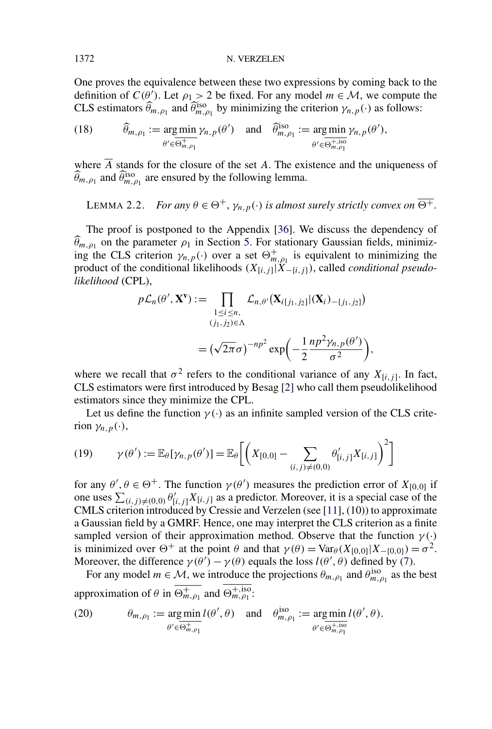One proves the equivalence between these two expressions by coming back to the definition of $C(\theta')$. Let $\rho_1 > 2$ be fixed. For any model $m \in \mathcal{M}$, we compute the CLS estimators $\widehat{\theta}_{m,\rho_1}$ and $\widehat{\theta}^{\text{iso}}_{m,\rho_1}$ by minimizing the criterion $\gamma_{n,p}(\cdot)$ as follows:

$$\widehat{\theta}_{m,\rho_1} := \operatorname*{arg\,min}_{\theta' \in \overline{\Theta^+_{m,\rho_1}}} \gamma_{n,p}(\theta') \quad \text{and} \quad \widehat{\theta}^{\text{iso}}_{m,\rho_1} := \operatorname*{arg\,min}_{\theta' \in \overline{\Theta^{+,\text{iso}}_{m,\rho_1}}} \gamma_{n,p}(\theta'), \tag{18}$$

where $\overline{A}$ stands for the closure of the set $A$. The existence and the uniqueness of $\widehat{\theta}_{m,\rho_1}$ and $\widehat{\theta}^{\text{iso}}_{m,\rho_1}$ are ensured by the following lemma.

LEMMA 2.2. *For any $\theta \in \Theta^+$, $\gamma_{n,p}(\cdot)$ is almost surely strictly convex on $\overline{\Theta^+}$.*

The proof is postponed to the Appendix [36]. We discuss the dependency of $\widehat{\theta}_{m,\rho_1}$ on the parameter $\rho_1$ in Section 5. For stationary Gaussian fields, minimizing the CLS criterion $\gamma_{n,p}(\cdot)$ over a set $\Theta^+_{m,\rho_1}$ is equivalent to minimizing the product of the conditional likelihoods $(X_{[i,j]}|X_{-\{i,j\}})$, called *conditional pseudo-likelihood* (CPL),

$$\begin{aligned}
p\mathcal{L}_n(\theta', \mathbf{X}^{\mathbf{v}}) &:= \prod_{\substack{1 \le i \le n, \\ (j_1, j_2) \in \Lambda}} \mathcal{L}_{n,\theta'}\big(\mathbf{X}_{i[j_1,j_2]} | (\mathbf{X}_i)_{-\{j_1,j_2\}}\big) \\
&= \big(\sqrt{2\pi}\sigma\big)^{-np^2} \exp\left(-\frac{1}{2}\frac{np^2\gamma_{n,p}(\theta')}{\sigma^2}\right),
\end{aligned}$$

where we recall that $\sigma^2$ refers to the conditional variance of any $X_{[i,j]}$. In fact, CLS estimators were first introduced by Besag [2] who call them pseudolikelihood estimators since they minimize the CPL.

Let us define the function $\gamma(\cdot)$ as an infinite sampled version of the CLS criterion $\gamma_{n,p}(\cdot)$,

$$\gamma(\theta') := \mathbb{E}_\theta[\gamma_{n,p}(\theta')] = \mathbb{E}_\theta\left[\left(X_{[0,0]} - \sum_{(i,j)\neq(0,0)} \theta'_{[i,j]} X_{[i,j]}\right)^2\right] \tag{19}$$

for any $\theta', \theta \in \Theta^+$. The function $\gamma(\theta')$ measures the prediction error of $X_{[0,0]}$ if one uses $\sum_{(i,j)\neq(0,0)} \theta'_{[i,j]} X_{[i,j]}$ as a predictor. Moreover, it is a special case of the CMLS criterion introduced by Cressie and Verzelen (see [11], (10)) to approximate a Gaussian field by a GMRF. Hence, one may interpret the CLS criterion as a finite sampled version of their approximation method. Observe that the function $\gamma(\cdot)$ is minimized over $\Theta^+$ at the point $\theta$ and that $\gamma(\theta) = \operatorname{Var}_\theta(X_{[0,0]}|X_{-\{0,0\}}) = \sigma^2$. Moreover, the difference $\gamma(\theta') - \gamma(\theta)$ equals the loss $l(\theta', \theta)$ defined by (7).

For any model $m \in \mathcal{M}$, we introduce the projections $\theta_{m,\rho_1}$ and $\theta^{\text{iso}}_{m,\rho_1}$ as the best approximation of $\theta$ in $\overline{\Theta^+_{m,\rho_1}}$ and $\overline{\Theta^{+,\text{iso}}_{m,\rho_1}}$:

$$\theta_{m,\rho_1} := \operatorname*{arg\,min}_{\theta' \in \overline{\Theta^+_{m,\rho_1}}} l(\theta', \theta) \quad \text{and} \quad \theta^{\text{iso}}_{m,\rho_1} := \operatorname*{arg\,min}_{\theta' \in \overline{\Theta^{+,\text{iso}}_{m,\rho_1}}} l(\theta', \theta). \tag{20}$$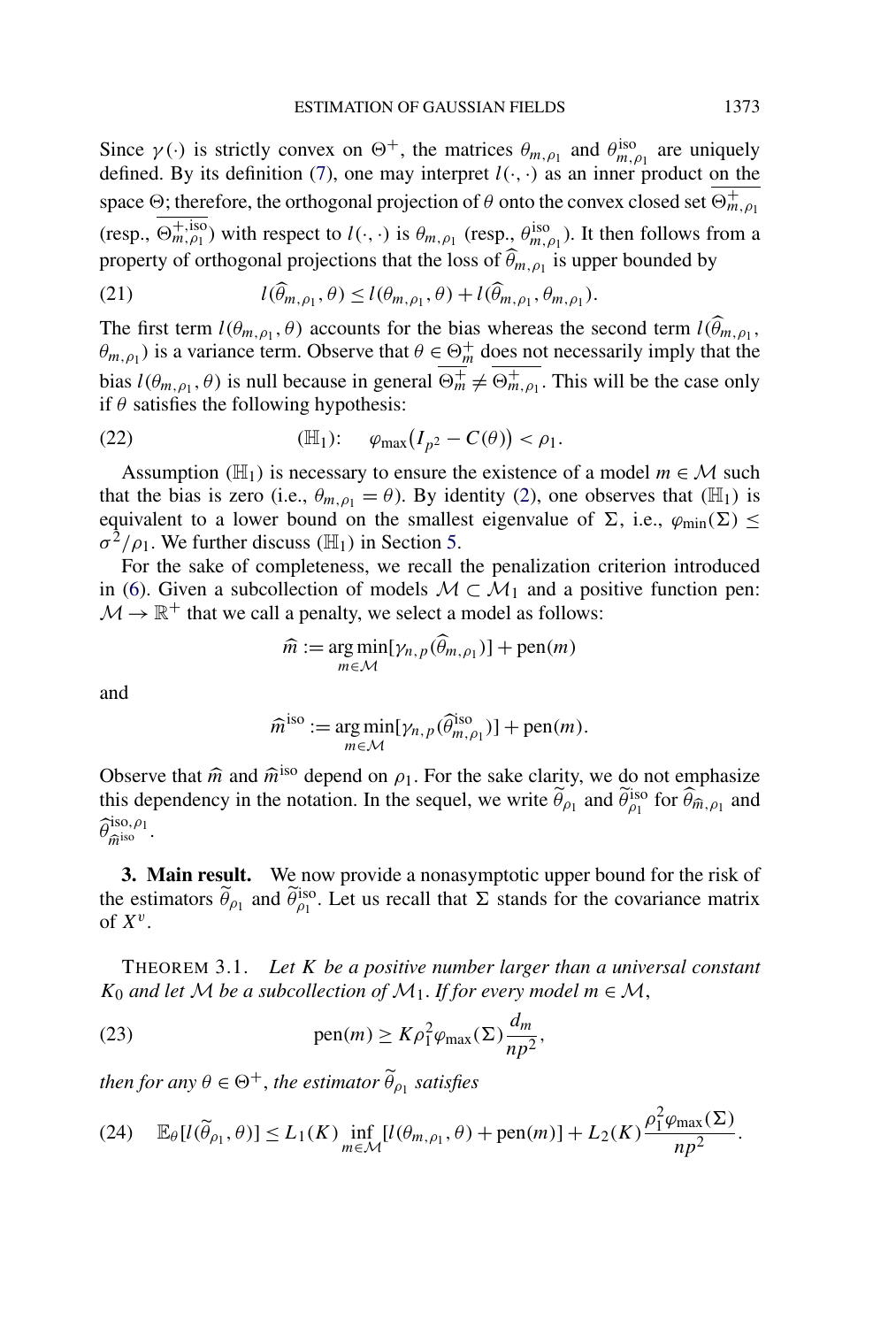Since $\gamma(\cdot)$ is strictly convex on $\Theta^+$, the matrices $\theta_{m,\rho_1}$ and $\theta^{\text{iso}}_{m,\rho_1}$ are uniquely defined. By its definition (7), one may interpret $l(\cdot,\cdot)$ as an inner product on the space $\Theta$; therefore, the orthogonal projection of $\theta$ onto the convex closed set $\overline{\Theta^+_{m,\rho_1}}$ (resp., $\overline{\Theta^{+,\text{iso}}_{m,\rho_1}}$) with respect to $l(\cdot,\cdot)$ is $\theta_{m,\rho_1}$ (resp., $\theta^{\text{iso}}_{m,\rho_1}$). It then follows from a property of orthogonal projections that the loss of $\widehat{\theta}_{m,\rho_1}$ is upper bounded by

$$l(\widehat{\theta}_{m,\rho_1},\theta) \le l(\theta_{m,\rho_1},\theta) + l(\widehat{\theta}_{m,\rho_1},\theta_{m,\rho_1}). \tag{21}$$

The first term $l(\theta_{m,\rho_1},\theta)$ accounts for the bias whereas the second term $l(\widehat{\theta}_{m,\rho_1}, \theta_{m,\rho_1})$ is a variance term. Observe that $\theta \in \overline{\Theta^+_m}$ does not necessarily imply that the bias $l(\theta_{m,\rho_1},\theta)$ is null because in general $\overline{\Theta^+_m} \neq \overline{\Theta^+_{m,\rho_1}}$. This will be the case only if $\theta$ satisfies the following hypothesis:

$$(\mathbb{H}_1): \quad \varphi_{\max}\big(I_{p^2} - C(\theta)\big) < \rho_1. \tag{22}$$

Assumption $(\mathbb{H}_1)$ is necessary to ensure the existence of a model $m \in \mathcal{M}$ such that the bias is zero (i.e., $\theta_{m,\rho_1} = \theta$). By identity (2), one observes that $(\mathbb{H}_1)$ is equivalent to a lower bound on the smallest eigenvalue of $\Sigma$, i.e., $\varphi_{\min}(\Sigma) \le \sigma^2/\rho_1$. We further discuss $(\mathbb{H}_1)$ in Section 5.

For the sake of completeness, we recall the penalization criterion introduced in (6). Given a subcollection of models $\mathcal{M} \subset \mathcal{M}_1$ and a positive function pen: $\mathcal{M} \to \mathbb{R}^+$ that we call a penalty, we select a model as follows:

$$\widehat{m} := \operatorname*{arg\,min}_{m\in\mathcal{M}} [\gamma_{n,p}(\widehat{\theta}_{m,\rho_1})] + \text{pen}(m)$$

and

$$\widehat{m}^{\text{iso}} := \operatorname*{arg\,min}_{m\in\mathcal{M}} [\gamma_{n,p}(\widehat{\theta}^{\text{iso}}_{m,\rho_1})] + \text{pen}(m).$$

Observe that $\widehat{m}$ and $\widehat{m}^{\text{iso}}$ depend on $\rho_1$. For the sake clarity, we do not emphasize this dependency in the notation. In the sequel, we write $\widetilde{\theta}_{\rho_1}$ and $\widetilde{\theta}^{\text{iso}}_{\rho_1}$ for $\widehat{\theta}_{\widehat{m},\rho_1}$ and $\widehat{\theta}^{\text{iso},\rho_1}_{\widehat{m}^{\text{iso}}}$.

## 3. Main result.

We now provide a nonasymptotic upper bound for the risk of the estimators $\widetilde{\theta}_{\rho_1}$ and $\widetilde{\theta}^{\text{iso}}_{\rho_1}$. Let us recall that $\Sigma$ stands for the covariance matrix of $X^v$.

THEOREM 3.1. *Let $K$ be a positive number larger than a universal constant $K_0$ and let $\mathcal{M}$ be a subcollection of $\mathcal{M}_1$. If for every model $m \in \mathcal{M}$,*

$$\text{pen}(m) \ge K\rho_1^2 \varphi_{\max}(\Sigma)\frac{d_m}{np^2}, \tag{23}$$

*then for any $\theta \in \Theta^+$, the estimator $\widetilde{\theta}_{\rho_1}$ satisfies*

$$\mathbb{E}_\theta[l(\widetilde{\theta}_{\rho_1},\theta)] \le L_1(K) \inf_{m\in\mathcal{M}} [l(\theta_{m,\rho_1},\theta) + \text{pen}(m)] + L_2(K)\frac{\rho_1^2\varphi_{\max}(\Sigma)}{np^2}. \tag{24}$$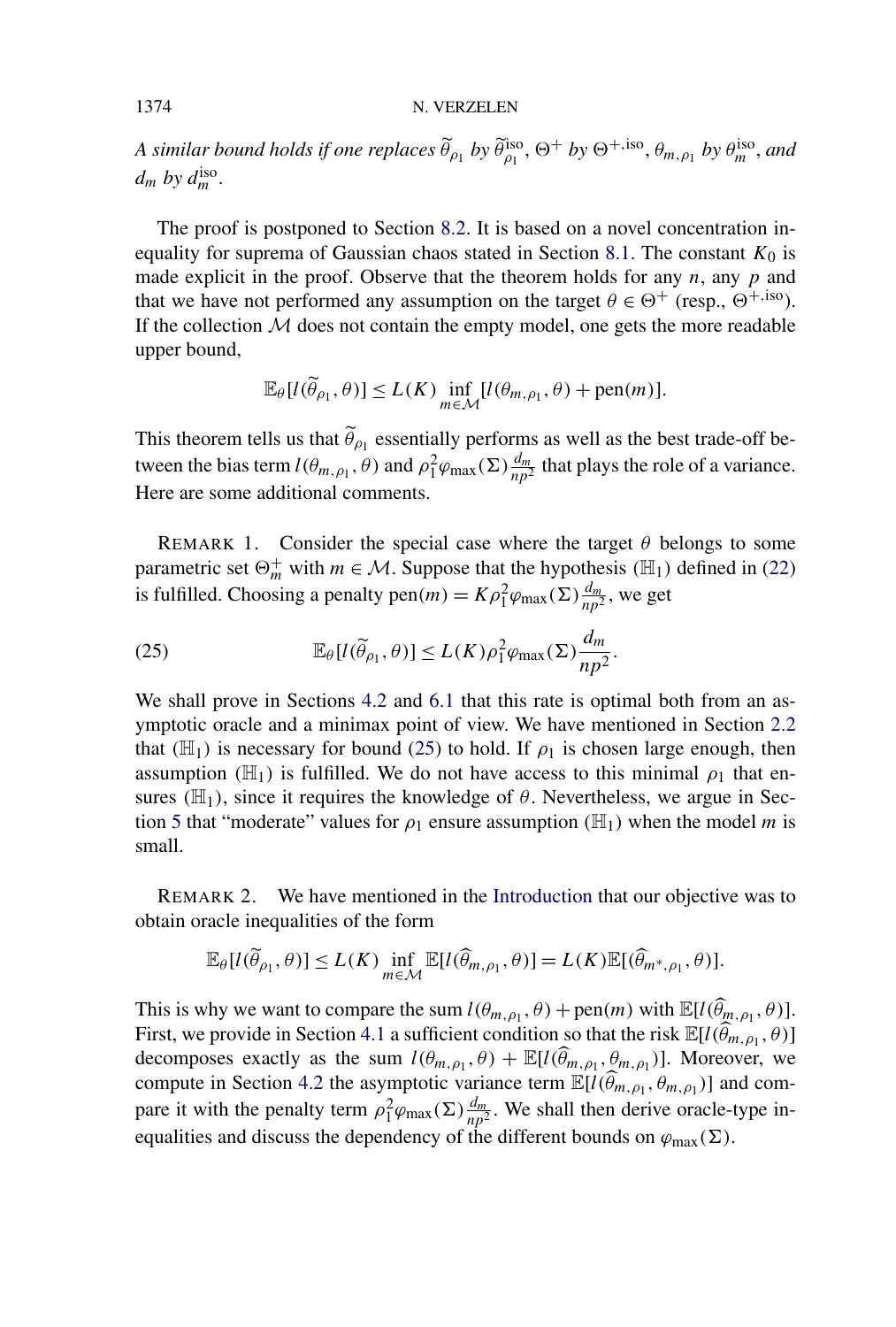*A similar bound holds if one replaces* $\widetilde{\theta}_{\rho_1}$ *by* $\widetilde{\theta}^{\mathrm{iso}}_{\rho_1}$, $\Theta^+$ *by* $\Theta^{+,\mathrm{iso}}$, $\theta_{m,\rho_1}$ *by* $\theta^{\mathrm{iso}}_m$, *and* $d_m$ *by* $d^{\mathrm{iso}}_m$.

The proof is postponed to Section 8.2. It is based on a novel concentration inequality for suprema of Gaussian chaos stated in Section 8.1. The constant $K_0$ is made explicit in the proof. Observe that the theorem holds for any $n$, any $p$ and that we have not performed any assumption on the target $\theta \in \Theta^+$ (resp., $\Theta^{+,\mathrm{iso}}$). If the collection $\mathcal{M}$ does not contain the empty model, one gets the more readable upper bound,

$$\mathbb{E}_\theta[l(\widetilde{\theta}_{\rho_1}, \theta)] \leq L(K) \inf_{m \in \mathcal{M}} [l(\theta_{m,\rho_1}, \theta) + \mathrm{pen}(m)].$$

This theorem tells us that $\widetilde{\theta}_{\rho_1}$ essentially performs as well as the best trade-off between the bias term $l(\theta_{m,\rho_1}, \theta)$ and $\rho_1^2 \varphi_{\max}(\Sigma) \frac{d_m}{np^2}$ that plays the role of a variance. Here are some additional comments.

REMARK 1. Consider the special case where the target $\theta$ belongs to some parametric set $\Theta^+_m$ with $m \in \mathcal{M}$. Suppose that the hypothesis $(\mathbb{H}_1)$ defined in (22) is fulfilled. Choosing a penalty $\mathrm{pen}(m) = K \rho_1^2 \varphi_{\max}(\Sigma) \frac{d_m}{np^2}$, we get

$$\mathbb{E}_\theta[l(\widetilde{\theta}_{\rho_1}, \theta)] \leq L(K) \rho_1^2 \varphi_{\max}(\Sigma) \frac{d_m}{np^2}. \tag{25}$$

We shall prove in Sections 4.2 and 6.1 that this rate is optimal both from an asymptotic oracle and a minimax point of view. We have mentioned in Section 2.2 that $(\mathbb{H}_1)$ is necessary for bound (25) to hold. If $\rho_1$ is chosen large enough, then assumption $(\mathbb{H}_1)$ is fulfilled. We do not have access to this minimal $\rho_1$ that ensures $(\mathbb{H}_1)$, since it requires the knowledge of $\theta$. Nevertheless, we argue in Section 5 that "moderate" values for $\rho_1$ ensure assumption $(\mathbb{H}_1)$ when the model $m$ is small.

REMARK 2. We have mentioned in the Introduction that our objective was to obtain oracle inequalities of the form

$$\mathbb{E}_\theta[l(\widetilde{\theta}_{\rho_1}, \theta)] \leq L(K) \inf_{m \in \mathcal{M}} \mathbb{E}[l(\widehat{\theta}_{m,\rho_1}, \theta)] = L(K) \mathbb{E}[(\widehat{\theta}_{m^*,\rho_1}, \theta)].$$

This is why we want to compare the sum $l(\theta_{m,\rho_1}, \theta) + \mathrm{pen}(m)$ with $\mathbb{E}[l(\widehat{\theta}_{m,\rho_1}, \theta)]$. First, we provide in Section 4.1 a sufficient condition so that the risk $\mathbb{E}[l(\widehat{\theta}_{m,\rho_1}, \theta)]$ decomposes exactly as the sum $l(\theta_{m,\rho_1}, \theta) + \mathbb{E}[l(\widehat{\theta}_{m,\rho_1}, \theta_{m,\rho_1})]$. Moreover, we compute in Section 4.2 the asymptotic variance term $\mathbb{E}[l(\widehat{\theta}_{m,\rho_1}, \theta_{m,\rho_1})]$ and compare it with the penalty term $\rho_1^2 \varphi_{\max}(\Sigma) \frac{d_m}{np^2}$. We shall then derive oracle-type inequalities and discuss the dependency of the different bounds on $\varphi_{\max}(\Sigma)$.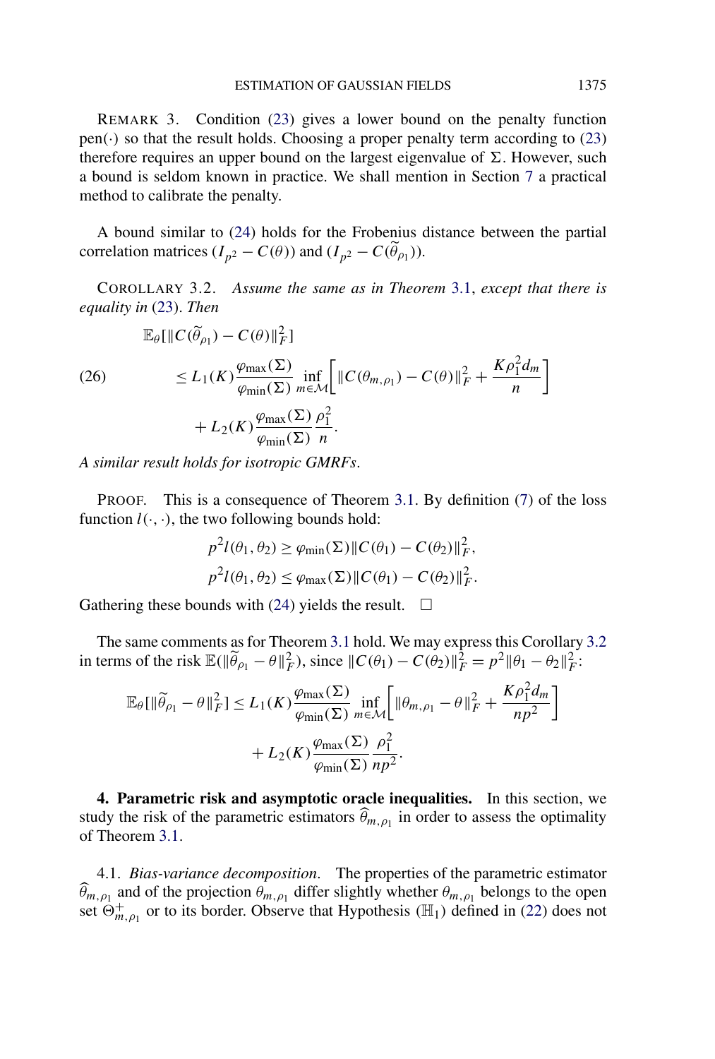REMARK 3. Condition (23) gives a lower bound on the penalty function $\mathrm{pen}(\cdot)$ so that the result holds. Choosing a proper penalty term according to (23) therefore requires an upper bound on the largest eigenvalue of $\Sigma$. However, such a bound is seldom known in practice. We shall mention in Section 7 a practical method to calibrate the penalty.

A bound similar to (24) holds for the Frobenius distance between the partial correlation matrices $(I_{p^2} - C(\theta))$ and $(I_{p^2} - C(\widetilde{\theta}_{\rho_1}))$.

COROLLARY 3.2. *Assume the same as in Theorem 3.1, except that there is equality in (23). Then*

$$
\begin{aligned}
&\mathbb{E}_\theta[\|C(\widetilde{\theta}_{\rho_1}) - C(\theta)\|_F^2] \\
(26) \qquad &\leq L_1(K)\frac{\varphi_{\max}(\Sigma)}{\varphi_{\min}(\Sigma)} \inf_{m\in\mathcal{M}}\left[\|C(\theta_{m,\rho_1}) - C(\theta)\|_F^2 + \frac{K\rho_1^2 d_m}{n}\right] \\
&\quad + L_2(K)\frac{\varphi_{\max}(\Sigma)}{\varphi_{\min}(\Sigma)}\frac{\rho_1^2}{n}.
\end{aligned}
$$

*A similar result holds for isotropic GMRFs.*

PROOF. This is a consequence of Theorem 3.1. By definition (7) of the loss function $l(\cdot,\cdot)$, the two following bounds hold:

$$
p^2 l(\theta_1, \theta_2) \geq \varphi_{\min}(\Sigma)\|C(\theta_1) - C(\theta_2)\|_F^2,
$$

$$
p^2 l(\theta_1, \theta_2) \leq \varphi_{\max}(\Sigma)\|C(\theta_1) - C(\theta_2)\|_F^2.
$$

Gathering these bounds with (24) yields the result. $\square$

The same comments as for Theorem 3.1 hold. We may express this Corollary 3.2 in terms of the risk $\mathbb{E}(\|\widetilde{\theta}_{\rho_1} - \theta\|_F^2)$, since $\|C(\theta_1) - C(\theta_2)\|_F^2 = p^2\|\theta_1 - \theta_2\|_F^2$:

$$
\begin{aligned}
\mathbb{E}_\theta[\|\widetilde{\theta}_{\rho_1} - \theta\|_F^2] &\leq L_1(K)\frac{\varphi_{\max}(\Sigma)}{\varphi_{\min}(\Sigma)} \inf_{m\in\mathcal{M}}\left[\|\theta_{m,\rho_1} - \theta\|_F^2 + \frac{K\rho_1^2 d_m}{np^2}\right] \\
&\quad + L_2(K)\frac{\varphi_{\max}(\Sigma)}{\varphi_{\min}(\Sigma)}\frac{\rho_1^2}{np^2}.
\end{aligned}
$$

**4. Parametric risk and asymptotic oracle inequalities.** In this section, we study the risk of the parametric estimators $\widehat{\theta}_{m,\rho_1}$ in order to assess the optimality of Theorem 3.1.

4.1. *Bias-variance decomposition.* The properties of the parametric estimator $\widehat{\theta}_{m,\rho_1}$ and of the projection $\theta_{m,\rho_1}$ differ slightly whether $\theta_{m,\rho_1}$ belongs to the open set $\Theta_{m,\rho_1}^+$ or to its border. Observe that Hypothesis $(\mathbb{H}_1)$ defined in (22) does not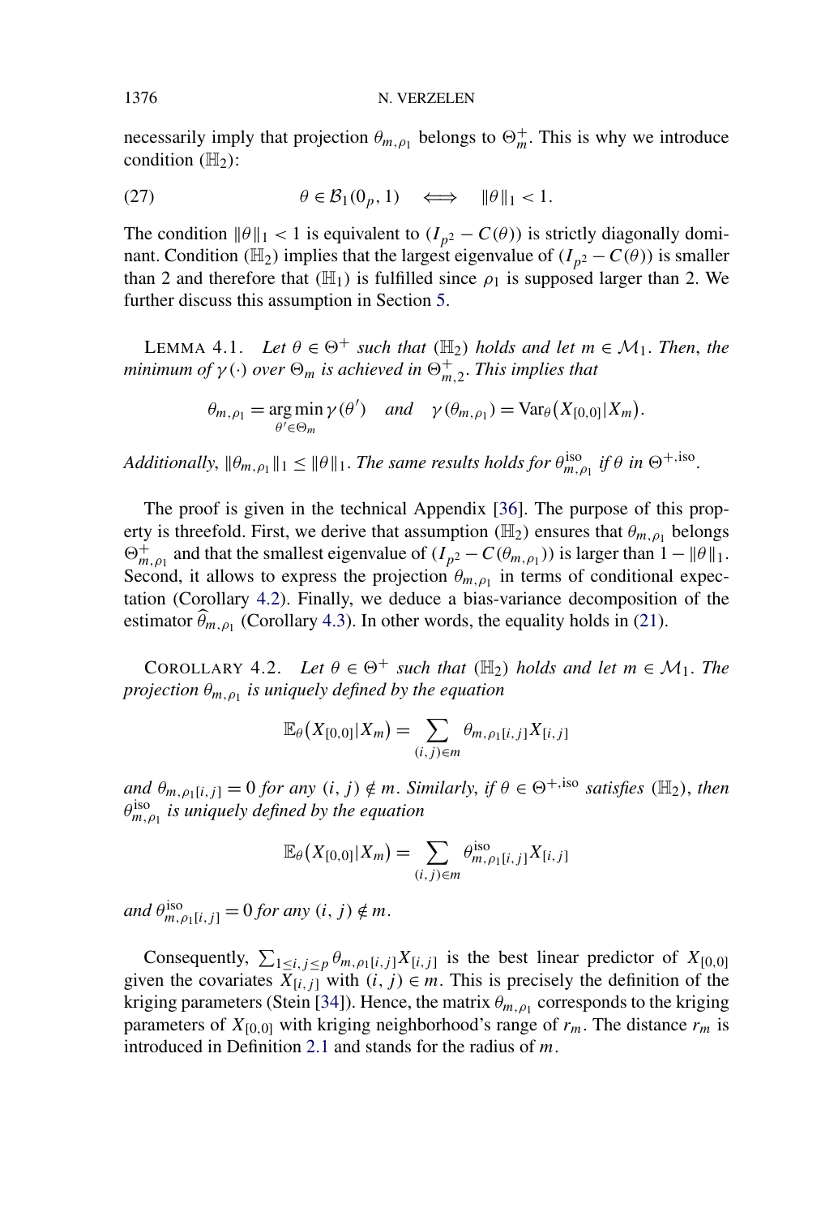necessarily imply that projection $\theta_{m,\rho_1}$ belongs to $\Theta_m^+$. This is why we introduce condition $(\mathbb{H}_2)$:

$$\theta \in \mathcal{B}_1(0_p, 1) \iff \|\theta\|_1 < 1. \tag{27}$$

The condition $\|\theta\|_1 < 1$ is equivalent to $(I_{p^2} - C(\theta))$ is strictly diagonally dominant. Condition $(\mathbb{H}_2)$ implies that the largest eigenvalue of $(I_{p^2} - C(\theta))$ is smaller than 2 and therefore that $(\mathbb{H}_1)$ is fulfilled since $\rho_1$ is supposed larger than 2. We further discuss this assumption in Section 5.

LEMMA 4.1. *Let $\theta \in \Theta^+$ such that $(\mathbb{H}_2)$ holds and let $m \in \mathcal{M}_1$. Then, the minimum of $\gamma(\cdot)$ over $\Theta_m$ is achieved in $\Theta_{m,2}^+$. This implies that*

$$\theta_{m,\rho_1} = \arg\min_{\theta' \in \Theta_m} \gamma(\theta') \quad \text{and} \quad \gamma(\theta_{m,\rho_1}) = \operatorname{Var}_\theta(X_{[0,0]}|X_m).$$

*Additionally, $\|\theta_{m,\rho_1}\|_1 \leq \|\theta\|_1$. The same results holds for $\theta_{m,\rho_1}^{\text{iso}}$ if $\theta$ in $\Theta^{+,\text{iso}}$.*

The proof is given in the technical Appendix [36]. The purpose of this property is threefold. First, we derive that assumption $(\mathbb{H}_2)$ ensures that $\theta_{m,\rho_1}$ belongs $\Theta_{m,\rho_1}^+$ and that the smallest eigenvalue of $(I_{p^2} - C(\theta_{m,\rho_1}))$ is larger than $1 - \|\theta\|_1$. Second, it allows to express the projection $\theta_{m,\rho_1}$ in terms of conditional expectation (Corollary 4.2). Finally, we deduce a bias-variance decomposition of the estimator $\widehat{\theta}_{m,\rho_1}$ (Corollary 4.3). In other words, the equality holds in (21).

COROLLARY 4.2. *Let $\theta \in \Theta^+$ such that $(\mathbb{H}_2)$ holds and let $m \in \mathcal{M}_1$. The projection $\theta_{m,\rho_1}$ is uniquely defined by the equation*

$$\mathbb{E}_\theta(X_{[0,0]}|X_m) = \sum_{(i,j)\in m} \theta_{m,\rho_1[i,j]} X_{[i,j]}$$

*and $\theta_{m,\rho_1[i,j]} = 0$ for any $(i,j) \notin m$. Similarly, if $\theta \in \Theta^{+,\text{iso}}$ satisfies $(\mathbb{H}_2)$, then $\theta_{m,\rho_1}^{\text{iso}}$ is uniquely defined by the equation*

$$\mathbb{E}_\theta(X_{[0,0]}|X_m) = \sum_{(i,j)\in m} \theta_{m,\rho_1[i,j]}^{\text{iso}} X_{[i,j]}$$

*and $\theta_{m,\rho_1[i,j]}^{\text{iso}} = 0$ for any $(i,j) \notin m$.*

Consequently, $\sum_{1\leq i,j\leq p} \theta_{m,\rho_1[i,j]} X_{[i,j]}$ is the best linear predictor of $X_{[0,0]}$ given the covariates $X_{[i,j]}$ with $(i,j) \in m$. This is precisely the definition of the kriging parameters (Stein [34]). Hence, the matrix $\theta_{m,\rho_1}$ corresponds to the kriging parameters of $X_{[0,0]}$ with kriging neighborhood's range of $r_m$. The distance $r_m$ is introduced in Definition 2.1 and stands for the radius of $m$.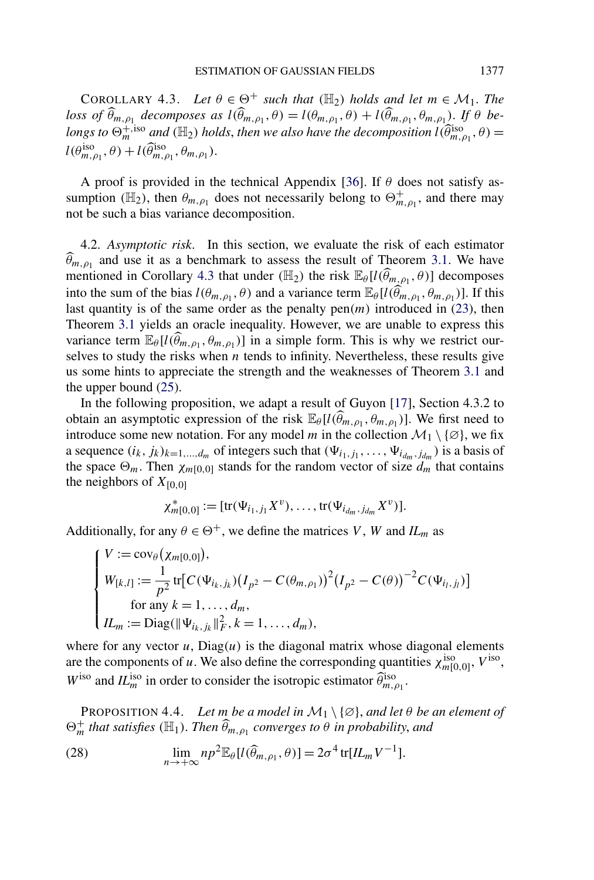COROLLARY 4.3. *Let $\theta \in \Theta^+$ such that* ($\mathbb{H}_2$) *holds and let $m \in \mathcal{M}_1$. The loss of $\widehat{\theta}_{m,\rho_1}$ decomposes as $l(\widehat{\theta}_{m,\rho_1}, \theta) = l(\theta_{m,\rho_1}, \theta) + l(\widehat{\theta}_{m,\rho_1}, \theta_{m,\rho_1})$. If $\theta$ belongs to $\Theta_m^{+,\text{iso}}$ and* ($\mathbb{H}_2$) *holds, then we also have the decomposition $l(\widehat{\theta}^{\text{iso}}_{m,\rho_1}, \theta) = l(\theta^{\text{iso}}_{m,\rho_1}, \theta) + l(\widehat{\theta}^{\text{iso}}_{m,\rho_1}, \theta_{m,\rho_1})$.*

A proof is provided in the technical Appendix [36]. If $\theta$ does not satisfy assumption ($\mathbb{H}_2$), then $\theta_{m,\rho_1}$ does not necessarily belong to $\Theta^+_{m,\rho_1}$, and there may not be such a bias variance decomposition.

4.2. *Asymptotic risk.* In this section, we evaluate the risk of each estimator $\widehat{\theta}_{m,\rho_1}$ and use it as a benchmark to assess the result of Theorem 3.1. We have mentioned in Corollary 4.3 that under ($\mathbb{H}_2$) the risk $\mathbb{E}_\theta[l(\widehat{\theta}_{m,\rho_1}, \theta)]$ decomposes into the sum of the bias $l(\theta_{m,\rho_1}, \theta)$ and a variance term $\mathbb{E}_\theta[l(\widehat{\theta}_{m,\rho_1}, \theta_{m,\rho_1})]$. If this last quantity is of the same order as the penalty $\text{pen}(m)$ introduced in (23), then Theorem 3.1 yields an oracle inequality. However, we are unable to express this variance term $\mathbb{E}_\theta[l(\widehat{\theta}_{m,\rho_1}, \theta_{m,\rho_1})]$ in a simple form. This is why we restrict ourselves to study the risks when $n$ tends to infinity. Nevertheless, these results give us some hints to appreciate the strength and the weaknesses of Theorem 3.1 and the upper bound (25).

In the following proposition, we adapt a result of Guyon [17], Section 4.3.2 to obtain an asymptotic expression of the risk $\mathbb{E}_\theta[l(\widehat{\theta}_{m,\rho_1}, \theta_{m,\rho_1})]$. We first need to introduce some new notation. For any model $m$ in the collection $\mathcal{M}_1 \setminus \{\varnothing\}$, we fix a sequence $(i_k, j_k)_{k=1,\dots,d_m}$ of integers such that $(\Psi_{i_1,j_1}, \dots, \Psi_{i_{d_m},j_{d_m}})$ is a basis of the space $\Theta_m$. Then $\chi_{m[0,0]}$ stands for the random vector of size $d_m$ that contains the neighbors of $X_{[0,0]}$

$$\chi^*_{m[0,0]} := [\text{tr}(\Psi_{i_1,j_1} X^v), \dots, \text{tr}(\Psi_{i_{d_m},j_{d_m}} X^v)].$$

Additionally, for any $\theta \in \Theta^+$, we define the matrices $V$, $W$ and $IL_m$ as

$$\begin{cases} V := \text{cov}_\theta(\chi_{m[0,0]}), \\ W_{[k,l]} := \dfrac{1}{p^2} \text{tr}\big[C(\Psi_{i_k,j_k})\big(I_{p^2} - C(\theta_{m,\rho_1})\big)^2\big(I_{p^2} - C(\theta)\big)^{-2} C(\Psi_{i_l,j_l})\big] \\ \qquad \text{for any } k = 1, \dots, d_m, \\ IL_m := \text{Diag}(\|\Psi_{i_k,j_k}\|_F^2, k = 1, \dots, d_m), \end{cases}$$

where for any vector $u$, $\text{Diag}(u)$ is the diagonal matrix whose diagonal elements are the components of $u$. We also define the corresponding quantities $\chi^{\text{iso}}_{m[0,0]}$, $V^{\text{iso}}$, $W^{\text{iso}}$ and $IL^{\text{iso}}_m$ in order to consider the isotropic estimator $\widehat{\theta}^{\text{iso}}_{m,\rho_1}$.

PROPOSITION 4.4. *Let $m$ be a model in $\mathcal{M}_1 \setminus \{\varnothing\}$, and let $\theta$ be an element of $\Theta^+_m$ that satisfies* ($\mathbb{H}_1$). *Then $\widehat{\theta}_{m,\rho_1}$ converges to $\theta$ in probability, and*

$$\lim_{n \to +\infty} np^2 \mathbb{E}_\theta[l(\widehat{\theta}_{m,\rho_1}, \theta)] = 2\sigma^4 \,\text{tr}[IL_m V^{-1}]. \tag{28}$$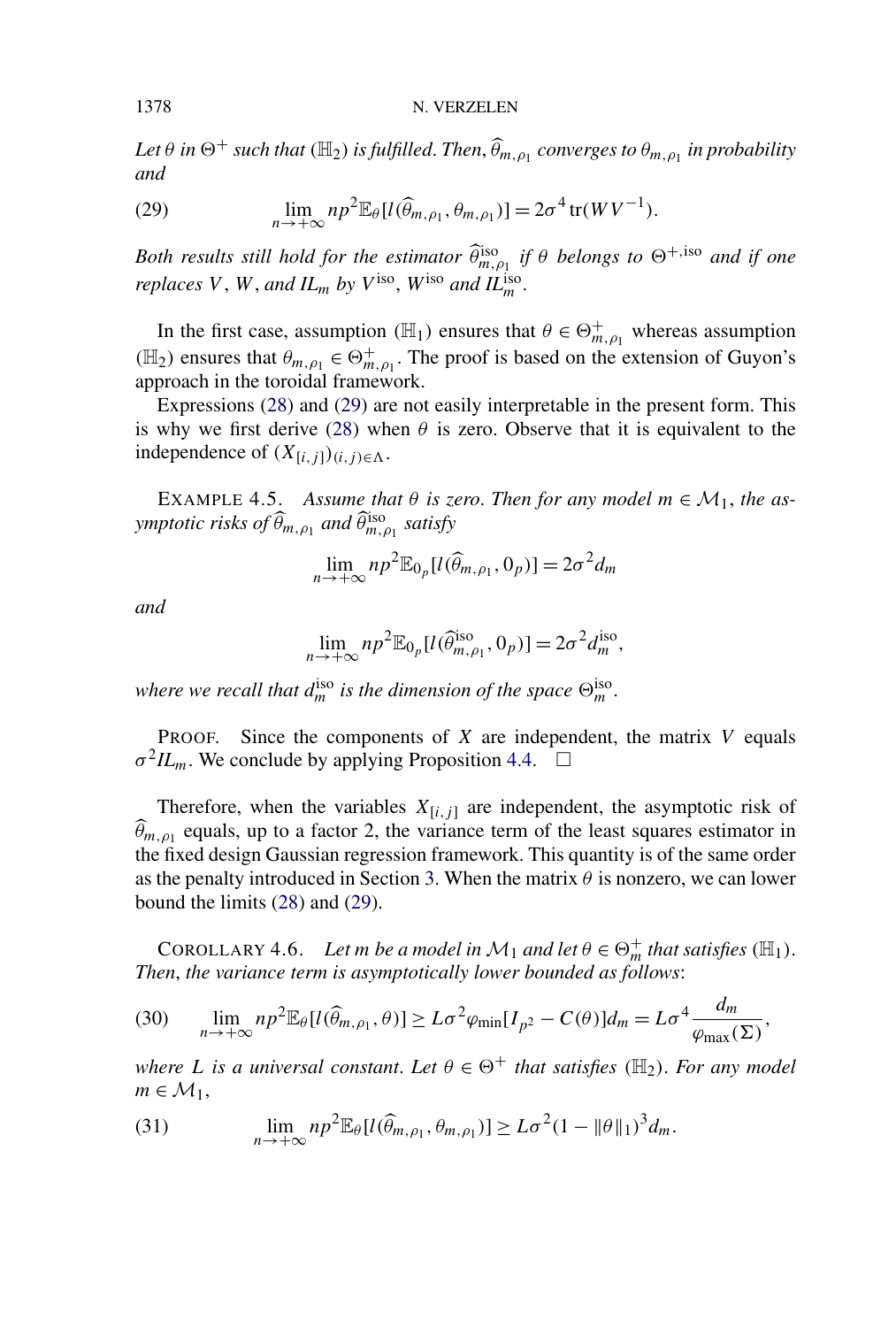*Let $\theta$ in $\Theta^+$ such that $(\mathbb{H}_2)$ is fulfilled. Then, $\widehat{\theta}_{m,\rho_1}$ converges to $\theta_{m,\rho_1}$ in probability and*

$$\lim_{n\to+\infty} np^2\mathbb{E}_\theta[l(\widehat{\theta}_{m,\rho_1}, \theta_{m,\rho_1})] = 2\sigma^4 \operatorname{tr}(WV^{-1}). \tag{29}$$

*Both results still hold for the estimator $\widehat{\theta}^{\text{iso}}_{m,\rho_1}$ if $\theta$ belongs to $\Theta^{+,\text{iso}}$ and if one replaces $V$, $W$, and $IL_m$ by $V^{\text{iso}}$, $W^{\text{iso}}$ and $IL^{\text{iso}}_m$.*

In the first case, assumption $(\mathbb{H}_1)$ ensures that $\theta \in \Theta^+_{m,\rho_1}$ whereas assumption $(\mathbb{H}_2)$ ensures that $\theta_{m,\rho_1} \in \Theta^+_{m,\rho_1}$. The proof is based on the extension of Guyon's approach in the toroidal framework.

Expressions (28) and (29) are not easily interpretable in the present form. This is why we first derive (28) when $\theta$ is zero. Observe that it is equivalent to the independence of $(X_{[i,j]})_{(i,j)\in\Lambda}$.

EXAMPLE 4.5. *Assume that $\theta$ is zero. Then for any model $m \in \mathcal{M}_1$, the asymptotic risks of $\widehat{\theta}_{m,\rho_1}$ and $\widehat{\theta}^{\text{iso}}_{m,\rho_1}$ satisfy*

$$\lim_{n\to+\infty} np^2\mathbb{E}_{0_p}[l(\widehat{\theta}_{m,\rho_1}, 0_p)] = 2\sigma^2 d_m$$

*and*

$$\lim_{n\to+\infty} np^2\mathbb{E}_{0_p}[l(\widehat{\theta}^{\text{iso}}_{m,\rho_1}, 0_p)] = 2\sigma^2 d^{\text{iso}}_m,$$

*where we recall that $d^{\text{iso}}_m$ is the dimension of the space $\Theta^{\text{iso}}_m$.*

PROOF. Since the components of $X$ are independent, the matrix $V$ equals $\sigma^2 IL_m$. We conclude by applying Proposition 4.4. $\square$

Therefore, when the variables $X_{[i,j]}$ are independent, the asymptotic risk of $\widehat{\theta}_{m,\rho_1}$ equals, up to a factor 2, the variance term of the least squares estimator in the fixed design Gaussian regression framework. This quantity is of the same order as the penalty introduced in Section 3. When the matrix $\theta$ is nonzero, we can lower bound the limits (28) and (29).

COROLLARY 4.6. *Let $m$ be a model in $\mathcal{M}_1$ and let $\theta \in \Theta^+_m$ that satisfies $(\mathbb{H}_1)$. Then, the variance term is asymptotically lower bounded as follows:*

$$\lim_{n\to+\infty} np^2\mathbb{E}_\theta[l(\widehat{\theta}_{m,\rho_1}, \theta)] \geq L\sigma^2\varphi_{\min}[I_{p^2} - C(\theta)]d_m = L\sigma^4 \frac{d_m}{\varphi_{\max}(\Sigma)}, \tag{30}$$

*where $L$ is a universal constant. Let $\theta \in \Theta^+$ that satisfies $(\mathbb{H}_2)$. For any model $m \in \mathcal{M}_1$,*

$$\lim_{n\to+\infty} np^2\mathbb{E}_\theta[l(\widehat{\theta}_{m,\rho_1}, \theta_{m,\rho_1})] \geq L\sigma^2(1 - \|\theta\|_1)^3 d_m. \tag{31}$$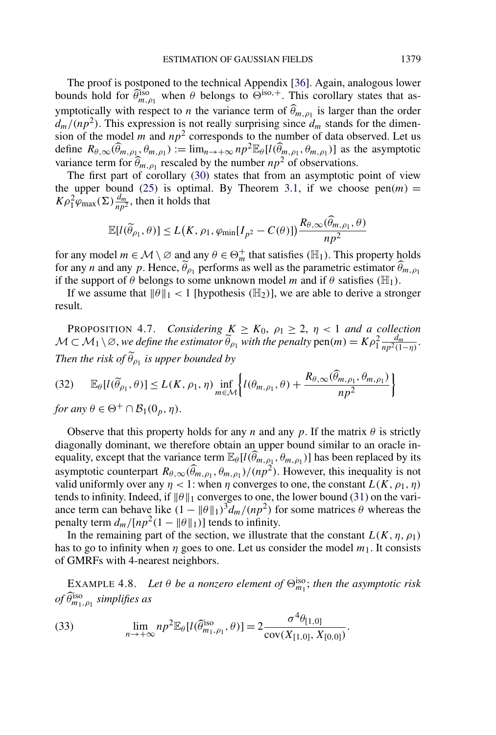The proof is postponed to the technical Appendix [36]. Again, analogous lower bounds hold for $\widehat{\theta}^{\text{iso}}_{m,\rho_1}$ when $\theta$ belongs to $\Theta^{\text{iso},+}$. This corollary states that asymptotically with respect to $n$ the variance term of $\widehat{\theta}_{m,\rho_1}$ is larger than the order $d_m/(np^2)$. This expression is not really surprising since $d_m$ stands for the dimension of the model $m$ and $np^2$ corresponds to the number of data observed. Let us define $R_{\theta,\infty}(\widehat{\theta}_{m,\rho_1}, \theta_{m,\rho_1}) := \lim_{n\to+\infty} np^2\mathbb{E}_\theta[l(\widehat{\theta}_{m,\rho_1}, \theta_{m,\rho_1})]$ as the asymptotic variance term for $\widehat{\theta}_{m,\rho_1}$ rescaled by the number $np^2$ of observations.

The first part of corollary (30) states that from an asymptotic point of view the upper bound (25) is optimal. By Theorem 3.1, if we choose $\text{pen}(m) = K\rho_1^2\varphi_{\max}(\Sigma)\frac{d_m}{np^2}$, then it holds that

$$\mathbb{E}[l(\widetilde{\theta}_{\rho_1}, \theta)] \le L\big(K, \rho_1, \varphi_{\min}[I_{p^2} - C(\theta)]\big)\frac{R_{\theta,\infty}(\widehat{\theta}_{m,\rho_1}, \theta)}{np^2}$$

for any model $m \in \mathcal{M} \setminus \varnothing$ and any $\theta \in \Theta_m^+$ that satisfies $(\mathbb{H}_1)$. This property holds for any $n$ and any $p$. Hence, $\widetilde{\theta}_{\rho_1}$ performs as well as the parametric estimator $\widehat{\theta}_{m,\rho_1}$ if the support of $\theta$ belongs to some unknown model $m$ and if $\theta$ satisfies $(\mathbb{H}_1)$.

If we assume that $\|\theta\|_1 < 1$ [hypothesis $(\mathbb{H}_2)$], we are able to derive a stronger result.

PROPOSITION 4.7. *Considering $K \ge K_0$, $\rho_1 \ge 2$, $\eta < 1$ and a collection $\mathcal{M} \subset \mathcal{M}_1 \setminus \varnothing$, we define the estimator $\widetilde{\theta}_{\rho_1}$ with the penalty* $\text{pen}(m) = K\rho_1^2\frac{d_m}{np^2(1-\eta)}$. *Then the risk of $\widetilde{\theta}_{\rho_1}$ is upper bounded by*

$$\mathbb{E}_\theta[l(\widetilde{\theta}_{\rho_1}, \theta)] \le L(K, \rho_1, \eta)\inf_{m\in\mathcal{M}}\left\{l(\theta_{m,\rho_1}, \theta) + \frac{R_{\theta,\infty}(\widehat{\theta}_{m,\rho_1}, \theta_{m,\rho_1})}{np^2}\right\} \tag{32}$$

*for any $\theta \in \Theta^+ \cap \mathcal{B}_1(0_p, \eta)$.*

Observe that this property holds for any $n$ and any $p$. If the matrix $\theta$ is strictly diagonally dominant, we therefore obtain an upper bound similar to an oracle inequality, except that the variance term $\mathbb{E}_\theta[l(\widehat{\theta}_{m,\rho_1}, \theta_{m,\rho_1})]$ has been replaced by its asymptotic counterpart $R_{\theta,\infty}(\widehat{\theta}_{m,\rho_1}, \theta_{m,\rho_1})/(np^2)$. However, this inequality is not valid uniformly over any $\eta < 1$: when $\eta$ converges to one, the constant $L(K, \rho_1, \eta)$ tends to infinity. Indeed, if $\|\theta\|_1$ converges to one, the lower bound (31) on the variance term can behave like $(1 - \|\theta\|_1)^3 d_m/(np^2)$ for some matrices $\theta$ whereas the penalty term $d_m/[np^2(1 - \|\theta\|_1)]$ tends to infinity.

In the remaining part of the section, we illustrate that the constant $L(K, \eta, \rho_1)$ has to go to infinity when $\eta$ goes to one. Let us consider the model $m_1$. It consists of GMRFs with 4-nearest neighbors.

EXAMPLE 4.8. *Let $\theta$ be a nonzero element of $\Theta^{\text{iso}}_{m_1}$; then the asymptotic risk of $\widehat{\theta}^{\text{iso}}_{m_1,\rho_1}$ simplifies as*

$$\lim_{n\to+\infty} np^2\mathbb{E}_\theta[l(\widehat{\theta}^{\text{iso}}_{m_1,\rho_1}, \theta)] = 2\frac{\sigma^4\theta_{[1,0]}}{\text{cov}(X_{[1,0]}, X_{[0,0]})}. \tag{33}$$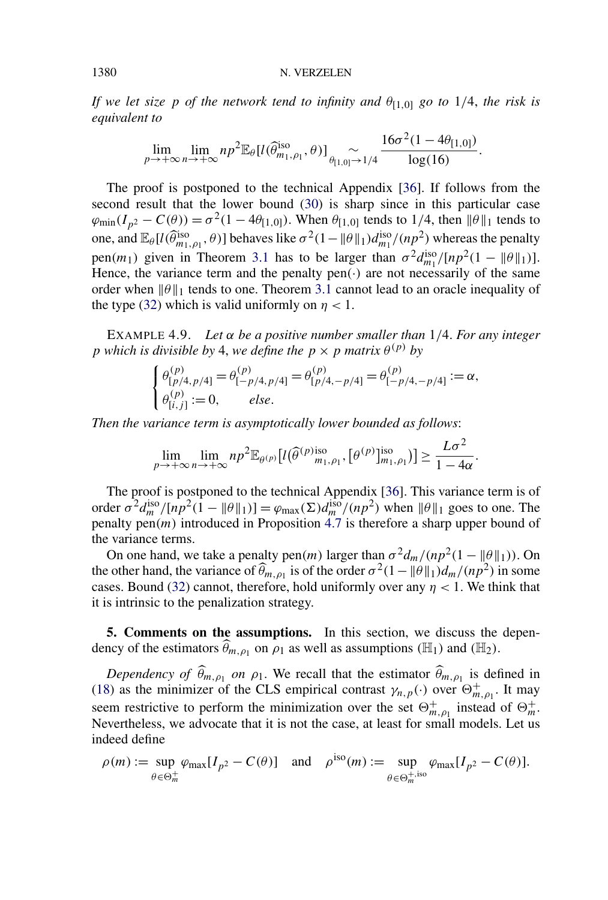*If we let size $p$ of the network tend to infinity and $\theta_{[1,0]}$ go to $1/4$, the risk is equivalent to*

$$\lim_{p\to+\infty}\lim_{n\to+\infty} np^2\mathbb{E}_\theta[l(\widehat{\theta}^{\text{iso}}_{m_1,\rho_1},\theta)] \underset{\theta_{[1,0]}\to 1/4}{\sim} \frac{16\sigma^2(1-4\theta_{[1,0]})}{\log(16)}.$$

The proof is postponed to the technical Appendix [36]. If follows from the second result that the lower bound (30) is sharp since in this particular case $\varphi_{\min}(I_{p^2}-C(\theta)) = \sigma^2(1-4\theta_{[1,0]})$. When $\theta_{[1,0]}$ tends to $1/4$, then $\|\theta\|_1$ tends to one, and $\mathbb{E}_\theta[l(\widehat{\theta}^{\text{iso}}_{m_1,\rho_1},\theta)]$ behaves like $\sigma^2(1-\|\theta\|_1)d^{\text{iso}}_{m_1}/(np^2)$ whereas the penalty $\text{pen}(m_1)$ given in Theorem 3.1 has to be larger than $\sigma^2 d^{\text{iso}}_{m_1}/[np^2(1-\|\theta\|_1)]$. Hence, the variance term and the penalty $\text{pen}(\cdot)$ are not necessarily of the same order when $\|\theta\|_1$ tends to one. Theorem 3.1 cannot lead to an oracle inequality of the type (32) which is valid uniformly on $\eta < 1$.

EXAMPLE 4.9. *Let $\alpha$ be a positive number smaller than $1/4$. For any integer $p$ which is divisible by 4, we define the $p\times p$ matrix $\theta^{(p)}$ by*

$$\begin{cases} \theta^{(p)}_{[p/4,p/4]} = \theta^{(p)}_{[-p/4,p/4]} = \theta^{(p)}_{[p/4,-p/4]} = \theta^{(p)}_{[-p/4,-p/4]} := \alpha, \\ \theta^{(p)}_{[i,j]} := 0, \qquad \textit{else}. \end{cases}$$

*Then the variance term is asymptotically lower bounded as follows*:

$$\lim_{p\to+\infty}\lim_{n\to+\infty} np^2\mathbb{E}_{\theta^{(p)}}\big[l\big(\widehat{\theta}^{(p)\text{iso}}_{m_1,\rho_1},[\theta^{(p)}]^{\text{iso}}_{m_1,\rho_1}\big)\big] \geq \frac{L\sigma^2}{1-4\alpha}.$$

The proof is postponed to the technical Appendix [36]. This variance term is of order $\sigma^2 d^{\text{iso}}_m/[np^2(1-\|\theta\|_1)] = \varphi_{\max}(\Sigma)d^{\text{iso}}_m/(np^2)$ when $\|\theta\|_1$ goes to one. The penalty $\text{pen}(m)$ introduced in Proposition 4.7 is therefore a sharp upper bound of the variance terms.

On one hand, we take a penalty $\text{pen}(m)$ larger than $\sigma^2 d_m/(np^2(1-\|\theta\|_1))$. On the other hand, the variance of $\widehat{\theta}_{m,\rho_1}$ is of the order $\sigma^2(1-\|\theta\|_1)d_m/(np^2)$ in some cases. Bound (32) cannot, therefore, hold uniformly over any $\eta < 1$. We think that it is intrinsic to the penalization strategy.

## 5. Comments on the assumptions.

In this section, we discuss the dependency of the estimators $\widehat{\theta}_{m,\rho_1}$ on $\rho_1$ as well as assumptions $(\mathbb{H}_1)$ and $(\mathbb{H}_2)$.

*Dependency of $\widehat{\theta}_{m,\rho_1}$ on $\rho_1$.* We recall that the estimator $\widehat{\theta}_{m,\rho_1}$ is defined in (18) as the minimizer of the CLS empirical contrast $\gamma_{n,p}(\cdot)$ over $\Theta^+_{m,\rho_1}$. It may seem restrictive to perform the minimization over the set $\Theta^+_{m,\rho_1}$ instead of $\Theta^+_m$. Nevertheless, we advocate that it is not the case, at least for small models. Let us indeed define

$$\rho(m) := \sup_{\theta\in\Theta^+_m}\varphi_{\max}[I_{p^2}-C(\theta)] \quad \text{and} \quad \rho^{\text{iso}}(m) := \sup_{\theta\in\Theta^{+,\text{iso}}_m}\varphi_{\max}[I_{p^2}-C(\theta)].$$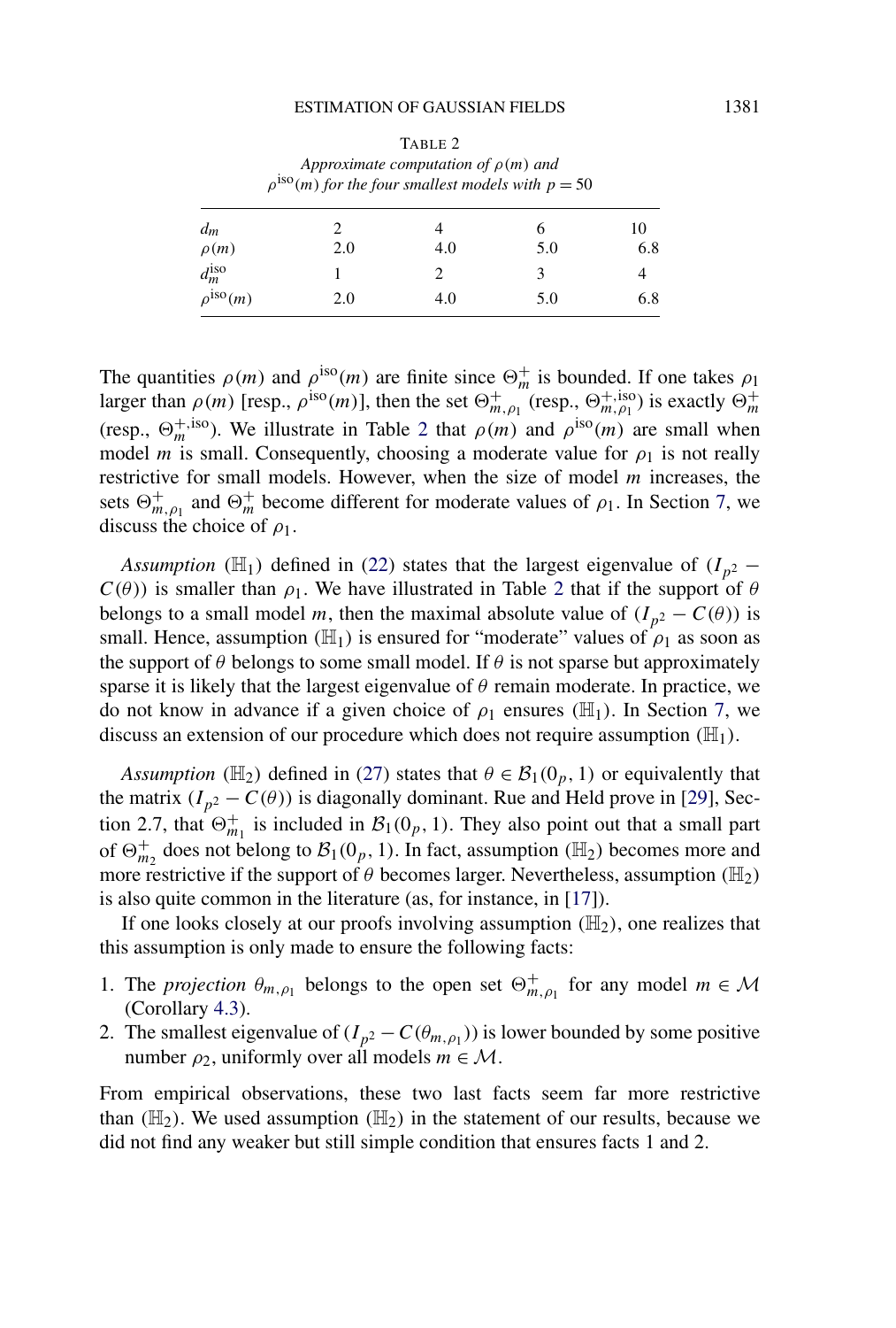TABLE 2
*Approximate computation of $\rho(m)$ and $\rho^{\text{iso}}(m)$ for the four smallest models with $p = 50$*

| | | | | |
|---|---|---|---|---|
| $d_m$ | 2 | 4 | 6 | 10 |
| $\rho(m)$ | 2.0 | 4.0 | 5.0 | 6.8 |
| $d_m^{\text{iso}}$ | 1 | 2 | 3 | 4 |
| $\rho^{\text{iso}}(m)$ | 2.0 | 4.0 | 5.0 | 6.8 |

The quantities $\rho(m)$ and $\rho^{\text{iso}}(m)$ are finite since $\Theta_m^+$ is bounded. If one takes $\rho_1$ larger than $\rho(m)$ [resp., $\rho^{\text{iso}}(m)$], then the set $\Theta_{m,\rho_1}^+$ (resp., $\Theta_{m,\rho_1}^{+,\text{iso}}$) is exactly $\Theta_m^+$ (resp., $\Theta_m^{+,\text{iso}}$). We illustrate in Table 2 that $\rho(m)$ and $\rho^{\text{iso}}(m)$ are small when model $m$ is small. Consequently, choosing a moderate value for $\rho_1$ is not really restrictive for small models. However, when the size of model $m$ increases, the sets $\Theta_{m,\rho_1}^+$ and $\Theta_m^+$ become different for moderate values of $\rho_1$. In Section 7, we discuss the choice of $\rho_1$.

*Assumption* ($\mathbb{H}_1$) defined in (22) states that the largest eigenvalue of $(I_{p^2} - C(\theta))$ is smaller than $\rho_1$. We have illustrated in Table 2 that if the support of $\theta$ belongs to a small model $m$, then the maximal absolute value of $(I_{p^2} - C(\theta))$ is small. Hence, assumption ($\mathbb{H}_1$) is ensured for "moderate" values of $\rho_1$ as soon as the support of $\theta$ belongs to some small model. If $\theta$ is not sparse but approximately sparse it is likely that the largest eigenvalue of $\theta$ remain moderate. In practice, we do not know in advance if a given choice of $\rho_1$ ensures ($\mathbb{H}_1$). In Section 7, we discuss an extension of our procedure which does not require assumption ($\mathbb{H}_1$).

*Assumption* ($\mathbb{H}_2$) defined in (27) states that $\theta \in \mathcal{B}_1(0_p, 1)$ or equivalently that the matrix $(I_{p^2} - C(\theta))$ is diagonally dominant. Rue and Held prove in [29], Section 2.7, that $\Theta_{m_1}^+$ is included in $\mathcal{B}_1(0_p, 1)$. They also point out that a small part of $\Theta_{m_2}^+$ does not belong to $\mathcal{B}_1(0_p, 1)$. In fact, assumption ($\mathbb{H}_2$) becomes more and more restrictive if the support of $\theta$ becomes larger. Nevertheless, assumption ($\mathbb{H}_2$) is also quite common in the literature (as, for instance, in [17]).

If one looks closely at our proofs involving assumption ($\mathbb{H}_2$), one realizes that this assumption is only made to ensure the following facts:

1. The *projection* $\theta_{m,\rho_1}$ belongs to the open set $\Theta_{m,\rho_1}^+$ for any model $m \in \mathcal{M}$ (Corollary 4.3).
2. The smallest eigenvalue of $(I_{p^2} - C(\theta_{m,\rho_1}))$ is lower bounded by some positive number $\rho_2$, uniformly over all models $m \in \mathcal{M}$.

From empirical observations, these two last facts seem far more restrictive than ($\mathbb{H}_2$). We used assumption ($\mathbb{H}_2$) in the statement of our results, because we did not find any weaker but still simple condition that ensures facts 1 and 2.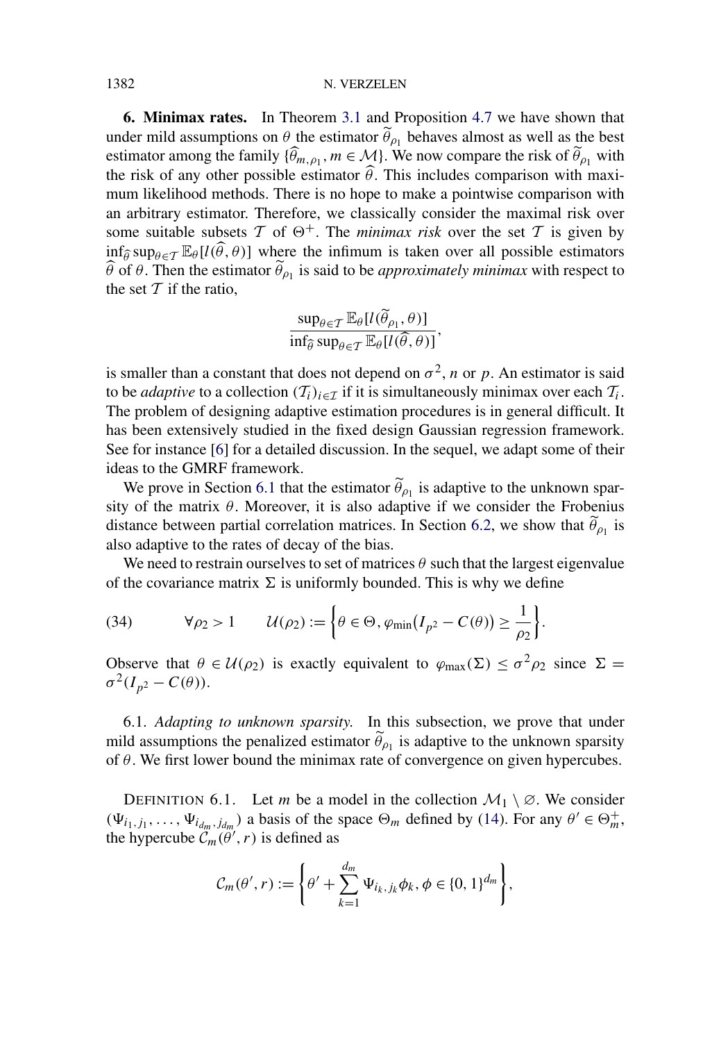## 6. Minimax rates.

In Theorem 3.1 and Proposition 4.7 we have shown that under mild assumptions on $\theta$ the estimator $\widetilde{\theta}_{\rho_1}$ behaves almost as well as the best estimator among the family $\{\widehat{\theta}_{m,\rho_1}, m \in \mathcal{M}\}$. We now compare the risk of $\widetilde{\theta}_{\rho_1}$ with the risk of any other possible estimator $\widehat{\theta}$. This includes comparison with maximum likelihood methods. There is no hope to make a pointwise comparison with an arbitrary estimator. Therefore, we classically consider the maximal risk over some suitable subsets $\mathcal{T}$ of $\Theta^+$. The *minimax risk* over the set $\mathcal{T}$ is given by $\inf_{\widehat{\theta}} \sup_{\theta \in \mathcal{T}} \mathbb{E}_\theta[l(\widehat{\theta}, \theta)]$ where the infimum is taken over all possible estimators $\widehat{\theta}$ of $\theta$. Then the estimator $\widetilde{\theta}_{\rho_1}$ is said to be *approximately minimax* with respect to the set $\mathcal{T}$ if the ratio,

$$\frac{\sup_{\theta \in \mathcal{T}} \mathbb{E}_\theta[l(\widetilde{\theta}_{\rho_1}, \theta)]}{\inf_{\widehat{\theta}} \sup_{\theta \in \mathcal{T}} \mathbb{E}_\theta[l(\widehat{\theta}, \theta)]},$$

is smaller than a constant that does not depend on $\sigma^2$, $n$ or $p$. An estimator is said to be *adaptive* to a collection $(\mathcal{T}_i)_{i \in \mathcal{I}}$ if it is simultaneously minimax over each $\mathcal{T}_i$. The problem of designing adaptive estimation procedures is in general difficult. It has been extensively studied in the fixed design Gaussian regression framework. See for instance [6] for a detailed discussion. In the sequel, we adapt some of their ideas to the GMRF framework.

We prove in Section 6.1 that the estimator $\widetilde{\theta}_{\rho_1}$ is adaptive to the unknown sparsity of the matrix $\theta$. Moreover, it is also adaptive if we consider the Frobenius distance between partial correlation matrices. In Section 6.2, we show that $\widetilde{\theta}_{\rho_1}$ is also adaptive to the rates of decay of the bias.

We need to restrain ourselves to set of matrices $\theta$ such that the largest eigenvalue of the covariance matrix $\Sigma$ is uniformly bounded. This is why we define

$$\forall \rho_2 > 1 \qquad \mathcal{U}(\rho_2) := \left\{\theta \in \Theta, \varphi_{\min}\big(I_{p^2} - C(\theta)\big) \geq \frac{1}{\rho_2}\right\}. \tag{34}$$

Observe that $\theta \in \mathcal{U}(\rho_2)$ is exactly equivalent to $\varphi_{\max}(\Sigma) \leq \sigma^2 \rho_2$ since $\Sigma = \sigma^2(I_{p^2} - C(\theta))$.

### 6.1. *Adapting to unknown sparsity.*

In this subsection, we prove that under mild assumptions the penalized estimator $\widetilde{\theta}_{\rho_1}$ is adaptive to the unknown sparsity of $\theta$. We first lower bound the minimax rate of convergence on given hypercubes.

DEFINITION 6.1. Let $m$ be a model in the collection $\mathcal{M}_1 \setminus \varnothing$. We consider $(\Psi_{i_1,j_1}, \ldots, \Psi_{i_{d_m},j_{d_m}})$ a basis of the space $\Theta_m$ defined by (14). For any $\theta' \in \Theta_m^+$, the hypercube $\mathcal{C}_m(\theta', r)$ is defined as

$$\mathcal{C}_m(\theta', r) := \left\{\theta' + \sum_{k=1}^{d_m} \Psi_{i_k,j_k} \phi_k, \phi \in \{0,1\}^{d_m}\right\},$$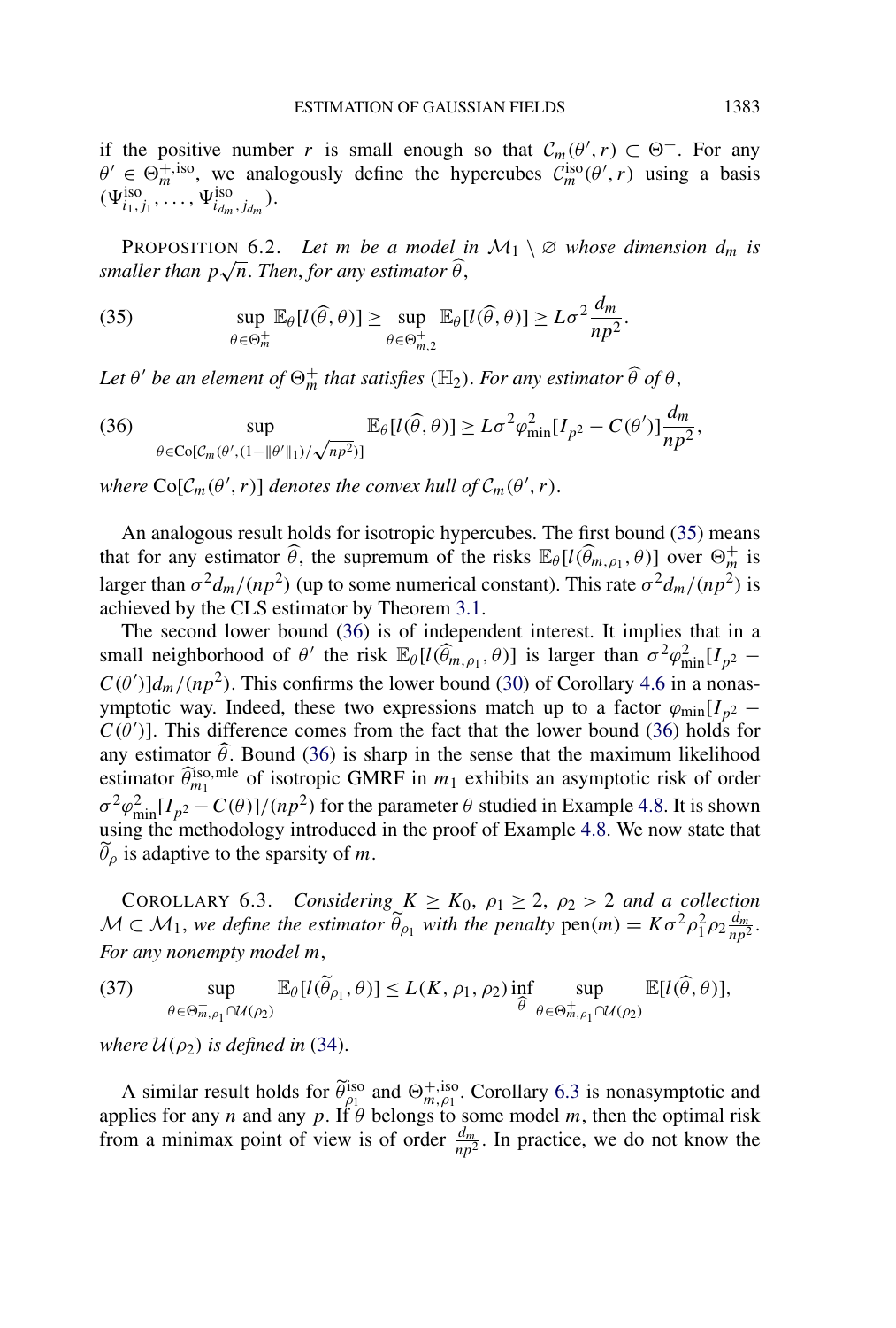if the positive number $r$ is small enough so that $\mathcal{C}_m(\theta', r) \subset \Theta^+$. For any $\theta' \in \Theta_m^{+,\mathrm{iso}}$, we analogously define the hypercubes $\mathcal{C}_m^{\mathrm{iso}}(\theta', r)$ using a basis $(\Psi^{\mathrm{iso}}_{i_1,j_1}, \dots, \Psi^{\mathrm{iso}}_{i_{d_m},j_{d_m}})$.

PROPOSITION 6.2. *Let $m$ be a model in $\mathcal{M}_1 \setminus \varnothing$ whose dimension $d_m$ is smaller than $p\sqrt{n}$. Then, for any estimator $\widehat{\theta}$,*

$$\sup_{\theta \in \Theta_m^+} \mathbb{E}_\theta[l(\widehat{\theta}, \theta)] \geq \sup_{\theta \in \Theta_{m,2}^+} \mathbb{E}_\theta[l(\widehat{\theta}, \theta)] \geq L\sigma^2 \frac{d_m}{np^2}. \tag{35}$$

*Let $\theta'$ be an element of $\Theta_m^+$ that satisfies $(\mathbb{H}_2)$. For any estimator $\widehat{\theta}$ of $\theta$,*

$$\sup_{\theta \in \mathrm{Co}[\mathcal{C}_m(\theta', (1-\|\theta'\|_1)/\sqrt{np^2})]} \mathbb{E}_\theta[l(\widehat{\theta}, \theta)] \geq L\sigma^2 \varphi_{\min}^2 [I_{p^2} - C(\theta')] \frac{d_m}{np^2}, \tag{36}$$

*where $\mathrm{Co}[\mathcal{C}_m(\theta', r)]$ denotes the convex hull of $\mathcal{C}_m(\theta', r)$.*

An analogous result holds for isotropic hypercubes. The first bound (35) means that for any estimator $\widehat{\theta}$, the supremum of the risks $\mathbb{E}_\theta[l(\widehat{\theta}_{m,\rho_1}, \theta)]$ over $\Theta_m^+$ is larger than $\sigma^2 d_m/(np^2)$ (up to some numerical constant). This rate $\sigma^2 d_m/(np^2)$ is achieved by the CLS estimator by Theorem 3.1.

The second lower bound (36) is of independent interest. It implies that in a small neighborhood of $\theta'$ the risk $\mathbb{E}_\theta[l(\widehat{\theta}_{m,\rho_1}, \theta)]$ is larger than $\sigma^2 \varphi_{\min}^2 [I_{p^2} - C(\theta')] d_m/(np^2)$. This confirms the lower bound (30) of Corollary 4.6 in a nonasymptotic way. Indeed, these two expressions match up to a factor $\varphi_{\min}[I_{p^2} - C(\theta')]$. This difference comes from the fact that the lower bound (36) holds for any estimator $\widehat{\theta}$. Bound (36) is sharp in the sense that the maximum likelihood estimator $\widehat{\theta}^{\mathrm{iso,mle}}_{m_1}$ of isotropic GMRF in $m_1$ exhibits an asymptotic risk of order $\sigma^2 \varphi_{\min}^2 [I_{p^2} - C(\theta)]/(np^2)$ for the parameter $\theta$ studied in Example 4.8. It is shown using the methodology introduced in the proof of Example 4.8. We now state that $\widetilde{\theta}_\rho$ is adaptive to the sparsity of $m$.

COROLLARY 6.3. *Considering $K \geq K_0$, $\rho_1 \geq 2$, $\rho_2 > 2$ and a collection $\mathcal{M} \subset \mathcal{M}_1$, we define the estimator $\widetilde{\theta}_{\rho_1}$ with the penalty* $\mathrm{pen}(m) = K\sigma^2 \rho_1^2 \rho_2 \frac{d_m}{np^2}$. *For any nonempty model $m$,*

$$\sup_{\theta \in \Theta_{m,\rho_1}^+ \cap \mathcal{U}(\rho_2)} \mathbb{E}_\theta[l(\widetilde{\theta}_{\rho_1}, \theta)] \leq L(K, \rho_1, \rho_2) \inf_{\widehat{\theta}} \sup_{\theta \in \Theta_{m,\rho_1}^+ \cap \mathcal{U}(\rho_2)} \mathbb{E}[l(\widehat{\theta}, \theta)], \tag{37}$$

*where $\mathcal{U}(\rho_2)$ is defined in* (34).

A similar result holds for $\widetilde{\theta}^{\mathrm{iso}}_{\rho_1}$ and $\Theta^{+,\mathrm{iso}}_{m,\rho_1}$. Corollary 6.3 is nonasymptotic and applies for any $n$ and any $p$. If $\theta$ belongs to some model $m$, then the optimal risk from a minimax point of view is of order $\frac{d_m}{np^2}$. In practice, we do not know the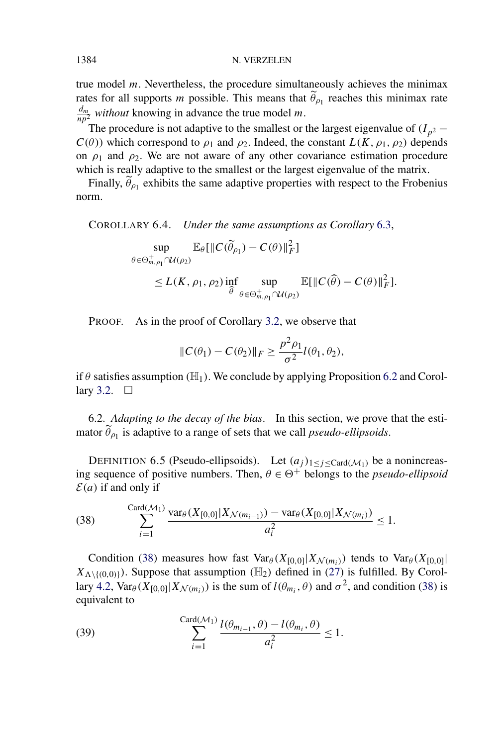true model $m$. Nevertheless, the procedure simultaneously achieves the minimax rates for all supports $m$ possible. This means that $\widetilde{\theta}_{\rho_1}$ reaches this minimax rate $\frac{d_m}{np^2}$ *without* knowing in advance the true model $m$.

The procedure is not adaptive to the smallest or the largest eigenvalue of $(I_{p^2} - C(\theta))$ which correspond to $\rho_1$ and $\rho_2$. Indeed, the constant $L(K, \rho_1, \rho_2)$ depends on $\rho_1$ and $\rho_2$. We are not aware of any other covariance estimation procedure which is really adaptive to the smallest or the largest eigenvalue of the matrix.

Finally, $\widetilde{\theta}_{\rho_1}$ exhibits the same adaptive properties with respect to the Frobenius norm.

COROLLARY 6.4. *Under the same assumptions as Corollary* 6.3,

$$\sup_{\theta \in \Theta^+_{m,\rho_1} \cap \mathcal{U}(\rho_2)} \mathbb{E}_\theta[\|C(\widetilde{\theta}_{\rho_1}) - C(\theta)\|_F^2]$$
$$\leq L(K, \rho_1, \rho_2) \inf_{\widehat{\theta}} \sup_{\theta \in \Theta^+_{m,\rho_1} \cap \mathcal{U}(\rho_2)} \mathbb{E}[\|C(\widehat{\theta}) - C(\theta)\|_F^2].$$

PROOF. As in the proof of Corollary 3.2, we observe that

$$\|C(\theta_1) - C(\theta_2)\|_F \geq \frac{p^2 \rho_1}{\sigma^2} l(\theta_1, \theta_2),$$

if $\theta$ satisfies assumption $(\mathbb{H}_1)$. We conclude by applying Proposition 6.2 and Corollary 3.2. $\square$

6.2. *Adapting to the decay of the bias*. In this section, we prove that the estimator $\widetilde{\theta}_{\rho_1}$ is adaptive to a range of sets that we call *pseudo-ellipsoids*.

DEFINITION 6.5 (Pseudo-ellipsoids). Let $(a_j)_{1 \leq j \leq \mathrm{Card}(\mathcal{M}_1)}$ be a nonincreasing sequence of positive numbers. Then, $\theta \in \Theta^+$ belongs to the *pseudo-ellipsoid* $\mathcal{E}(a)$ if and only if

$$\sum_{i=1}^{\mathrm{Card}(\mathcal{M}_1)} \frac{\mathrm{var}_\theta(X_{[0,0]} | X_{\mathcal{N}(m_{i-1})}) - \mathrm{var}_\theta(X_{[0,0]} | X_{\mathcal{N}(m_i)})}{a_i^2} \leq 1. \tag{38}$$

Condition (38) measures how fast $\mathrm{Var}_\theta(X_{[0,0]} | X_{\mathcal{N}(m_i)})$ tends to $\mathrm{Var}_\theta(X_{[0,0]} | X_{\Lambda \setminus \{(0,0)\}})$. Suppose that assumption $(\mathbb{H}_2)$ defined in (27) is fulfilled. By Corollary 4.2, $\mathrm{Var}_\theta(X_{[0,0]} | X_{\mathcal{N}(m_i)})$ is the sum of $l(\theta_{m_i}, \theta)$ and $\sigma^2$, and condition (38) is equivalent to

$$\sum_{i=1}^{\mathrm{Card}(\mathcal{M}_1)} \frac{l(\theta_{m_{i-1}}, \theta) - l(\theta_{m_i}, \theta)}{a_i^2} \leq 1. \tag{39}$$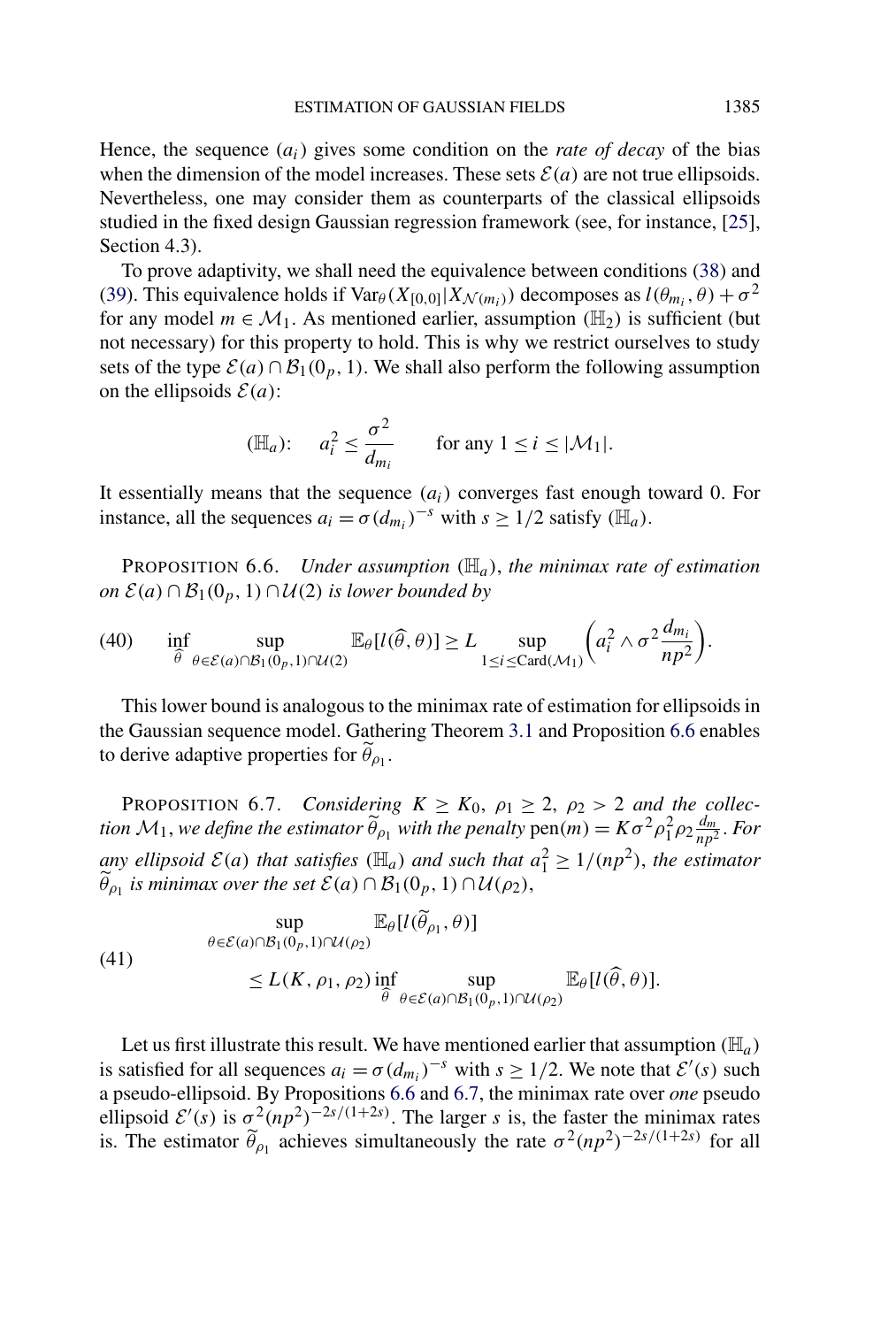Hence, the sequence $(a_i)$ gives some condition on the *rate of decay* of the bias when the dimension of the model increases. These sets $\mathcal{E}(a)$ are not true ellipsoids. Nevertheless, one may consider them as counterparts of the classical ellipsoids studied in the fixed design Gaussian regression framework (see, for instance, [25], Section 4.3).

To prove adaptivity, we shall need the equivalence between conditions (38) and (39). This equivalence holds if $\operatorname{Var}_\theta(X_{[0,0]}|X_{\mathcal{N}(m_i)})$ decomposes as $l(\theta_{m_i}, \theta) + \sigma^2$ for any model $m \in \mathcal{M}_1$. As mentioned earlier, assumption $(\mathbb{H}_2)$ is sufficient (but not necessary) for this property to hold. This is why we restrict ourselves to study sets of the type $\mathcal{E}(a) \cap \mathcal{B}_1(0_p, 1)$. We shall also perform the following assumption on the ellipsoids $\mathcal{E}(a)$:

$$(\mathbb{H}_a): \quad a_i^2 \leq \frac{\sigma^2}{d_{m_i}} \qquad \text{for any } 1 \leq i \leq |\mathcal{M}_1|.$$

It essentially means that the sequence $(a_i)$ converges fast enough toward 0. For instance, all the sequences $a_i = \sigma(d_{m_i})^{-s}$ with $s \geq 1/2$ satisfy $(\mathbb{H}_a)$.

PROPOSITION 6.6. *Under assumption $(\mathbb{H}_a)$, the minimax rate of estimation on $\mathcal{E}(a) \cap \mathcal{B}_1(0_p, 1) \cap \mathcal{U}(2)$ is lower bounded by*

$$\inf_{\widehat{\theta}} \sup_{\theta \in \mathcal{E}(a) \cap \mathcal{B}_1(0_p,1) \cap \mathcal{U}(2)} \mathbb{E}_\theta[l(\widehat{\theta}, \theta)] \geq L \sup_{1 \leq i \leq \operatorname{Card}(\mathcal{M}_1)} \left( a_i^2 \wedge \sigma^2 \frac{d_{m_i}}{np^2} \right). \tag{40}$$

This lower bound is analogous to the minimax rate of estimation for ellipsoids in the Gaussian sequence model. Gathering Theorem 3.1 and Proposition 6.6 enables to derive adaptive properties for $\widetilde{\theta}_{\rho_1}$.

PROPOSITION 6.7. *Considering $K \geq K_0$, $\rho_1 \geq 2$, $\rho_2 > 2$ and the collection $\mathcal{M}_1$, we define the estimator $\widetilde{\theta}_{\rho_1}$ with the penalty $\operatorname{pen}(m) = K\sigma^2\rho_1^2\rho_2\frac{d_m}{np^2}$. For any ellipsoid $\mathcal{E}(a)$ that satisfies $(\mathbb{H}_a)$ and such that $a_1^2 \geq 1/(np^2)$, the estimator $\widetilde{\theta}_{\rho_1}$ is minimax over the set $\mathcal{E}(a) \cap \mathcal{B}_1(0_p, 1) \cap \mathcal{U}(\rho_2)$,*

$$\begin{aligned} &\sup_{\theta \in \mathcal{E}(a) \cap \mathcal{B}_1(0_p,1) \cap \mathcal{U}(\rho_2)} \mathbb{E}_\theta[l(\widetilde{\theta}_{\rho_1}, \theta)] \\ &\qquad \leq L(K, \rho_1, \rho_2) \inf_{\widehat{\theta}} \sup_{\theta \in \mathcal{E}(a) \cap \mathcal{B}_1(0_p,1) \cap \mathcal{U}(\rho_2)} \mathbb{E}_\theta[l(\widehat{\theta}, \theta)]. \end{aligned} \tag{41}$$

Let us first illustrate this result. We have mentioned earlier that assumption $(\mathbb{H}_a)$ is satisfied for all sequences $a_i = \sigma(d_{m_i})^{-s}$ with $s \geq 1/2$. We note that $\mathcal{E}'(s)$ such a pseudo-ellipsoid. By Propositions 6.6 and 6.7, the minimax rate over *one* pseudo ellipsoid $\mathcal{E}'(s)$ is $\sigma^2(np^2)^{-2s/(1+2s)}$. The larger $s$ is, the faster the minimax rates is. The estimator $\widetilde{\theta}_{\rho_1}$ achieves simultaneously the rate $\sigma^2(np^2)^{-2s/(1+2s)}$ for all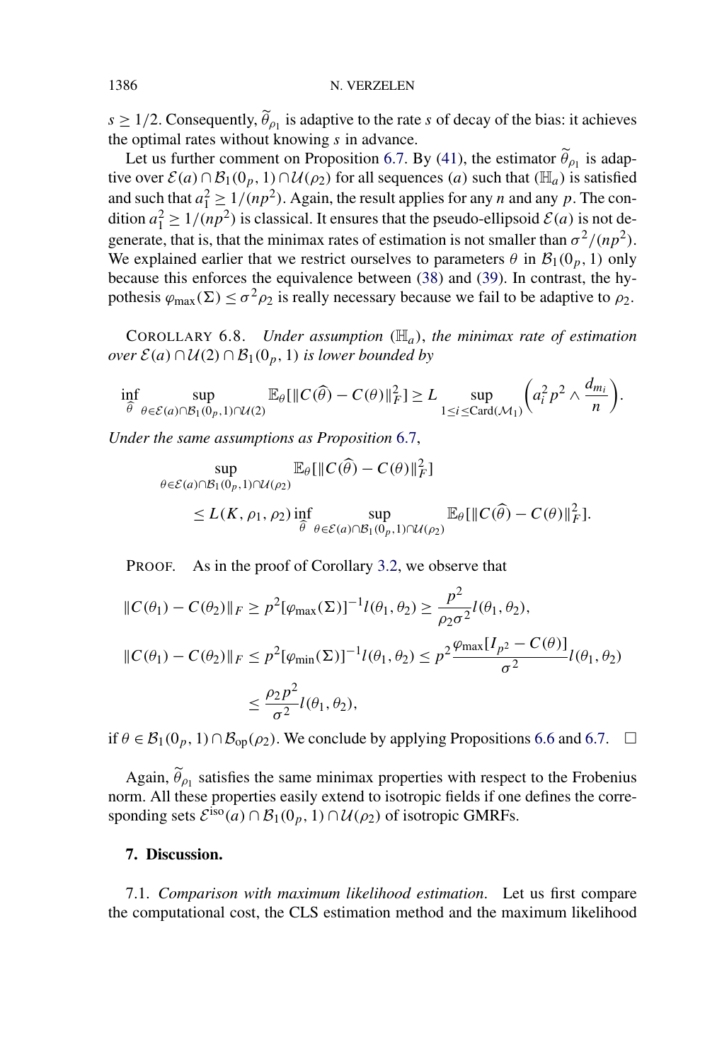$s \geq 1/2$. Consequently, $\widetilde{\theta}_{\rho_1}$ is adaptive to the rate $s$ of decay of the bias: it achieves the optimal rates without knowing $s$ in advance.

Let us further comment on Proposition 6.7. By (41), the estimator $\widetilde{\theta}_{\rho_1}$ is adaptive over $\mathcal{E}(a) \cap \mathcal{B}_1(0_p, 1) \cap \mathcal{U}(\rho_2)$ for all sequences $(a)$ such that $(\mathbb{H}_a)$ is satisfied and such that $a_1^2 \geq 1/(np^2)$. Again, the result applies for any $n$ and any $p$. The condition $a_1^2 \geq 1/(np^2)$ is classical. It ensures that the pseudo-ellipsoid $\mathcal{E}(a)$ is not degenerate, that is, that the minimax rates of estimation is not smaller than $\sigma^2/(np^2)$. We explained earlier that we restrict ourselves to parameters $\theta$ in $\mathcal{B}_1(0_p, 1)$ only because this enforces the equivalence between (38) and (39). In contrast, the hypothesis $\varphi_{\max}(\Sigma) \leq \sigma^2 \rho_2$ is really necessary because we fail to be adaptive to $\rho_2$.

COROLLARY 6.8. *Under assumption* $(\mathbb{H}_a)$, *the minimax rate of estimation over* $\mathcal{E}(a) \cap \mathcal{U}(2) \cap \mathcal{B}_1(0_p, 1)$ *is lower bounded by*

$$\inf_{\widehat{\theta}} \sup_{\theta \in \mathcal{E}(a) \cap \mathcal{B}_1(0_p,1) \cap \mathcal{U}(2)} \mathbb{E}_\theta[\|C(\widehat{\theta}) - C(\theta)\|_F^2] \geq L \sup_{1 \leq i \leq \mathrm{Card}(\mathcal{M}_1)} \left( a_i^2 p^2 \wedge \frac{d_{m_i}}{n} \right).$$

*Under the same assumptions as Proposition* 6.7,

$$\begin{aligned}
&\sup_{\theta \in \mathcal{E}(a) \cap \mathcal{B}_1(0_p,1) \cap \mathcal{U}(\rho_2)} \mathbb{E}_\theta[\|C(\widetilde{\theta}) - C(\theta)\|_F^2] \\
&\qquad \leq L(K, \rho_1, \rho_2) \inf_{\widehat{\theta}} \sup_{\theta \in \mathcal{E}(a) \cap \mathcal{B}_1(0_p,1) \cap \mathcal{U}(\rho_2)} \mathbb{E}_\theta[\|C(\widehat{\theta}) - C(\theta)\|_F^2].
\end{aligned}$$

PROOF. As in the proof of Corollary 3.2, we observe that

$$\begin{aligned}
\|C(\theta_1) - C(\theta_2)\|_F &\geq p^2 [\varphi_{\max}(\Sigma)]^{-1} l(\theta_1, \theta_2) \geq \frac{p^2}{\rho_2 \sigma^2} l(\theta_1, \theta_2), \\
\|C(\theta_1) - C(\theta_2)\|_F &\leq p^2 [\varphi_{\min}(\Sigma)]^{-1} l(\theta_1, \theta_2) \leq p^2 \frac{\varphi_{\max}[I_{p^2} - C(\theta)]}{\sigma^2} l(\theta_1, \theta_2) \\
&\leq \frac{\rho_2 p^2}{\sigma^2} l(\theta_1, \theta_2),
\end{aligned}$$

if $\theta \in \mathcal{B}_1(0_p, 1) \cap \mathcal{B}_{\mathrm{op}}(\rho_2)$. We conclude by applying Propositions 6.6 and 6.7. $\square$

Again, $\widetilde{\theta}_{\rho_1}$ satisfies the same minimax properties with respect to the Frobenius norm. All these properties easily extend to isotropic fields if one defines the corresponding sets $\mathcal{E}^{\mathrm{iso}}(a) \cap \mathcal{B}_1(0_p, 1) \cap \mathcal{U}(\rho_2)$ of isotropic GMRFs.

## 7. Discussion.

7.1. *Comparison with maximum likelihood estimation*. Let us first compare the computational cost, the CLS estimation method and the maximum likelihood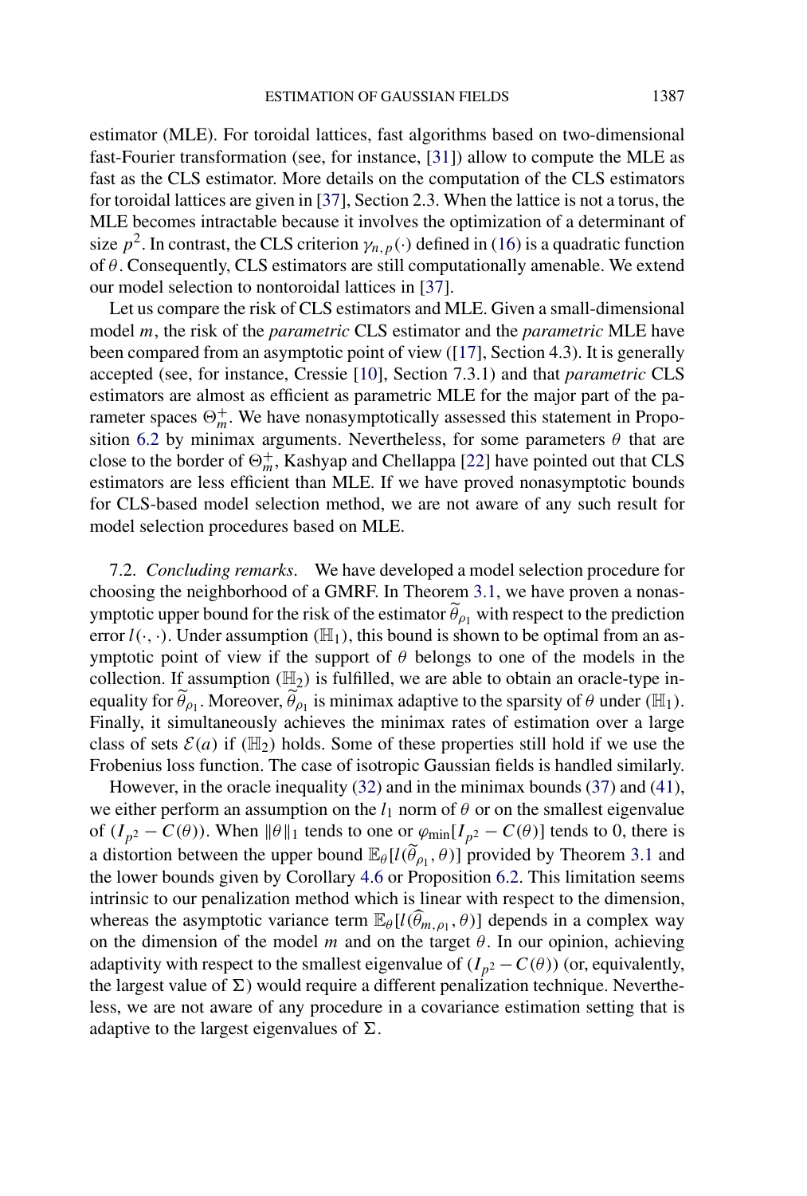estimator (MLE). For toroidal lattices, fast algorithms based on two-dimensional fast-Fourier transformation (see, for instance, [31]) allow to compute the MLE as fast as the CLS estimator. More details on the computation of the CLS estimators for toroidal lattices are given in [37], Section 2.3. When the lattice is not a torus, the MLE becomes intractable because it involves the optimization of a determinant of size $p^2$. In contrast, the CLS criterion $\gamma_{n,p}(\cdot)$ defined in (16) is a quadratic function of $\theta$. Consequently, CLS estimators are still computationally amenable. We extend our model selection to nontoroidal lattices in [37].

Let us compare the risk of CLS estimators and MLE. Given a small-dimensional model $m$, the risk of the *parametric* CLS estimator and the *parametric* MLE have been compared from an asymptotic point of view ([17], Section 4.3). It is generally accepted (see, for instance, Cressie [10], Section 7.3.1) and that *parametric* CLS estimators are almost as efficient as parametric MLE for the major part of the parameter spaces $\Theta_m^+$. We have nonasymptotically assessed this statement in Proposition 6.2 by minimax arguments. Nevertheless, for some parameters $\theta$ that are close to the border of $\Theta_m^+$, Kashyap and Chellappa [22] have pointed out that CLS estimators are less efficient than MLE. If we have proved nonasymptotic bounds for CLS-based model selection method, we are not aware of any such result for model selection procedures based on MLE.

7.2. *Concluding remarks*. We have developed a model selection procedure for choosing the neighborhood of a GMRF. In Theorem 3.1, we have proven a nonasymptotic upper bound for the risk of the estimator $\widetilde{\theta}_{\rho_1}$ with respect to the prediction error $l(\cdot,\cdot)$. Under assumption ($\mathbb{H}_1$), this bound is shown to be optimal from an asymptotic point of view if the support of $\theta$ belongs to one of the models in the collection. If assumption ($\mathbb{H}_2$) is fulfilled, we are able to obtain an oracle-type inequality for $\widetilde{\theta}_{\rho_1}$. Moreover, $\widetilde{\theta}_{\rho_1}$ is minimax adaptive to the sparsity of $\theta$ under ($\mathbb{H}_1$). Finally, it simultaneously achieves the minimax rates of estimation over a large class of sets $\mathcal{E}(a)$ if ($\mathbb{H}_2$) holds. Some of these properties still hold if we use the Frobenius loss function. The case of isotropic Gaussian fields is handled similarly.

However, in the oracle inequality (32) and in the minimax bounds (37) and (41), we either perform an assumption on the $l_1$ norm of $\theta$ or on the smallest eigenvalue of $(I_{p^2} - C(\theta))$. When $\|\theta\|_1$ tends to one or $\varphi_{\min}[I_{p^2} - C(\theta)]$ tends to 0, there is a distortion between the upper bound $\mathbb{E}_\theta[l(\widetilde{\theta}_{\rho_1}, \theta)]$ provided by Theorem 3.1 and the lower bounds given by Corollary 4.6 or Proposition 6.2. This limitation seems intrinsic to our penalization method which is linear with respect to the dimension, whereas the asymptotic variance term $\mathbb{E}_\theta[l(\widehat{\theta}_{m,\rho_1}, \theta)]$ depends in a complex way on the dimension of the model $m$ and on the target $\theta$. In our opinion, achieving adaptivity with respect to the smallest eigenvalue of $(I_{p^2} - C(\theta))$ (or, equivalently, the largest value of $\Sigma$) would require a different penalization technique. Nevertheless, we are not aware of any procedure in a covariance estimation setting that is adaptive to the largest eigenvalues of $\Sigma$.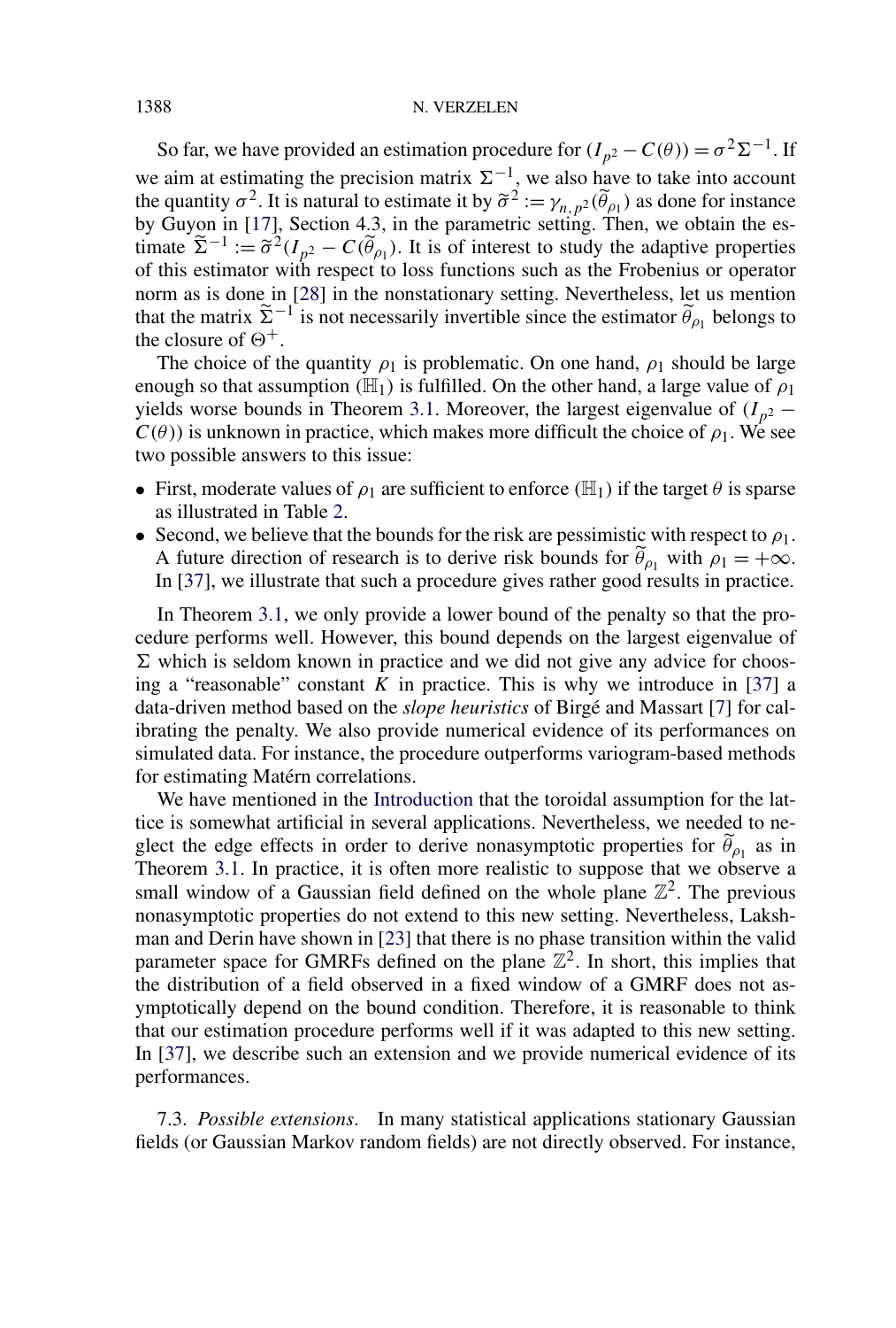So far, we have provided an estimation procedure for $(I_{p^2} - C(\theta)) = \sigma^2 \Sigma^{-1}$. If we aim at estimating the precision matrix $\Sigma^{-1}$, we also have to take into account the quantity $\sigma^2$. It is natural to estimate it by $\widetilde{\sigma}^2 := \gamma_{n,p^2}(\widetilde{\theta}_{\rho_1})$ as done for instance by Guyon in [17], Section 4.3, in the parametric setting. Then, we obtain the estimate $\widetilde{\Sigma}^{-1} := \widetilde{\sigma}^2(I_{p^2} - C(\widetilde{\theta}_{\rho_1})$. It is of interest to study the adaptive properties of this estimator with respect to loss functions such as the Frobenius or operator norm as is done in [28] in the nonstationary setting. Nevertheless, let us mention that the matrix $\widetilde{\Sigma}^{-1}$ is not necessarily invertible since the estimator $\widetilde{\theta}_{\rho_1}$ belongs to the closure of $\Theta^+$.

The choice of the quantity $\rho_1$ is problematic. On one hand, $\rho_1$ should be large enough so that assumption $(\mathbb{H}_1)$ is fulfilled. On the other hand, a large value of $\rho_1$ yields worse bounds in Theorem 3.1. Moreover, the largest eigenvalue of $(I_{p^2} - C(\theta))$ is unknown in practice, which makes more difficult the choice of $\rho_1$. We see two possible answers to this issue:

- First, moderate values of $\rho_1$ are sufficient to enforce $(\mathbb{H}_1)$ if the target $\theta$ is sparse as illustrated in Table 2.
- Second, we believe that the bounds for the risk are pessimistic with respect to $\rho_1$. A future direction of research is to derive risk bounds for $\widetilde{\theta}_{\rho_1}$ with $\rho_1 = +\infty$. In [37], we illustrate that such a procedure gives rather good results in practice.

In Theorem 3.1, we only provide a lower bound of the penalty so that the procedure performs well. However, this bound depends on the largest eigenvalue of $\Sigma$ which is seldom known in practice and we did not give any advice for choosing a "reasonable" constant $K$ in practice. This is why we introduce in [37] a data-driven method based on the *slope heuristics* of Birgé and Massart [7] for calibrating the penalty. We also provide numerical evidence of its performances on simulated data. For instance, the procedure outperforms variogram-based methods for estimating Matérn correlations.

We have mentioned in the Introduction that the toroidal assumption for the lattice is somewhat artificial in several applications. Nevertheless, we needed to neglect the edge effects in order to derive nonasymptotic properties for $\widetilde{\theta}_{\rho_1}$ as in Theorem 3.1. In practice, it is often more realistic to suppose that we observe a small window of a Gaussian field defined on the whole plane $\mathbb{Z}^2$. The previous nonasymptotic properties do not extend to this new setting. Nevertheless, Lakshman and Derin have shown in [23] that there is no phase transition within the valid parameter space for GMRFs defined on the plane $\mathbb{Z}^2$. In short, this implies that the distribution of a field observed in a fixed window of a GMRF does not asymptotically depend on the bound condition. Therefore, it is reasonable to think that our estimation procedure performs well if it was adapted to this new setting. In [37], we describe such an extension and we provide numerical evidence of its performances.

7.3. *Possible extensions*. In many statistical applications stationary Gaussian fields (or Gaussian Markov random fields) are not directly observed. For instance,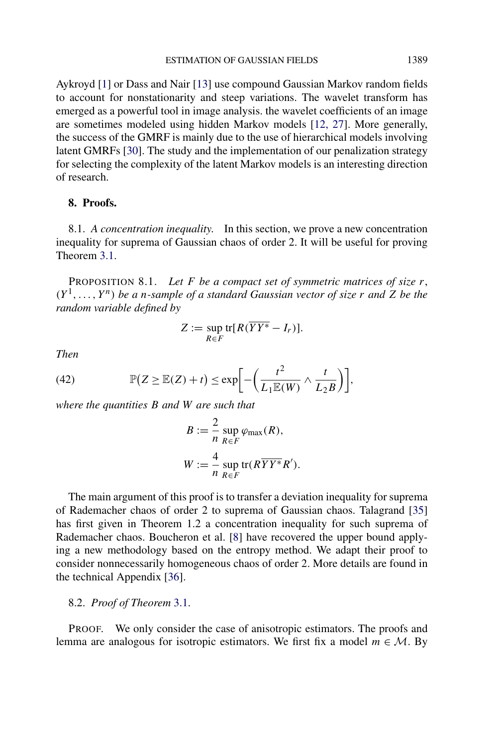Aykroyd [1] or Dass and Nair [13] use compound Gaussian Markov random fields to account for nonstationarity and steep variations. The wavelet transform has emerged as a powerful tool in image analysis. the wavelet coefficients of an image are sometimes modeled using hidden Markov models [12, 27]. More generally, the success of the GMRF is mainly due to the use of hierarchical models involving latent GMRFs [30]. The study and the implementation of our penalization strategy for selecting the complexity of the latent Markov models is an interesting direction of research.

## 8. Proofs.

8.1. *A concentration inequality.* In this section, we prove a new concentration inequality for suprema of Gaussian chaos of order 2. It will be useful for proving Theorem 3.1.

PROPOSITION 8.1. *Let $F$ be a compact set of symmetric matrices of size $r$, $(Y^1, \dots, Y^n)$ be a $n$-sample of a standard Gaussian vector of size $r$ and $Z$ be the random variable defined by*

$$Z := \sup_{R \in F} \operatorname{tr}[R(\overline{YY^*} - I_r)].$$

*Then*

$$\mathbb{P}\big(Z \geq \mathbb{E}(Z) + t\big) \leq \exp\left[-\left(\frac{t^2}{L_1 \mathbb{E}(W)} \wedge \frac{t}{L_2 B}\right)\right], \tag{42}$$

*where the quantities $B$ and $W$ are such that*

$$B := \frac{2}{n} \sup_{R \in F} \varphi_{\max}(R),$$

$$W := \frac{4}{n} \sup_{R \in F} \operatorname{tr}(R\overline{YY^*}R').$$

The main argument of this proof is to transfer a deviation inequality for suprema of Rademacher chaos of order 2 to suprema of Gaussian chaos. Talagrand [35] has first given in Theorem 1.2 a concentration inequality for such suprema of Rademacher chaos. Boucheron et al. [8] have recovered the upper bound applying a new methodology based on the entropy method. We adapt their proof to consider nonnecessarily homogeneous chaos of order 2. More details are found in the technical Appendix [36].

8.2. *Proof of Theorem 3.1.*

PROOF. We only consider the case of anisotropic estimators. The proofs and lemma are analogous for isotropic estimators. We first fix a model $m \in \mathcal{M}$. By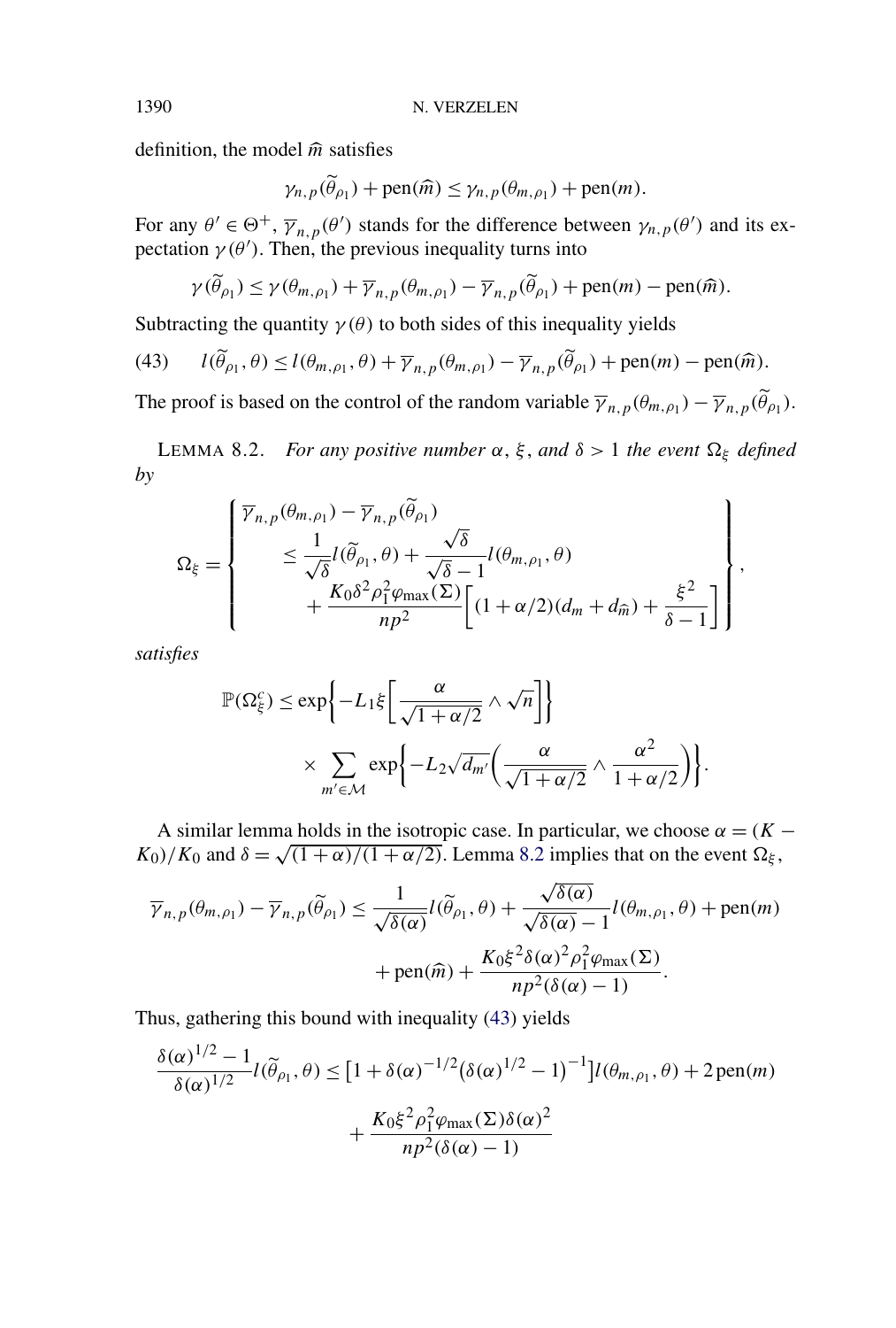definition, the model $\widehat{m}$ satisfies

$$\gamma_{n,p}(\widetilde{\theta}_{\rho_1}) + \operatorname{pen}(\widehat{m}) \leq \gamma_{n,p}(\theta_{m,\rho_1}) + \operatorname{pen}(m).$$

For any $\theta' \in \Theta^+$, $\overline{\gamma}_{n,p}(\theta')$ stands for the difference between $\gamma_{n,p}(\theta')$ and its expectation $\gamma(\theta')$. Then, the previous inequality turns into

$$\gamma(\widetilde{\theta}_{\rho_1}) \leq \gamma(\theta_{m,\rho_1}) + \overline{\gamma}_{n,p}(\theta_{m,\rho_1}) - \overline{\gamma}_{n,p}(\widetilde{\theta}_{\rho_1}) + \operatorname{pen}(m) - \operatorname{pen}(\widehat{m}).$$

Subtracting the quantity $\gamma(\theta)$ to both sides of this inequality yields

$$l(\widetilde{\theta}_{\rho_1}, \theta) \leq l(\theta_{m,\rho_1}, \theta) + \overline{\gamma}_{n,p}(\theta_{m,\rho_1}) - \overline{\gamma}_{n,p}(\widetilde{\theta}_{\rho_1}) + \operatorname{pen}(m) - \operatorname{pen}(\widehat{m}). \tag{43}$$

The proof is based on the control of the random variable $\overline{\gamma}_{n,p}(\theta_{m,\rho_1}) - \overline{\gamma}_{n,p}(\widetilde{\theta}_{\rho_1})$.

LEMMA 8.2. *For any positive number $\alpha$, $\xi$, and $\delta > 1$ the event $\Omega_\xi$ defined by*

$$\Omega_\xi = \left\{ \begin{aligned} &\overline{\gamma}_{n,p}(\theta_{m,\rho_1}) - \overline{\gamma}_{n,p}(\widetilde{\theta}_{\rho_1}) \\ &\quad \leq \frac{1}{\sqrt{\delta}} l(\widetilde{\theta}_{\rho_1}, \theta) + \frac{\sqrt{\delta}}{\sqrt{\delta} - 1} l(\theta_{m,\rho_1}, \theta) \\ &\qquad + \frac{K_0 \delta^2 \rho_1^2 \varphi_{\max}(\Sigma)}{np^2} \left[ (1 + \alpha/2)(d_m + d_{\widehat{m}}) + \frac{\xi^2}{\delta - 1} \right] \end{aligned} \right\},$$

*satisfies*

$$\begin{aligned} \mathbb{P}(\Omega_\xi^c) \leq &\exp\left\{ -L_1 \xi \left[ \frac{\alpha}{\sqrt{1 + \alpha/2}} \wedge \sqrt{n} \right] \right\} \\ &\times \sum_{m' \in \mathcal{M}} \exp\left\{ -L_2 \sqrt{d_{m'}} \left( \frac{\alpha}{\sqrt{1 + \alpha/2}} \wedge \frac{\alpha^2}{1 + \alpha/2} \right) \right\}. \end{aligned}$$

A similar lemma holds in the isotropic case. In particular, we choose $\alpha = (K - K_0)/K_0$ and $\delta = \sqrt{(1 + \alpha)/(1 + \alpha/2)}$. Lemma 8.2 implies that on the event $\Omega_\xi$,

$$\begin{aligned} \overline{\gamma}_{n,p}(\theta_{m,\rho_1}) - \overline{\gamma}_{n,p}(\widetilde{\theta}_{\rho_1}) \leq &\frac{1}{\sqrt{\delta(\alpha)}} l(\widetilde{\theta}_{\rho_1}, \theta) + \frac{\sqrt{\delta(\alpha)}}{\sqrt{\delta(\alpha)} - 1} l(\theta_{m,\rho_1}, \theta) + \operatorname{pen}(m) \\ &+ \operatorname{pen}(\widehat{m}) + \frac{K_0 \xi^2 \delta(\alpha)^2 \rho_1^2 \varphi_{\max}(\Sigma)}{np^2(\delta(\alpha) - 1)}. \end{aligned}$$

Thus, gathering this bound with inequality (43) yields

$$\begin{aligned} \frac{\delta(\alpha)^{1/2} - 1}{\delta(\alpha)^{1/2}} l(\widetilde{\theta}_{\rho_1}, \theta) \leq &\left[ 1 + \delta(\alpha)^{-1/2} \left( \delta(\alpha)^{1/2} - 1 \right)^{-1} \right] l(\theta_{m,\rho_1}, \theta) + 2 \operatorname{pen}(m) \\ &+ \frac{K_0 \xi^2 \rho_1^2 \varphi_{\max}(\Sigma) \delta(\alpha)^2}{np^2(\delta(\alpha) - 1)} \end{aligned}$$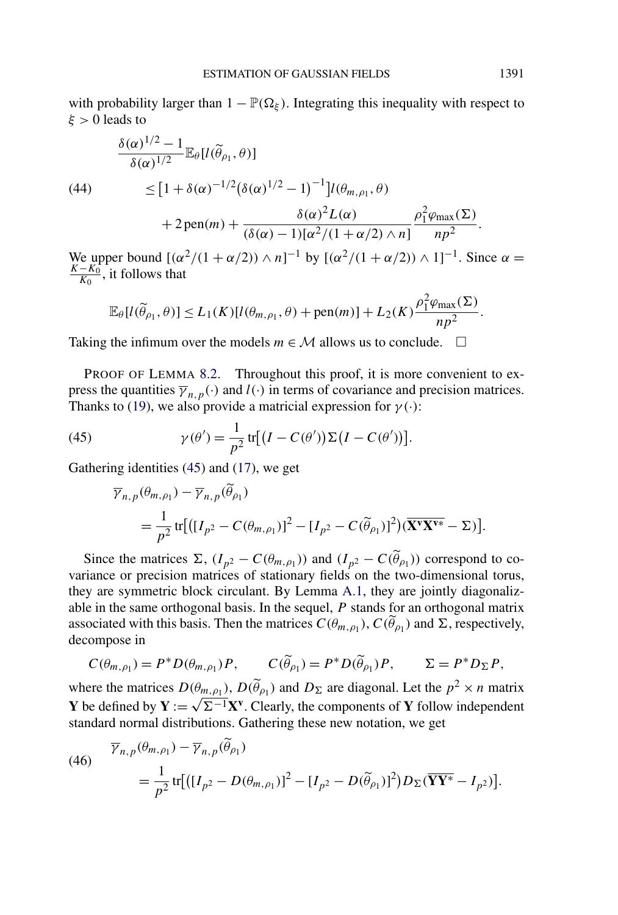with probability larger than $1 - \mathbb{P}(\Omega_\xi)$. Integrating this inequality with respect to $\xi > 0$ leads to

$$
\begin{aligned}
&\frac{\delta(\alpha)^{1/2} - 1}{\delta(\alpha)^{1/2}} \mathbb{E}_\theta[l(\widetilde{\theta}_{\rho_1}, \theta)] \\
&\qquad \le \big[1 + \delta(\alpha)^{-1/2}\big(\delta(\alpha)^{1/2} - 1\big)^{-1}\big] l(\theta_{m,\rho_1}, \theta) \\
&\qquad\qquad + 2\,\mathrm{pen}(m) + \frac{\delta(\alpha)^2 L(\alpha)}{(\delta(\alpha) - 1)[\alpha^2/(1+\alpha/2) \wedge n]} \frac{\rho_1^2 \varphi_{\max}(\Sigma)}{np^2}.
\end{aligned} \tag{44}
$$

We upper bound $[(\alpha^2/(1+\alpha/2)) \wedge n]^{-1}$ by $[(\alpha^2/(1+\alpha/2)) \wedge 1]^{-1}$. Since $\alpha = \frac{K - K_0}{K_0}$, it follows that

$$
\mathbb{E}_\theta[l(\widetilde{\theta}_{\rho_1}, \theta)] \le L_1(K)[l(\theta_{m,\rho_1}, \theta) + \mathrm{pen}(m)] + L_2(K) \frac{\rho_1^2 \varphi_{\max}(\Sigma)}{np^2}.
$$

Taking the infimum over the models $m \in \mathcal{M}$ allows us to conclude. $\square$

PROOF OF LEMMA 8.2. Throughout this proof, it is more convenient to express the quantities $\overline{\gamma}_{n,p}(\cdot)$ and $l(\cdot)$ in terms of covariance and precision matrices. Thanks to (19), we also provide a matricial expression for $\gamma(\cdot)$:

$$
\gamma(\theta') = \frac{1}{p^2} \operatorname{tr}\big[\big(I - C(\theta')\big)\Sigma\big(I - C(\theta')\big)\big]. \tag{45}
$$

Gathering identities (45) and (17), we get

$$
\begin{aligned}
&\overline{\gamma}_{n,p}(\theta_{m,\rho_1}) - \overline{\gamma}_{n,p}(\widetilde{\theta}_{\rho_1}) \\
&\qquad = \frac{1}{p^2} \operatorname{tr}\big[\big([I_{p^2} - C(\theta_{m,\rho_1})]^2 - [I_{p^2} - C(\widetilde{\theta}_{\rho_1})]^2\big)(\overline{\mathbf{X}^{\mathbf{v}}\mathbf{X}^{\mathbf{v}*}} - \Sigma)\big].
\end{aligned}
$$

Since the matrices $\Sigma$, $(I_{p^2} - C(\theta_{m,\rho_1}))$ and $(I_{p^2} - C(\widetilde{\theta}_{\rho_1}))$ correspond to covariance or precision matrices of stationary fields on the two-dimensional torus, they are symmetric block circulant. By Lemma A.1, they are jointly diagonalizable in the same orthogonal basis. In the sequel, $P$ stands for an orthogonal matrix associated with this basis. Then the matrices $C(\theta_{m,\rho_1})$, $C(\widetilde{\theta}_{\rho_1})$ and $\Sigma$, respectively, decompose in

$$
C(\theta_{m,\rho_1}) = P^* D(\theta_{m,\rho_1}) P, \qquad C(\widetilde{\theta}_{\rho_1}) = P^* D(\widetilde{\theta}_{\rho_1}) P, \qquad \Sigma = P^* D_\Sigma P,
$$

where the matrices $D(\theta_{m,\rho_1})$, $D(\widetilde{\theta}_{\rho_1})$ and $D_\Sigma$ are diagonal. Let the $p^2 \times n$ matrix $\mathbf{Y}$ be defined by $\mathbf{Y} := \sqrt{\Sigma^{-1}}\mathbf{X}^{\mathbf{v}}$. Clearly, the components of $\mathbf{Y}$ follow independent standard normal distributions. Gathering these new notation, we get

$$
\begin{aligned}
&\overline{\gamma}_{n,p}(\theta_{m,\rho_1}) - \overline{\gamma}_{n,p}(\widetilde{\theta}_{\rho_1}) \\
&\qquad = \frac{1}{p^2} \operatorname{tr}\big[\big([I_{p^2} - D(\theta_{m,\rho_1})]^2 - [I_{p^2} - D(\widetilde{\theta}_{\rho_1})]^2\big) D_\Sigma (\overline{\mathbf{Y}\mathbf{Y}^*} - I_{p^2})\big].
\end{aligned} \tag{46}
$$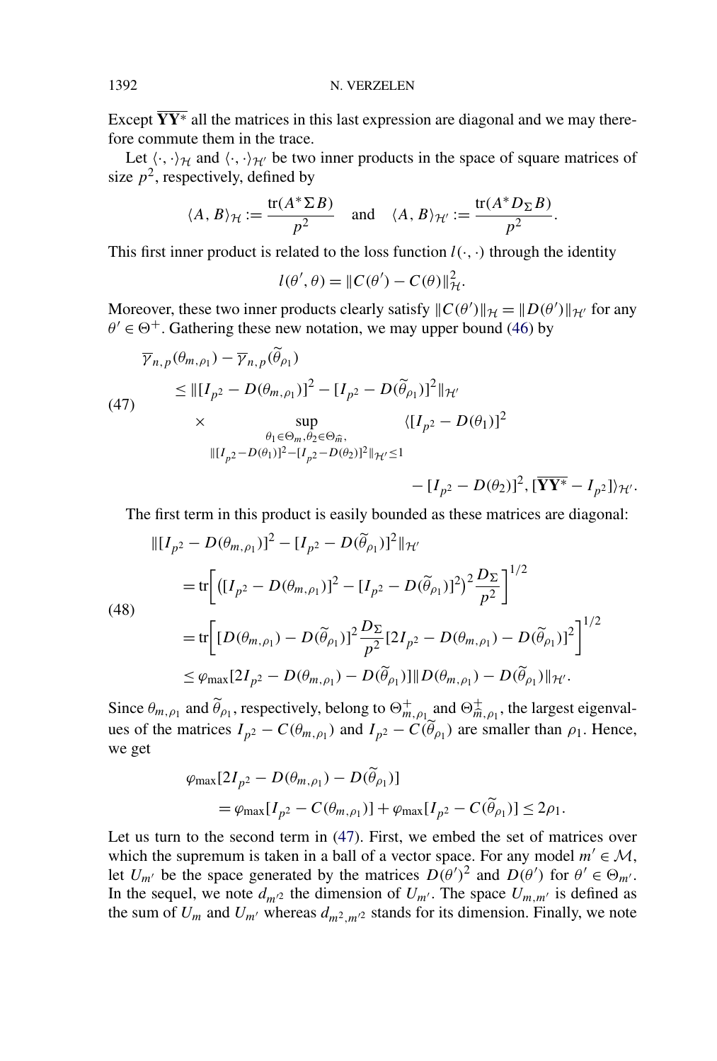Except $\overline{\mathbf{YY}^*}$ all the matrices in this last expression are diagonal and we may therefore commute them in the trace.

Let $\langle \cdot, \cdot \rangle_{\mathcal{H}}$ and $\langle \cdot, \cdot \rangle_{\mathcal{H}'}$ be two inner products in the space of square matrices of size $p^2$, respectively, defined by

$$\langle A, B \rangle_{\mathcal{H}} := \frac{\operatorname{tr}(A^* \Sigma B)}{p^2} \quad \text{and} \quad \langle A, B \rangle_{\mathcal{H}'} := \frac{\operatorname{tr}(A^* D_\Sigma B)}{p^2}.$$

This first inner product is related to the loss function $l(\cdot, \cdot)$ through the identity

$$l(\theta', \theta) = \|C(\theta') - C(\theta)\|_{\mathcal{H}}^2.$$

Moreover, these two inner products clearly satisfy $\|C(\theta')\|_{\mathcal{H}} = \|D(\theta')\|_{\mathcal{H}'}$ for any $\theta' \in \Theta^+$. Gathering these new notation, we may upper bound (46) by

$$\begin{aligned}
&\overline{\gamma}_{n,p}(\theta_{m,\rho_1}) - \overline{\gamma}_{n,p}(\widetilde{\theta}_{\rho_1}) \\
&\quad \leq \|[I_{p^2} - D(\theta_{m,\rho_1})]^2 - [I_{p^2} - D(\widetilde{\theta}_{\rho_1})]^2\|_{\mathcal{H}'} \\
&\qquad \times \sup_{\substack{\theta_1 \in \Theta_m, \theta_2 \in \Theta_{\widehat{m}}, \\ \|[I_{p^2} - D(\theta_1)]^2 - [I_{p^2} - D(\theta_2)]^2\|_{\mathcal{H}'} \leq 1}} \langle [I_{p^2} - D(\theta_1)]^2 \\
&\qquad\qquad - [I_{p^2} - D(\theta_2)]^2, [\overline{\mathbf{YY}^*} - I_{p^2}] \rangle_{\mathcal{H}'}.
\end{aligned} \tag{47}$$

The first term in this product is easily bounded as these matrices are diagonal:

$$\begin{aligned}
&\|[I_{p^2} - D(\theta_{m,\rho_1})]^2 - [I_{p^2} - D(\widetilde{\theta}_{\rho_1})]^2\|_{\mathcal{H}'} \\
&\quad = \operatorname{tr}\left[\left([I_{p^2} - D(\theta_{m,\rho_1})]^2 - [I_{p^2} - D(\widetilde{\theta}_{\rho_1})]^2\right)^2 \frac{D_\Sigma}{p^2}\right]^{1/2} \\
&\quad = \operatorname{tr}\left[[D(\theta_{m,\rho_1}) - D(\widetilde{\theta}_{\rho_1})]^2 \frac{D_\Sigma}{p^2} [2I_{p^2} - D(\theta_{m,\rho_1}) - D(\widetilde{\theta}_{\rho_1})]^2\right]^{1/2} \\
&\quad \leq \varphi_{\max}[2I_{p^2} - D(\theta_{m,\rho_1}) - D(\widetilde{\theta}_{\rho_1})] \|D(\theta_{m,\rho_1}) - D(\widetilde{\theta}_{\rho_1})\|_{\mathcal{H}'}.
\end{aligned} \tag{48}$$

Since $\theta_{m,\rho_1}$ and $\widetilde{\theta}_{\rho_1}$, respectively, belong to $\Theta^+_{m,\rho_1}$ and $\Theta^+_{\widetilde{m},\rho_1}$, the largest eigenvalues of the matrices $I_{p^2} - C(\theta_{m,\rho_1})$ and $I_{p^2} - C(\widetilde{\theta}_{\rho_1})$ are smaller than $\rho_1$. Hence, we get

$$\begin{aligned}
&\varphi_{\max}[2I_{p^2} - D(\theta_{m,\rho_1}) - D(\widetilde{\theta}_{\rho_1})] \\
&\qquad = \varphi_{\max}[I_{p^2} - C(\theta_{m,\rho_1})] + \varphi_{\max}[I_{p^2} - C(\widetilde{\theta}_{\rho_1})] \leq 2\rho_1.
\end{aligned}$$

Let us turn to the second term in (47). First, we embed the set of matrices over which the supremum is taken in a ball of a vector space. For any model $m' \in \mathcal{M}$, let $U_{m'}$ be the space generated by the matrices $D(\theta')^2$ and $D(\theta')$ for $\theta' \in \Theta_{m'}$. In the sequel, we note $d_{m'^2}$ the dimension of $U_{m'}$. The space $U_{m,m'}$ is defined as the sum of $U_m$ and $U_{m'}$ whereas $d_{m^2,m'^2}$ stands for its dimension. Finally, we note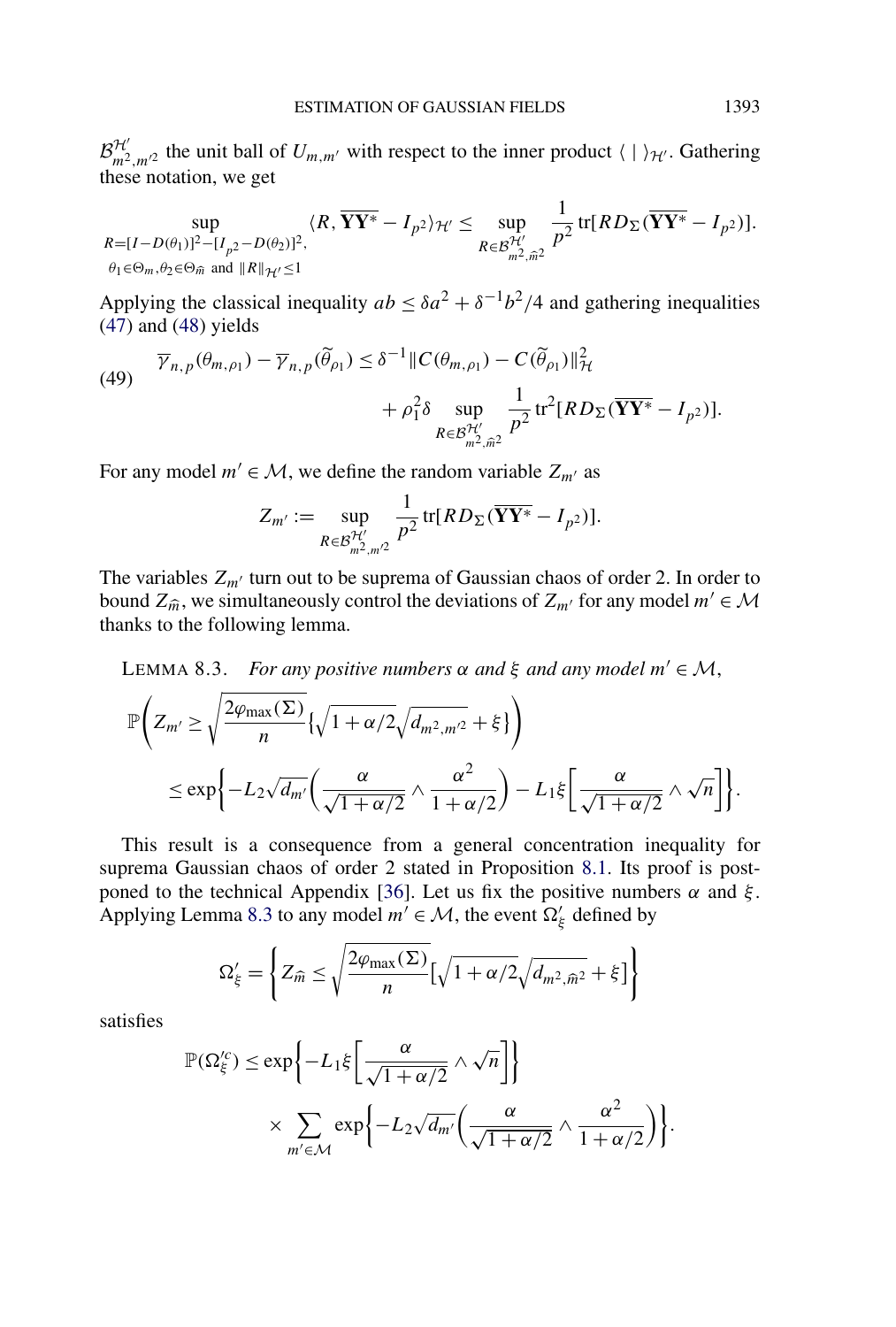$\mathcal{B}^{\mathcal{H}'}_{m^2,m'^2}$ the unit ball of $U_{m,m'}$ with respect to the inner product $\langle\,|\,\rangle_{\mathcal{H}'}$. Gathering these notation, we get

$$\sup_{\substack{R=[I-D(\theta_1)]^2-[I_{p^2}-D(\theta_2)]^2,\\ \theta_1\in\Theta_m,\theta_2\in\Theta_{\widehat{m}} \text{ and } \|R\|_{\mathcal{H}'}\leq 1}} \langle R, \overline{\mathbf{YY}^*}-I_{p^2}\rangle_{\mathcal{H}'} \leq \sup_{R\in\mathcal{B}^{\mathcal{H}'}_{m^2,\widehat{m}^2}} \frac{1}{p^2}\operatorname{tr}[RD_\Sigma(\overline{\mathbf{YY}^*}-I_{p^2})].$$

Applying the classical inequality $ab \leq \delta a^2 + \delta^{-1}b^2/4$ and gathering inequalities (47) and (48) yields

$$\begin{aligned}\overline{\gamma}_{n,p}(\theta_{m,\rho_1}) - \overline{\gamma}_{n,p}(\widetilde{\theta}_{\rho_1}) \leq{}& \delta^{-1}\|C(\theta_{m,\rho_1}) - C(\widetilde{\theta}_{\rho_1})\|^2_{\mathcal{H}} \\ &+ \rho_1^2\delta \sup_{R\in\mathcal{B}^{\mathcal{H}'}_{m^2,\widehat{m}^2}} \frac{1}{p^2}\operatorname{tr}^2[RD_\Sigma(\overline{\mathbf{YY}^*}-I_{p^2})].\end{aligned} \tag{49}$$

For any model $m'\in\mathcal{M}$, we define the random variable $Z_{m'}$ as

$$Z_{m'} := \sup_{R\in\mathcal{B}^{\mathcal{H}'}_{m^2,m'^2}} \frac{1}{p^2}\operatorname{tr}[RD_\Sigma(\overline{\mathbf{YY}^*}-I_{p^2})].$$

The variables $Z_{m'}$ turn out to be suprema of Gaussian chaos of order 2. In order to bound $Z_{\widehat{m}}$, we simultaneously control the deviations of $Z_{m'}$ for any model $m'\in\mathcal{M}$ thanks to the following lemma.

LEMMA 8.3. *For any positive numbers $\alpha$ and $\xi$ and any model $m'\in\mathcal{M}$,*

$$\begin{aligned}\mathbb{P}&\left(Z_{m'} \geq \sqrt{\frac{2\varphi_{\max}(\Sigma)}{n}}\left\{\sqrt{1+\alpha/2}\sqrt{d_{m^2,m'^2}}+\xi\right\}\right)\\ &\leq \exp\left\{-L_2\sqrt{d_{m'}}\left(\frac{\alpha}{\sqrt{1+\alpha/2}} \wedge \frac{\alpha^2}{1+\alpha/2}\right) - L_1\xi\left[\frac{\alpha}{\sqrt{1+\alpha/2}}\wedge\sqrt{n}\right]\right\}.\end{aligned}$$

This result is a consequence from a general concentration inequality for suprema Gaussian chaos of order 2 stated in Proposition 8.1. Its proof is postponed to the technical Appendix [36]. Let us fix the positive numbers $\alpha$ and $\xi$. Applying Lemma 8.3 to any model $m'\in\mathcal{M}$, the event $\Omega'_\xi$ defined by

$$\Omega'_\xi = \left\{Z_{\widehat{m}} \leq \sqrt{\frac{2\varphi_{\max}(\Sigma)}{n}}\left[\sqrt{1+\alpha/2}\sqrt{d_{m^2,\widehat{m}^2}}+\xi\right]\right\}$$

satisfies

$$\begin{aligned}\mathbb{P}(\Omega'^c_\xi) \leq{}& \exp\left\{-L_1\xi\left[\frac{\alpha}{\sqrt{1+\alpha/2}}\wedge\sqrt{n}\right]\right\}\\ &\times\sum_{m'\in\mathcal{M}}\exp\left\{-L_2\sqrt{d_{m'}}\left(\frac{\alpha}{\sqrt{1+\alpha/2}}\wedge\frac{\alpha^2}{1+\alpha/2}\right)\right\}.\end{aligned}$$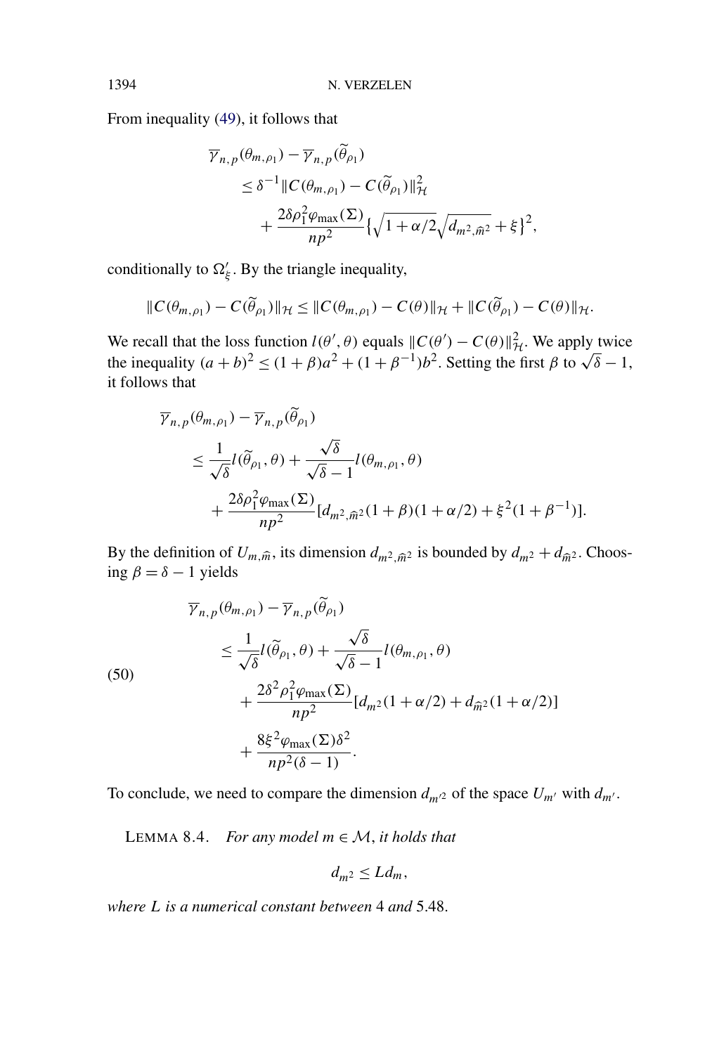From inequality (49), it follows that

$$\overline{\gamma}_{n,p}(\theta_{m,\rho_1}) - \overline{\gamma}_{n,p}(\widetilde{\theta}_{\rho_1}) \\ \leq \delta^{-1}\|C(\theta_{m,\rho_1}) - C(\widetilde{\theta}_{\rho_1})\|_{\mathcal{H}}^2 \\ + \frac{2\delta\rho_1^2\varphi_{\max}(\Sigma)}{np^2}\left\{\sqrt{1+\alpha/2}\sqrt{d_{m^2,\widehat{m}^2}} + \xi\right\}^2,$$

conditionally to $\Omega'_\xi$. By the triangle inequality,

$$\|C(\theta_{m,\rho_1}) - C(\widetilde{\theta}_{\rho_1})\|_{\mathcal{H}} \leq \|C(\theta_{m,\rho_1}) - C(\theta)\|_{\mathcal{H}} + \|C(\widetilde{\theta}_{\rho_1}) - C(\theta)\|_{\mathcal{H}}.$$

We recall that the loss function $l(\theta', \theta)$ equals $\|C(\theta') - C(\theta)\|_{\mathcal{H}}^2$. We apply twice the inequality $(a+b)^2 \leq (1+\beta)a^2 + (1+\beta^{-1})b^2$. Setting the first $\beta$ to $\sqrt{\delta} - 1$, it follows that

$$\overline{\gamma}_{n,p}(\theta_{m,\rho_1}) - \overline{\gamma}_{n,p}(\widetilde{\theta}_{\rho_1}) \\ \leq \frac{1}{\sqrt{\delta}}l(\widetilde{\theta}_{\rho_1}, \theta) + \frac{\sqrt{\delta}}{\sqrt{\delta}-1}l(\theta_{m,\rho_1}, \theta) \\ + \frac{2\delta\rho_1^2\varphi_{\max}(\Sigma)}{np^2}[d_{m^2,\widehat{m}^2}(1+\beta)(1+\alpha/2) + \xi^2(1+\beta^{-1})].$$

By the definition of $U_{m,\widehat{m}}$, its dimension $d_{m^2,\widehat{m}^2}$ is bounded by $d_{m^2} + d_{\widehat{m}^2}$. Choosing $\beta = \delta - 1$ yields

$$\overline{\gamma}_{n,p}(\theta_{m,\rho_1}) - \overline{\gamma}_{n,p}(\widetilde{\theta}_{\rho_1}) \\ \leq \frac{1}{\sqrt{\delta}}l(\widetilde{\theta}_{\rho_1}, \theta) + \frac{\sqrt{\delta}}{\sqrt{\delta}-1}l(\theta_{m,\rho_1}, \theta) \\ + \frac{2\delta^2\rho_1^2\varphi_{\max}(\Sigma)}{np^2}[d_{m^2}(1+\alpha/2) + d_{\widehat{m}^2}(1+\alpha/2)] \\ + \frac{8\xi^2\varphi_{\max}(\Sigma)\delta^2}{np^2(\delta-1)}. \tag{50}$$

To conclude, we need to compare the dimension $d_{m'^2}$ of the space $U_{m'}$ with $d_{m'}$.

LEMMA 8.4. *For any model $m \in \mathcal{M}$, it holds that*

$$d_{m^2} \leq L d_m,$$

*where $L$ is a numerical constant between* 4 *and* 5.48.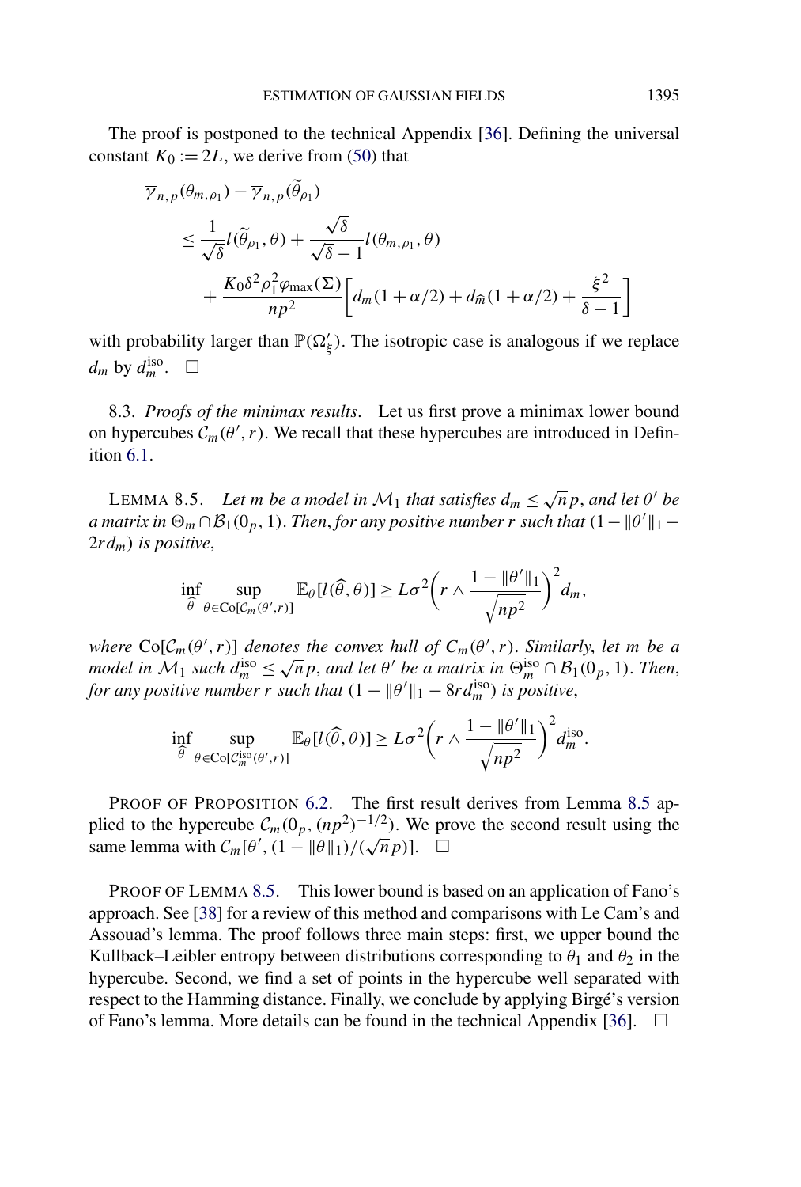The proof is postponed to the technical Appendix [36]. Defining the universal constant $K_0 := 2L$, we derive from (50) that

$$
\begin{aligned}
&\overline{\gamma}_{n,p}(\theta_{m,\rho_1}) - \overline{\gamma}_{n,p}(\widetilde{\theta}_{\rho_1}) \\
&\quad \leq \frac{1}{\sqrt{\delta}} l(\widetilde{\theta}_{\rho_1}, \theta) + \frac{\sqrt{\delta}}{\sqrt{\delta}-1} l(\theta_{m,\rho_1}, \theta) \\
&\qquad + \frac{K_0 \delta^2 \rho_1^2 \varphi_{\max}(\Sigma)}{np^2}\left[d_m(1+\alpha/2) + d_{\widehat{m}}(1+\alpha/2) + \frac{\xi^2}{\delta - 1}\right]
\end{aligned}
$$

with probability larger than $\mathbb{P}(\Omega'_\xi)$. The isotropic case is analogous if we replace $d_m$ by $d_m^{\text{iso}}$. $\square$

8.3. *Proofs of the minimax results*. Let us first prove a minimax lower bound on hypercubes $\mathcal{C}_m(\theta', r)$. We recall that these hypercubes are introduced in Definition 6.1.

LEMMA 8.5. *Let $m$ be a model in $\mathcal{M}_1$ that satisfies $d_m \leq \sqrt{n}p$, and let $\theta'$ be a matrix in $\Theta_m \cap \mathcal{B}_1(0_p, 1)$. Then, for any positive number $r$ such that $(1 - \|\theta'\|_1 - 2rd_m)$ is positive*,

$$
\inf_{\widehat{\theta}} \sup_{\theta \in \text{Co}[\mathcal{C}_m(\theta', r)]} \mathbb{E}_\theta[l(\widehat{\theta}, \theta)] \geq L\sigma^2\left(r \wedge \frac{1 - \|\theta'\|_1}{\sqrt{np^2}}\right)^2 d_m,
$$

*where $\text{Co}[\mathcal{C}_m(\theta', r)]$ denotes the convex hull of $\mathcal{C}_m(\theta', r)$. Similarly, let $m$ be a model in $\mathcal{M}_1$ such $d_m^{\text{iso}} \leq \sqrt{n}p$, and let $\theta'$ be a matrix in $\Theta_m^{\text{iso}} \cap \mathcal{B}_1(0_p, 1)$. Then, for any positive number $r$ such that $(1 - \|\theta'\|_1 - 8rd_m^{\text{iso}})$ is positive*,

$$
\inf_{\widehat{\theta}} \sup_{\theta \in \text{Co}[\mathcal{C}_m^{\text{iso}}(\theta', r)]} \mathbb{E}_\theta[l(\widehat{\theta}, \theta)] \geq L\sigma^2\left(r \wedge \frac{1 - \|\theta'\|_1}{\sqrt{np^2}}\right)^2 d_m^{\text{iso}}.
$$

PROOF OF PROPOSITION 6.2. The first result derives from Lemma 8.5 applied to the hypercube $\mathcal{C}_m(0_p, (np^2)^{-1/2})$. We prove the second result using the same lemma with $\mathcal{C}_m[\theta', (1 - \|\theta\|_1)/(\sqrt{n}p)]$. $\square$

PROOF OF LEMMA 8.5. This lower bound is based on an application of Fano's approach. See [38] for a review of this method and comparisons with Le Cam's and Assouad's lemma. The proof follows three main steps: first, we upper bound the Kullback–Leibler entropy between distributions corresponding to $\theta_1$ and $\theta_2$ in the hypercube. Second, we find a set of points in the hypercube well separated with respect to the Hamming distance. Finally, we conclude by applying Birgé's version of Fano's lemma. More details can be found in the technical Appendix [36]. $\square$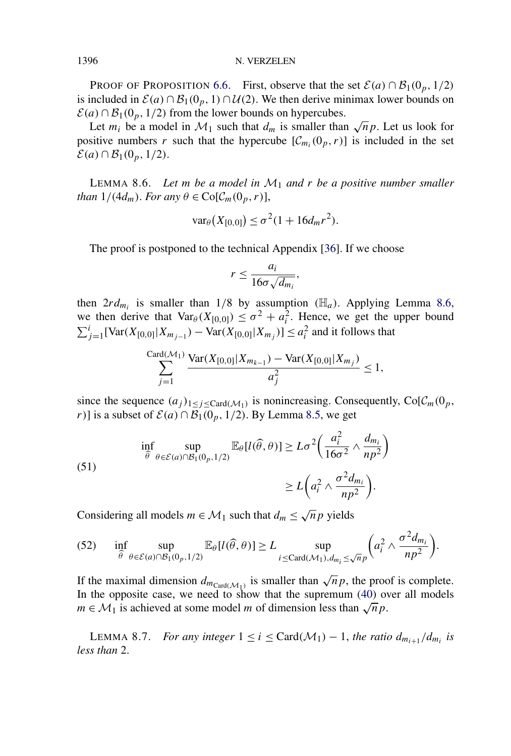PROOF OF PROPOSITION 6.6. First, observe that the set $\mathcal{E}(a) \cap \mathcal{B}_1(0_p, 1/2)$ is included in $\mathcal{E}(a) \cap \mathcal{B}_1(0_p, 1) \cap \mathcal{U}(2)$. We then derive minimax lower bounds on $\mathcal{E}(a) \cap \mathcal{B}_1(0_p, 1/2)$ from the lower bounds on hypercubes.

Let $m_i$ be a model in $\mathcal{M}_1$ such that $d_m$ is smaller than $\sqrt{n}p$. Let us look for positive numbers $r$ such that the hypercube $[\mathcal{C}_{m_i}(0_p, r)]$ is included in the set $\mathcal{E}(a) \cap \mathcal{B}_1(0_p, 1/2)$.

LEMMA 8.6. *Let $m$ be a model in $\mathcal{M}_1$ and $r$ be a positive number smaller than $1/(4d_m)$. For any $\theta \in \mathrm{Co}[\mathcal{C}_m(0_p, r)]$,*

$$\mathrm{var}_\theta(X_{[0,0]}) \leq \sigma^2(1 + 16 d_m r^2).$$

The proof is postponed to the technical Appendix [36]. If we choose

$$r \leq \frac{a_i}{16\sigma\sqrt{d_{m_i}}},$$

then $2rd_{m_i}$ is smaller than $1/8$ by assumption $(\mathbb{H}_a)$. Applying Lemma 8.6, we then derive that $\mathrm{Var}_\theta(X_{[0,0]}) \leq \sigma^2 + a_i^2$. Hence, we get the upper bound $\sum_{j=1}^{i} [\mathrm{Var}(X_{[0,0]}|X_{m_{j-1}}) - \mathrm{Var}(X_{[0,0]}|X_{m_j})] \leq a_i^2$ and it follows that

$$\sum_{j=1}^{\mathrm{Card}(\mathcal{M}_1)} \frac{\mathrm{Var}(X_{[0,0]}|X_{m_{k-1}}) - \mathrm{Var}(X_{[0,0]}|X_{m_j})}{a_j^2} \leq 1,$$

since the sequence $(a_j)_{1 \leq j \leq \mathrm{Card}(\mathcal{M}_1)}$ is nonincreasing. Consequently, $\mathrm{Co}[\mathcal{C}_m(0_p, r)]$ is a subset of $\mathcal{E}(a) \cap \mathcal{B}_1(0_p, 1/2)$. By Lemma 8.5, we get

$$\begin{aligned}
\inf_{\widehat{\theta}} \sup_{\theta \in \mathcal{E}(a) \cap \mathcal{B}_1(0_p, 1/2)} \mathbb{E}_\theta[l(\widehat{\theta}, \theta)] &\geq L\sigma^2\left(\frac{a_i^2}{16\sigma^2} \wedge \frac{d_{m_i}}{np^2}\right) \\
&\geq L\left(a_i^2 \wedge \frac{\sigma^2 d_{m_i}}{np^2}\right).
\end{aligned} \tag{51}$$

Considering all models $m \in \mathcal{M}_1$ such that $d_m \leq \sqrt{n}p$ yields

$$\inf_{\widehat{\theta}} \sup_{\theta \in \mathcal{E}(a) \cap \mathcal{B}_1(0_p, 1/2)} \mathbb{E}_\theta[l(\widehat{\theta}, \theta)] \geq L \sup_{i \leq \mathrm{Card}(\mathcal{M}_1), d_{m_i} \leq \sqrt{n}p} \left(a_i^2 \wedge \frac{\sigma^2 d_{m_i}}{np^2}\right). \tag{52}$$

If the maximal dimension $d_{m_{\mathrm{Card}(\mathcal{M}_1)}}$ is smaller than $\sqrt{n}p$, the proof is complete. In the opposite case, we need to show that the supremum (40) over all models $m \in \mathcal{M}_1$ is achieved at some model $m$ of dimension less than $\sqrt{n}p$.

LEMMA 8.7. *For any integer $1 \leq i \leq \mathrm{Card}(\mathcal{M}_1) - 1$, the ratio $d_{m_{i+1}}/d_{m_i}$ is less than 2.*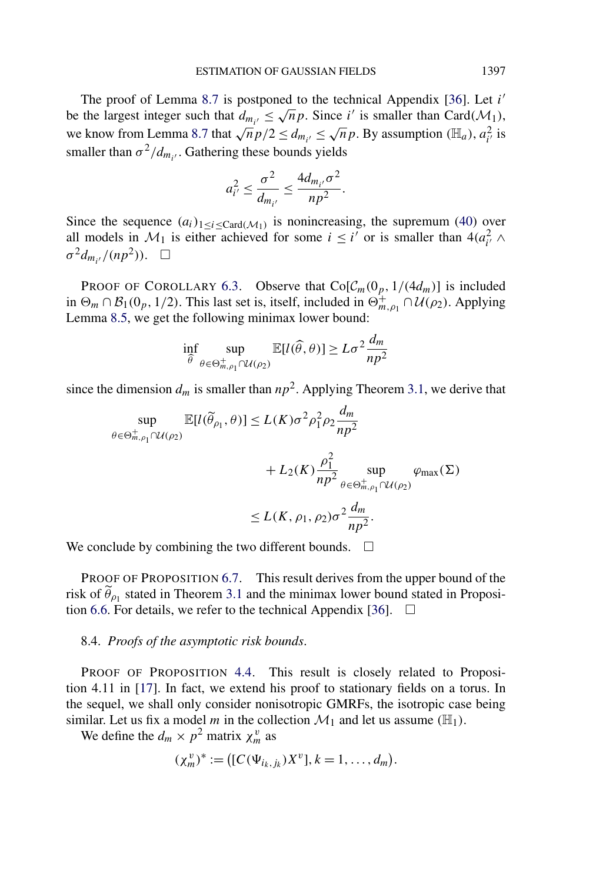The proof of Lemma 8.7 is postponed to the technical Appendix [36]. Let $i'$ be the largest integer such that $d_{m_{i'}} \leq \sqrt{n}p$. Since $i'$ is smaller than $\mathrm{Card}(\mathcal{M}_1)$, we know from Lemma 8.7 that $\sqrt{n}p/2 \leq d_{m_{i'}} \leq \sqrt{n}p$. By assumption $(\mathbb{H}_a)$, $a_{i'}^2$ is smaller than $\sigma^2/d_{m_{i'}}$. Gathering these bounds yields

$$a_{i'}^2 \leq \frac{\sigma^2}{d_{m_{i'}}} \leq \frac{4 d_{m_{i'}} \sigma^2}{np^2}.$$

Since the sequence $(a_i)_{1 \leq i \leq \mathrm{Card}(\mathcal{M}_1)}$ is nonincreasing, the supremum (40) over all models in $\mathcal{M}_1$ is either achieved for some $i \leq i'$ or is smaller than $4(a_{i'}^2 \wedge \sigma^2 d_{m_{i'}}/(np^2))$. $\square$

PROOF OF COROLLARY 6.3. Observe that $\mathrm{Co}[\mathcal{C}_m(0_p, 1/(4d_m)]$ is included in $\Theta_m \cap \mathcal{B}_1(0_p, 1/2)$. This last set is, itself, included in $\Theta_{m,\rho_1}^+ \cap \mathcal{U}(\rho_2)$. Applying Lemma 8.5, we get the following minimax lower bound:

$$\inf_{\widehat{\theta}} \sup_{\theta \in \Theta_{m,\rho_1}^+ \cap \mathcal{U}(\rho_2)} \mathbb{E}[l(\widehat{\theta}, \theta)] \geq L\sigma^2 \frac{d_m}{np^2}$$

since the dimension $d_m$ is smaller than $np^2$. Applying Theorem 3.1, we derive that

$$\begin{aligned}
\sup_{\theta \in \Theta_{m,\rho_1}^+ \cap \mathcal{U}(\rho_2)} \mathbb{E}[l(\widetilde{\theta}_{\rho_1}, \theta)] &\leq L(K)\sigma^2 \rho_1^2 \rho_2 \frac{d_m}{np^2} \\
&\quad + L_2(K) \frac{\rho_1^2}{np^2} \sup_{\theta \in \Theta_{m,\rho_1}^+ \cap \mathcal{U}(\rho_2)} \varphi_{\max}(\Sigma) \\
&\leq L(K, \rho_1, \rho_2)\sigma^2 \frac{d_m}{np^2}.
\end{aligned}$$

We conclude by combining the two different bounds. $\square$

PROOF OF PROPOSITION 6.7. This result derives from the upper bound of the risk of $\widetilde{\theta}_{\rho_1}$ stated in Theorem 3.1 and the minimax lower bound stated in Proposition 6.6. For details, we refer to the technical Appendix [36]. $\square$

### 8.4. *Proofs of the asymptotic risk bounds*.

PROOF OF PROPOSITION 4.4. This result is closely related to Proposition 4.11 in [17]. In fact, we extend his proof to stationary fields on a torus. In the sequel, we shall only consider nonisotropic GMRFs, the isotropic case being similar. Let us fix a model $m$ in the collection $\mathcal{M}_1$ and let us assume $(\mathbb{H}_1)$.

We define the $d_m \times p^2$ matrix $\chi_m^v$ as

$$(\chi_m^v)^* := \big([C(\Psi_{i_k, j_k})X^v], k = 1, \ldots, d_m\big).$$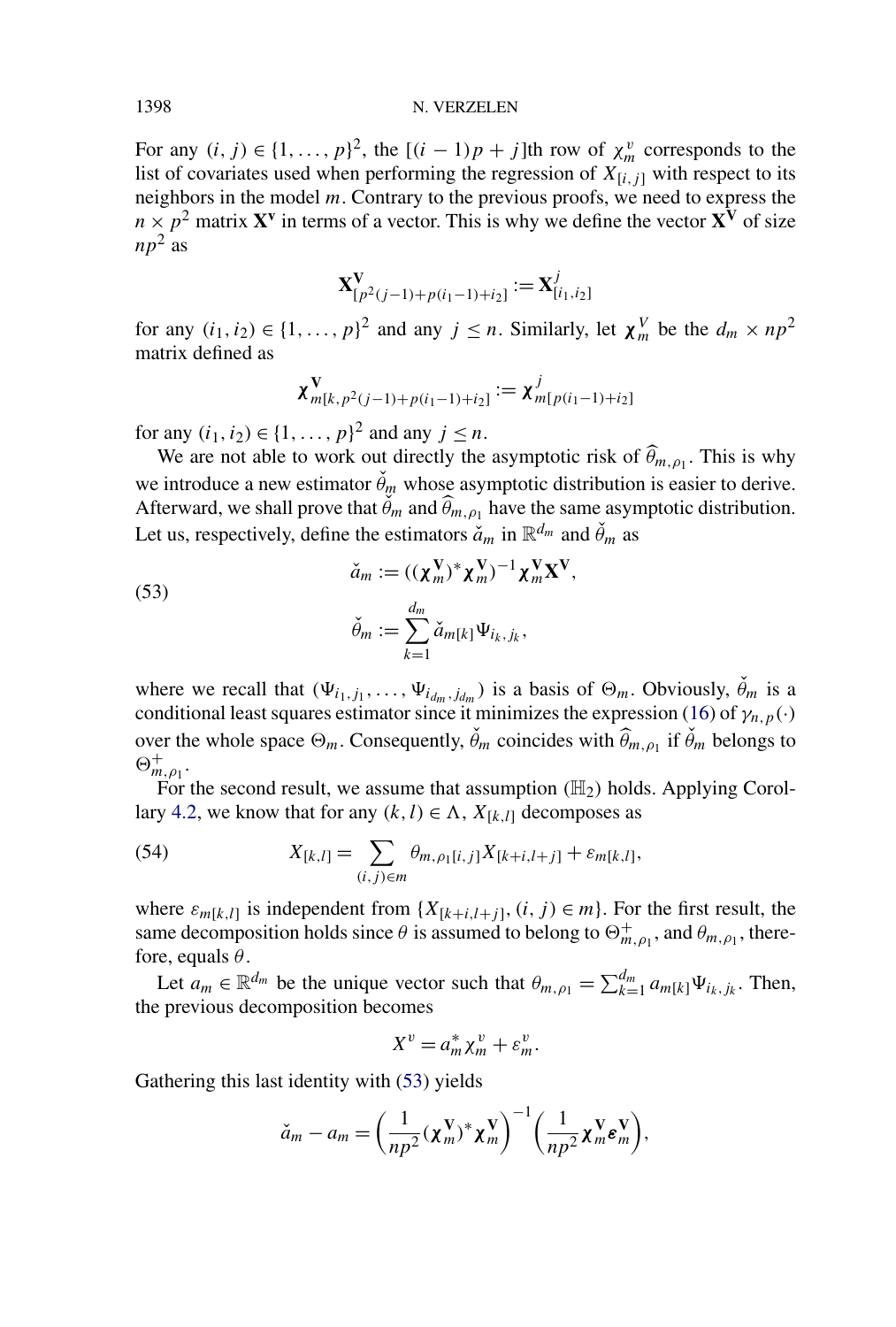For any $(i, j) \in \{1, \ldots, p\}^2$, the $[(i-1)p + j]$th row of $\chi_m^v$ corresponds to the list of covariates used when performing the regression of $X_{[i,j]}$ with respect to its neighbors in the model $m$. Contrary to the previous proofs, we need to express the $n \times p^2$ matrix $\mathbf{X^v}$ in terms of a vector. This is why we define the vector $\mathbf{X^V}$ of size $np^2$ as

$$\mathbf{X^V}_{[p^2(j-1)+p(i_1-1)+i_2]} := \mathbf{X}^j_{[i_1,i_2]}$$

for any $(i_1, i_2) \in \{1, \ldots, p\}^2$ and any $j \leq n$. Similarly, let $\boldsymbol{\chi}_m^V$ be the $d_m \times np^2$ matrix defined as

$$\boldsymbol{\chi}^{\mathbf{V}}_{m[k,p^2(j-1)+p(i_1-1)+i_2]} := \boldsymbol{\chi}^j_{m[p(i_1-1)+i_2]}$$

for any $(i_1, i_2) \in \{1, \ldots, p\}^2$ and any $j \leq n$.

We are not able to work out directly the asymptotic risk of $\widehat{\theta}_{m,\rho_1}$. This is why we introduce a new estimator $\check{\theta}_m$ whose asymptotic distribution is easier to derive. Afterward, we shall prove that $\check{\theta}_m$ and $\widehat{\theta}_{m,\rho_1}$ have the same asymptotic distribution. Let us, respectively, define the estimators $\check{a}_m$ in $\mathbb{R}^{d_m}$ and $\check{\theta}_m$ as

$$\begin{aligned} \check{a}_m &:= ((\boldsymbol{\chi}^{\mathbf{V}}_m)^* \boldsymbol{\chi}^{\mathbf{V}}_m)^{-1} \boldsymbol{\chi}^{\mathbf{V}}_m \mathbf{X^V}, \\ \check{\theta}_m &:= \sum_{k=1}^{d_m} \check{a}_{m[k]} \Psi_{i_k,j_k}, \end{aligned} \tag{53}$$

where we recall that $(\Psi_{i_1,j_1}, \ldots, \Psi_{i_{d_m},j_{d_m}})$ is a basis of $\Theta_m$. Obviously, $\check{\theta}_m$ is a conditional least squares estimator since it minimizes the expression (16) of $\gamma_{n,p}(\cdot)$ over the whole space $\Theta_m$. Consequently, $\check{\theta}_m$ coincides with $\widehat{\theta}_{m,\rho_1}$ if $\check{\theta}_m$ belongs to $\Theta^+_{m,\rho_1}$.

For the second result, we assume that assumption $(\mathbb{H}_2)$ holds. Applying Corollary 4.2, we know that for any $(k, l) \in \Lambda$, $X_{[k,l]}$ decomposes as

$$X_{[k,l]} = \sum_{(i,j)\in m} \theta_{m,\rho_1[i,j]} X_{[k+i,l+j]} + \varepsilon_{m[k,l]}, \tag{54}$$

where $\varepsilon_{m[k,l]}$ is independent from $\{X_{[k+i,l+j]}, (i, j) \in m\}$. For the first result, the same decomposition holds since $\theta$ is assumed to belong to $\Theta^+_{m,\rho_1}$, and $\theta_{m,\rho_1}$, therefore, equals $\theta$.

Let $a_m \in \mathbb{R}^{d_m}$ be the unique vector such that $\theta_{m,\rho_1} = \sum_{k=1}^{d_m} a_{m[k]} \Psi_{i_k,j_k}$. Then, the previous decomposition becomes

$$X^v = a_m^* \chi_m^v + \varepsilon_m^v.$$

Gathering this last identity with (53) yields

$$\check{a}_m - a_m = \left( \frac{1}{np^2} (\boldsymbol{\chi}^{\mathbf{V}}_m)^* \boldsymbol{\chi}^{\mathbf{V}}_m \right)^{-1} \left( \frac{1}{np^2} \boldsymbol{\chi}^{\mathbf{V}}_m \boldsymbol{\varepsilon}^{\mathbf{V}}_m \right),$$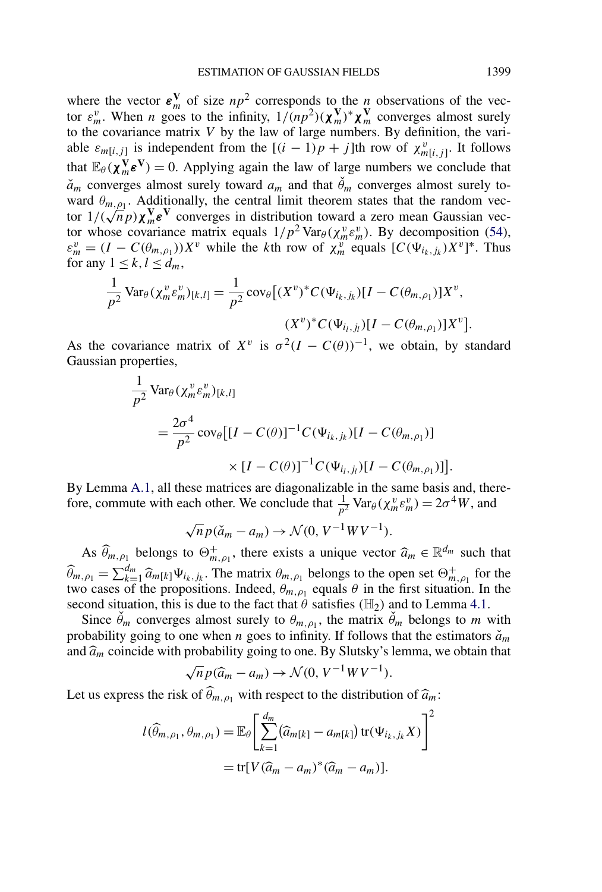where the vector $\boldsymbol{\varepsilon}_m^{\mathbf{V}}$ of size $np^2$ corresponds to the $n$ observations of the vector $\varepsilon_m^v$. When $n$ goes to the infinity, $1/(np^2)(\boldsymbol{\chi}_m^{\mathbf{V}})^*\boldsymbol{\chi}_m^{\mathbf{V}}$ converges almost surely to the covariance matrix $V$ by the law of large numbers. By definition, the variable $\varepsilon_{m[i,j]}$ is independent from the $[(i-1)p+j]$th row of $\chi_{m[i,j]}^v$. It follows that $\mathbb{E}_\theta(\boldsymbol{\chi}_m^{\mathbf{V}}\boldsymbol{\varepsilon}^{\mathbf{V}})=0$. Applying again the law of large numbers we conclude that $\check{a}_m$ converges almost surely toward $a_m$ and that $\check{\theta}_m$ converges almost surely toward $\theta_{m,\rho_1}$. Additionally, the central limit theorem states that the random vector $1/(\sqrt{n}p)\boldsymbol{\chi}_m^{\mathbf{V}}\boldsymbol{\varepsilon}^{\mathbf{V}}$ converges in distribution toward a zero mean Gaussian vector whose covariance matrix equals $1/p^2\operatorname{Var}_\theta(\chi_m^v\varepsilon_m^v)$. By decomposition (54), $\varepsilon_m^v=(I-C(\theta_{m,\rho_1}))X^v$ while the $k$th row of $\chi_m^v$ equals $[C(\Psi_{i_k,j_k})X^v]^*$. Thus for any $1\le k,l\le d_m$,

$$\frac{1}{p^2}\operatorname{Var}_\theta(\chi_m^v\varepsilon_m^v)_{[k,l]}=\frac{1}{p^2}\operatorname{cov}_\theta\big[(X^v)^*C(\Psi_{i_k,j_k})[I-C(\theta_{m,\rho_1})]X^v,\\ (X^v)^*C(\Psi_{i_l,j_l})[I-C(\theta_{m,\rho_1})]X^v\big].$$

As the covariance matrix of $X^v$ is $\sigma^2(I-C(\theta))^{-1}$, we obtain, by standard Gaussian properties,

$$\begin{aligned}
&\frac{1}{p^2}\operatorname{Var}_\theta(\chi_m^v\varepsilon_m^v)_{[k,l]}\\
&\quad=\frac{2\sigma^4}{p^2}\operatorname{cov}_\theta\big[[I-C(\theta)]^{-1}C(\Psi_{i_k,j_k})[I-C(\theta_{m,\rho_1})]\\
&\qquad\qquad\times[I-C(\theta)]^{-1}C(\Psi_{i_l,j_l})[I-C(\theta_{m,\rho_1})]\big].
\end{aligned}$$

By Lemma A.1, all these matrices are diagonalizable in the same basis and, therefore, commute with each other. We conclude that $\frac{1}{p^2}\operatorname{Var}_\theta(\chi_m^v\varepsilon_m^v)=2\sigma^4W$, and

$$\sqrt{n}p(\check{a}_m-a_m)\to\mathcal{N}(0,V^{-1}WV^{-1}).$$

As $\widehat{\theta}_{m,\rho_1}$ belongs to $\Theta_{m,\rho_1}^+$, there exists a unique vector $\widehat{a}_m\in\mathbb{R}^{d_m}$ such that $\widehat{\theta}_{m,\rho_1}=\sum_{k=1}^{d_m}\widehat{a}_{m[k]}\Psi_{i_k,j_k}$. The matrix $\theta_{m,\rho_1}$ belongs to the open set $\Theta_{m,\rho_1}^+$ for the two cases of the propositions. Indeed, $\theta_{m,\rho_1}$ equals $\theta$ in the first situation. In the second situation, this is due to the fact that $\theta$ satisfies $(\mathbb{H}_2)$ and to Lemma 4.1.

Since $\check{\theta}_m$ converges almost surely to $\theta_{m,\rho_1}$, the matrix $\check{\theta}_m$ belongs to $m$ with probability going to one when $n$ goes to infinity. If follows that the estimators $\check{a}_m$ and $\widehat{a}_m$ coincide with probability going to one. By Slutsky's lemma, we obtain that

$$\sqrt{n}p(\widehat{a}_m-a_m)\to\mathcal{N}(0,V^{-1}WV^{-1}).$$

Let us express the risk of $\widehat{\theta}_{m,\rho_1}$ with respect to the distribution of $\widehat{a}_m$:

$$\begin{aligned}
l(\widehat{\theta}_{m,\rho_1},\theta_{m,\rho_1})&=\mathbb{E}_\theta\left[\sum_{k=1}^{d_m}(\widehat{a}_{m[k]}-a_{m[k]})\operatorname{tr}(\Psi_{i_k,j_k}X)\right]^2\\
&=\operatorname{tr}[V(\widehat{a}_m-a_m)^*(\widehat{a}_m-a_m)].
\end{aligned}$$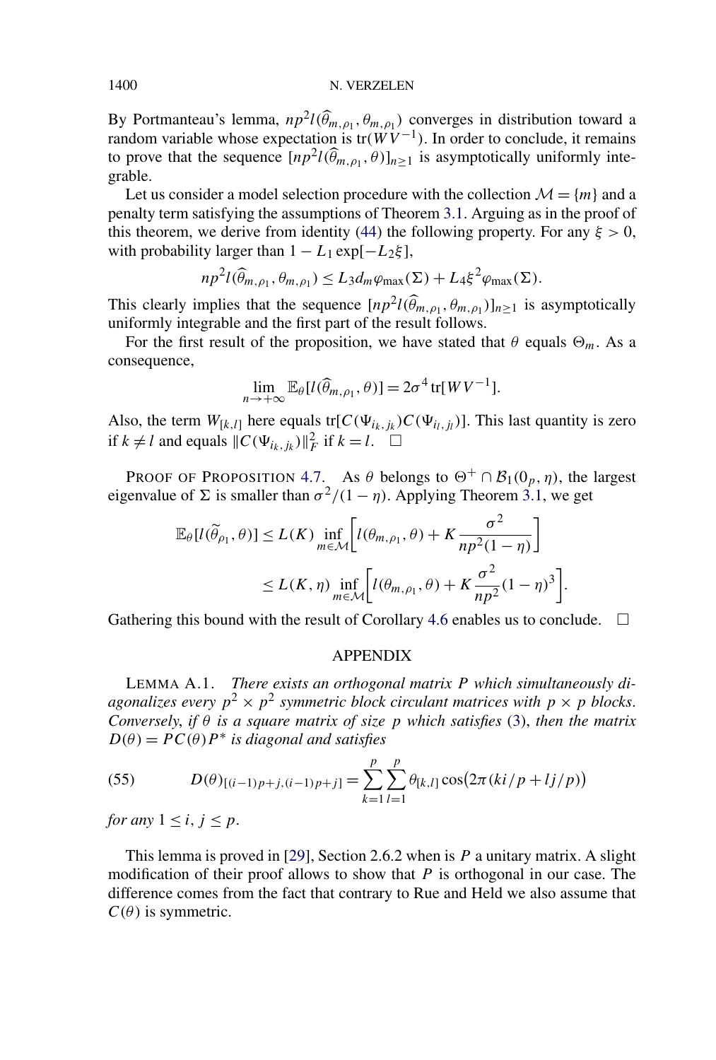By Portmanteau's lemma, $np^2 l(\widehat{\theta}_{m,\rho_1}, \theta_{m,\rho_1})$ converges in distribution toward a random variable whose expectation is $\mathrm{tr}(WV^{-1})$. In order to conclude, it remains to prove that the sequence $[np^2 l(\widehat{\theta}_{m,\rho_1}, \theta)]_{n\geq 1}$ is asymptotically uniformly integrable.

Let us consider a model selection procedure with the collection $\mathcal{M} = \{m\}$ and a penalty term satisfying the assumptions of Theorem 3.1. Arguing as in the proof of this theorem, we derive from identity (44) the following property. For any $\xi > 0$, with probability larger than $1 - L_1 \exp[-L_2 \xi]$,

$$np^2 l(\widehat{\theta}_{m,\rho_1}, \theta_{m,\rho_1}) \leq L_3 d_m \varphi_{\max}(\Sigma) + L_4 \xi^2 \varphi_{\max}(\Sigma).$$

This clearly implies that the sequence $[np^2 l(\widehat{\theta}_{m,\rho_1}, \theta_{m,\rho_1})]_{n\geq 1}$ is asymptotically uniformly integrable and the first part of the result follows.

For the first result of the proposition, we have stated that $\theta$ equals $\Theta_m$. As a consequence,

$$\lim_{n\to+\infty} \mathbb{E}_\theta[l(\widehat{\theta}_{m,\rho_1}, \theta)] = 2\sigma^4 \mathrm{tr}[WV^{-1}].$$

Also, the term $W_{[k,l]}$ here equals $\mathrm{tr}[C(\Psi_{i_k,j_k})C(\Psi_{i_l,j_l})]$. This last quantity is zero if $k \neq l$ and equals $\|C(\Psi_{i_k,j_k})\|_F^2$ if $k = l$. $\square$

PROOF OF PROPOSITION 4.7. As $\theta$ belongs to $\Theta^+ \cap \mathcal{B}_1(0_p, \eta)$, the largest eigenvalue of $\Sigma$ is smaller than $\sigma^2/(1-\eta)$. Applying Theorem 3.1, we get

$$\begin{aligned}\mathbb{E}_\theta[l(\widetilde{\theta}_{\rho_1}, \theta)] &\leq L(K) \inf_{m\in\mathcal{M}} \left[ l(\theta_{m,\rho_1}, \theta) + K \frac{\sigma^2}{np^2(1-\eta)} \right] \\ &\leq L(K, \eta) \inf_{m\in\mathcal{M}} \left[ l(\theta_{m,\rho_1}, \theta) + K \frac{\sigma^2}{np^2}(1-\eta)^3 \right].\end{aligned}$$

Gathering this bound with the result of Corollary 4.6 enables us to conclude. $\square$

## APPENDIX

LEMMA A.1. *There exists an orthogonal matrix $P$ which simultaneously diagonalizes every $p^2 \times p^2$ symmetric block circulant matrices with $p \times p$ blocks. Conversely, if $\theta$ is a square matrix of size $p$ which satisfies* (3), *then the matrix $D(\theta) = PC(\theta)P^*$ is diagonal and satisfies*

$$D(\theta)_{[(i-1)p+j,(i-1)p+j]} = \sum_{k=1}^{p} \sum_{l=1}^{p} \theta_{[k,l]} \cos\bigl(2\pi(ki/p + lj/p)\bigr) \tag{55}$$

*for any $1 \leq i, j \leq p$.*

This lemma is proved in [29], Section 2.6.2 when is $P$ a unitary matrix. A slight modification of their proof allows to show that $P$ is orthogonal in our case. The difference comes from the fact that contrary to Rue and Held we also assume that $C(\theta)$ is symmetric.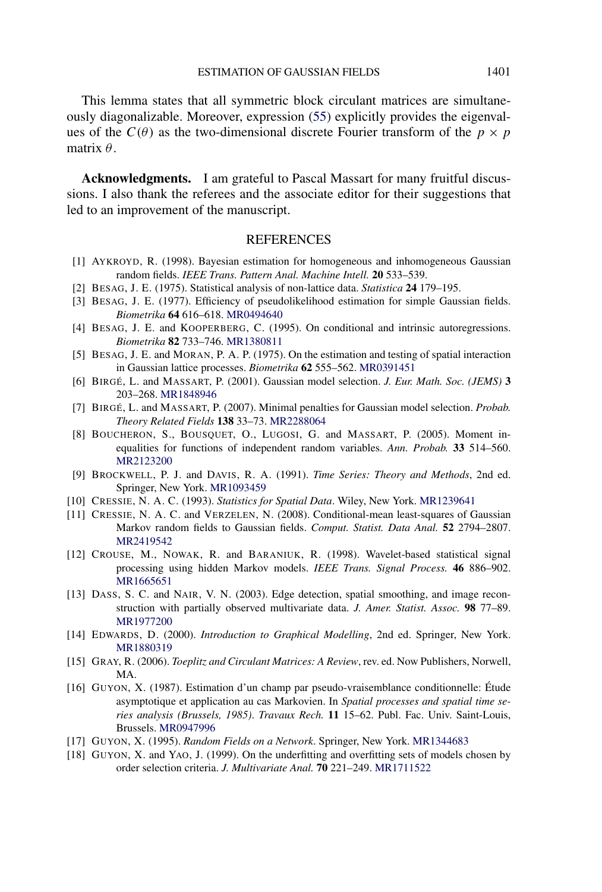This lemma states that all symmetric block circulant matrices are simultaneously diagonalizable. Moreover, expression (55) explicitly provides the eigenvalues of the $C(\theta)$ as the two-dimensional discrete Fourier transform of the $p \times p$ matrix $\theta$.

**Acknowledgments.** I am grateful to Pascal Massart for many fruitful discussions. I also thank the referees and the associate editor for their suggestions that led to an improvement of the manuscript.

## REFERENCES

[1] AYKROYD, R. (1998). Bayesian estimation for homogeneous and inhomogeneous Gaussian random fields. *IEEE Trans. Pattern Anal. Machine Intell.* **20** 533–539.

[2] BESAG, J. E. (1975). Statistical analysis of non-lattice data. *Statistica* **24** 179–195.

[3] BESAG, J. E. (1977). Efficiency of pseudolikelihood estimation for simple Gaussian fields. *Biometrika* **64** 616–618. MR0494640

[4] BESAG, J. E. and KOOPERBERG, C. (1995). On conditional and intrinsic autoregressions. *Biometrika* **82** 733–746. MR1380811

[5] BESAG, J. E. and MORAN, P. A. P. (1975). On the estimation and testing of spatial interaction in Gaussian lattice processes. *Biometrika* **62** 555–562. MR0391451

[6] BIRGÉ, L. and MASSART, P. (2001). Gaussian model selection. *J. Eur. Math. Soc. (JEMS)* **3** 203–268. MR1848946

[7] BIRGÉ, L. and MASSART, P. (2007). Minimal penalties for Gaussian model selection. *Probab. Theory Related Fields* **138** 33–73. MR2288064

[8] BOUCHERON, S., BOUSQUET, O., LUGOSI, G. and MASSART, P. (2005). Moment inequalities for functions of independent random variables. *Ann. Probab.* **33** 514–560. MR2123200

[9] BROCKWELL, P. J. and DAVIS, R. A. (1991). *Time Series: Theory and Methods*, 2nd ed. Springer, New York. MR1093459

[10] CRESSIE, N. A. C. (1993). *Statistics for Spatial Data*. Wiley, New York. MR1239641

[11] CRESSIE, N. A. C. and VERZELEN, N. (2008). Conditional-mean least-squares of Gaussian Markov random fields to Gaussian fields. *Comput. Statist. Data Anal.* **52** 2794–2807. MR2419542

[12] CROUSE, M., NOWAK, R. and BARANIUK, R. (1998). Wavelet-based statistical signal processing using hidden Markov models. *IEEE Trans. Signal Process.* **46** 886–902. MR1665651

[13] DASS, S. C. and NAIR, V. N. (2003). Edge detection, spatial smoothing, and image reconstruction with partially observed multivariate data. *J. Amer. Statist. Assoc.* **98** 77–89. MR1977200

[14] EDWARDS, D. (2000). *Introduction to Graphical Modelling*, 2nd ed. Springer, New York. MR1880319

[15] GRAY, R. (2006). *Toeplitz and Circulant Matrices: A Review*, rev. ed. Now Publishers, Norwell, MA.

[16] GUYON, X. (1987). Estimation d'un champ par pseudo-vraisemblance conditionnelle: Étude asymptotique et application au cas Markovien. In *Spatial processes and spatial time series analysis (Brussels, 1985)*. *Travaux Rech.* **11** 15–62. Publ. Fac. Univ. Saint-Louis, Brussels. MR0947996

[17] GUYON, X. (1995). *Random Fields on a Network*. Springer, New York. MR1344683

[18] GUYON, X. and YAO, J. (1999). On the underfitting and overfitting sets of models chosen by order selection criteria. *J. Multivariate Anal.* **70** 221–249. MR1711522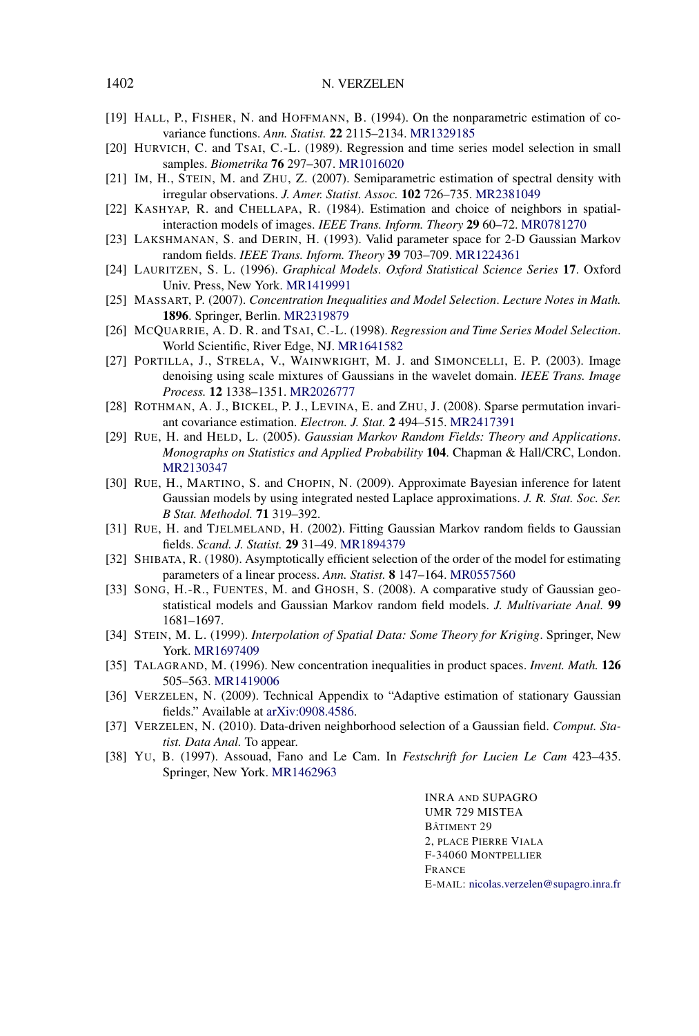[19] HALL, P., FISHER, N. and HOFFMANN, B. (1994). On the nonparametric estimation of covariance functions. *Ann. Statist.* **22** 2115–2134. MR1329185

[20] HURVICH, C. and TSAI, C.-L. (1989). Regression and time series model selection in small samples. *Biometrika* **76** 297–307. MR1016020

[21] IM, H., STEIN, M. and ZHU, Z. (2007). Semiparametric estimation of spectral density with irregular observations. *J. Amer. Statist. Assoc.* **102** 726–735. MR2381049

[22] KASHYAP, R. and CHELLAPA, R. (1984). Estimation and choice of neighbors in spatial-interaction models of images. *IEEE Trans. Inform. Theory* **29** 60–72. MR0781270

[23] LAKSHMANAN, S. and DERIN, H. (1993). Valid parameter space for 2-D Gaussian Markov random fields. *IEEE Trans. Inform. Theory* **39** 703–709. MR1224361

[24] LAURITZEN, S. L. (1996). *Graphical Models*. *Oxford Statistical Science Series* **17**. Oxford Univ. Press, New York. MR1419991

[25] MASSART, P. (2007). *Concentration Inequalities and Model Selection*. *Lecture Notes in Math.* **1896**. Springer, Berlin. MR2319879

[26] MCQUARRIE, A. D. R. and TSAI, C.-L. (1998). *Regression and Time Series Model Selection*. World Scientific, River Edge, NJ. MR1641582

[27] PORTILLA, J., STRELA, V., WAINWRIGHT, M. J. and SIMONCELLI, E. P. (2003). Image denoising using scale mixtures of Gaussians in the wavelet domain. *IEEE Trans. Image Process.* **12** 1338–1351. MR2026777

[28] ROTHMAN, A. J., BICKEL, P. J., LEVINA, E. and ZHU, J. (2008). Sparse permutation invariant covariance estimation. *Electron. J. Stat.* **2** 494–515. MR2417391

[29] RUE, H. and HELD, L. (2005). *Gaussian Markov Random Fields: Theory and Applications*. *Monographs on Statistics and Applied Probability* **104**. Chapman & Hall/CRC, London. MR2130347

[30] RUE, H., MARTINO, S. and CHOPIN, N. (2009). Approximate Bayesian inference for latent Gaussian models by using integrated nested Laplace approximations. *J. R. Stat. Soc. Ser. B Stat. Methodol.* **71** 319–392.

[31] RUE, H. and TJELMELAND, H. (2002). Fitting Gaussian Markov random fields to Gaussian fields. *Scand. J. Statist.* **29** 31–49. MR1894379

[32] SHIBATA, R. (1980). Asymptotically efficient selection of the order of the model for estimating parameters of a linear process. *Ann. Statist.* **8** 147–164. MR0557560

[33] SONG, H.-R., FUENTES, M. and GHOSH, S. (2008). A comparative study of Gaussian geostatistical models and Gaussian Markov random field models. *J. Multivariate Anal.* **99** 1681–1697.

[34] STEIN, M. L. (1999). *Interpolation of Spatial Data: Some Theory for Kriging*. Springer, New York. MR1697409

[35] TALAGRAND, M. (1996). New concentration inequalities in product spaces. *Invent. Math.* **126** 505–563. MR1419006

[36] VERZELEN, N. (2009). Technical Appendix to "Adaptive estimation of stationary Gaussian fields." Available at arXiv:0908.4586.

[37] VERZELEN, N. (2010). Data-driven neighborhood selection of a Gaussian field. *Comput. Statist. Data Anal.* To appear.

[38] YU, B. (1997). Assouad, Fano and Le Cam. In *Festschrift for Lucien Le Cam* 423–435. Springer, New York. MR1462963

INRA AND SUPAGRO
UMR 729 MISTEA
BÂTIMENT 29
2, PLACE PIERRE VIALA
F-34060 MONTPELLIER
FRANCE
E-MAIL: nicolas.verzelen@supagro.inra.fr